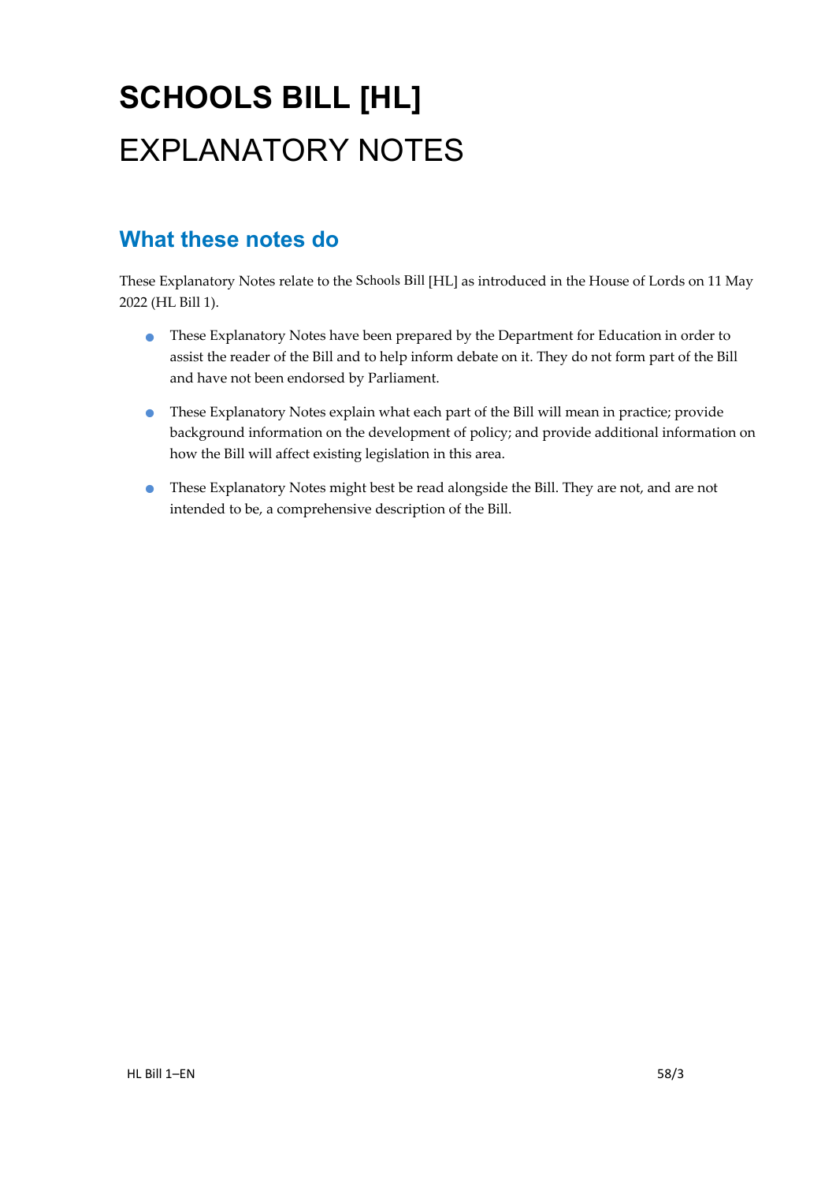# SCHOOLS BILL [HL]

# EXPLANATORY NOTES

## What these notes do

These Explanatory Notes relate to the Schools Bill [HL] as introduced in the House of Lords on 11 May 2022 (HL Bill 1).

- These Explanatory Notes have been prepared by the Department for Education in order to assist the reader of the Bill and to help inform debate on it. They do not form part of the Bill and have not been endorsed by Parliament.
- These Explanatory Notes explain what each part of the Bill will mean in practice; provide background information on the development of policy; and provide additional information on how the Bill will affect existing legislation in this area.
- These Explanatory Notes might best be read alongside the Bill. They are not, and are not intended to be, a comprehensive description of the Bill.

HL Bill 1–EN 58/3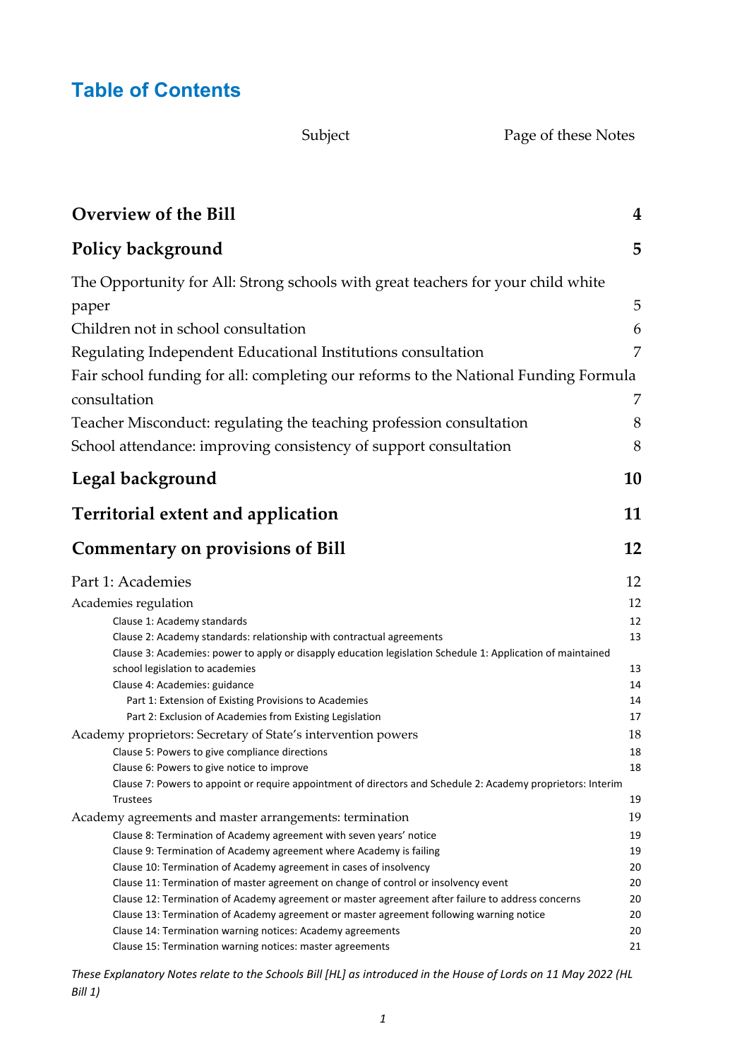# Table of Contents

| Subject | Page of these Notes |
|---|---|
| **Overview of the Bill** | **4** |
| **Policy background** | **5** |
| The Opportunity for All: Strong schools with great teachers for your child white paper | 5 |
| Children not in school consultation | 6 |
| Regulating Independent Educational Institutions consultation | 7 |
| Fair school funding for all: completing our reforms to the National Funding Formula consultation | 7 |
| Teacher Misconduct: regulating the teaching profession consultation | 8 |
| School attendance: improving consistency of support consultation | 8 |
| **Legal background** | **10** |
| **Territorial extent and application** | **11** |
| **Commentary on provisions of Bill** | **12** |
| Part 1: Academies | 12 |
| Academies regulation | 12 |
| Clause 1: Academy standards | 12 |
| Clause 2: Academy standards: relationship with contractual agreements | 13 |
| Clause 3: Academies: power to apply or disapply education legislation Schedule 1: Application of maintained school legislation to academies | 13 |
| Clause 4: Academies: guidance | 14 |
| Part 1: Extension of Existing Provisions to Academies | 14 |
| Part 2: Exclusion of Academies from Existing Legislation | 17 |
| Academy proprietors: Secretary of State's intervention powers | 18 |
| Clause 5: Powers to give compliance directions | 18 |
| Clause 6: Powers to give notice to improve | 18 |
| Clause 7: Powers to appoint or require appointment of directors and Schedule 2: Academy proprietors: Interim Trustees | 19 |
| Academy agreements and master arrangements: termination | 19 |
| Clause 8: Termination of Academy agreement with seven years' notice | 19 |
| Clause 9: Termination of Academy agreement where Academy is failing | 19 |
| Clause 10: Termination of Academy agreement in cases of insolvency | 20 |
| Clause 11: Termination of master agreement on change of control or insolvency event | 20 |
| Clause 12: Termination of Academy agreement or master agreement after failure to address concerns | 20 |
| Clause 13: Termination of Academy agreement or master agreement following warning notice | 20 |
| Clause 14: Termination warning notices: Academy agreements | 20 |
| Clause 15: Termination warning notices: master agreements | 21 |

*These Explanatory Notes relate to the Schools Bill [HL] as introduced in the House of Lords on 11 May 2022 (HL Bill 1)*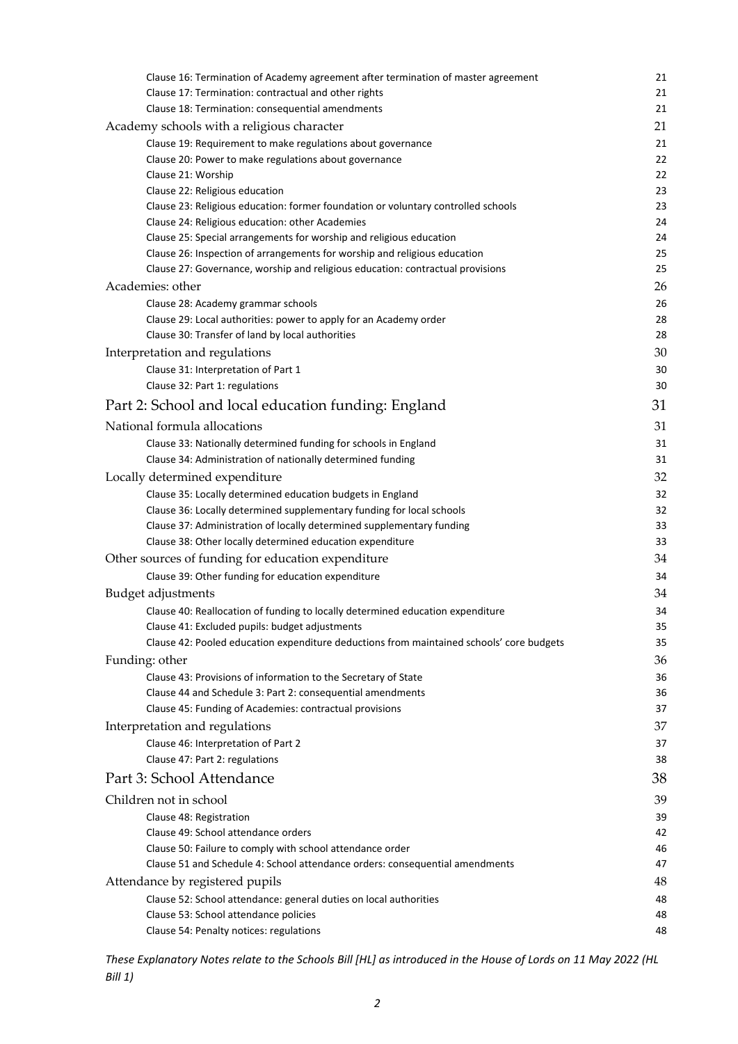Clause 16: Termination of Academy agreement after termination of master agreement 21
Clause 17: Termination: contractual and other rights 21
Clause 18: Termination: consequential amendments 21

Academy schools with a religious character 21

Clause 19: Requirement to make regulations about governance 21
Clause 20: Power to make regulations about governance 22
Clause 21: Worship 22
Clause 22: Religious education 23
Clause 23: Religious education: former foundation or voluntary controlled schools 23
Clause 24: Religious education: other Academies 24
Clause 25: Special arrangements for worship and religious education 24
Clause 26: Inspection of arrangements for worship and religious education 25
Clause 27: Governance, worship and religious education: contractual provisions 25

Academies: other 26

Clause 28: Academy grammar schools 26
Clause 29: Local authorities: power to apply for an Academy order 28
Clause 30: Transfer of land by local authorities 28

Interpretation and regulations 30

Clause 31: Interpretation of Part 1 30
Clause 32: Part 1: regulations 30

Part 2: School and local education funding: England 31

National formula allocations 31

Clause 33: Nationally determined funding for schools in England 31
Clause 34: Administration of nationally determined funding 31

Locally determined expenditure 32

Clause 35: Locally determined education budgets in England 32
Clause 36: Locally determined supplementary funding for local schools 32
Clause 37: Administration of locally determined supplementary funding 33
Clause 38: Other locally determined education expenditure 33

Other sources of funding for education expenditure 34

Clause 39: Other funding for education expenditure 34

Budget adjustments 34

Clause 40: Reallocation of funding to locally determined education expenditure 34
Clause 41: Excluded pupils: budget adjustments 35
Clause 42: Pooled education expenditure deductions from maintained schools' core budgets 35

Funding: other 36

Clause 43: Provisions of information to the Secretary of State 36
Clause 44 and Schedule 3: Part 2: consequential amendments 36
Clause 45: Funding of Academies: contractual provisions 37

Interpretation and regulations 37

Clause 46: Interpretation of Part 2 37
Clause 47: Part 2: regulations 38

Part 3: School Attendance 38

Children not in school 39

Clause 48: Registration 39
Clause 49: School attendance orders 42
Clause 50: Failure to comply with school attendance order 46
Clause 51 and Schedule 4: School attendance orders: consequential amendments 47

Attendance by registered pupils 48

Clause 52: School attendance: general duties on local authorities 48
Clause 53: School attendance policies 48
Clause 54: Penalty notices: regulations 48

*These Explanatory Notes relate to the Schools Bill [HL] as introduced in the House of Lords on 11 May 2022 (HL Bill 1)*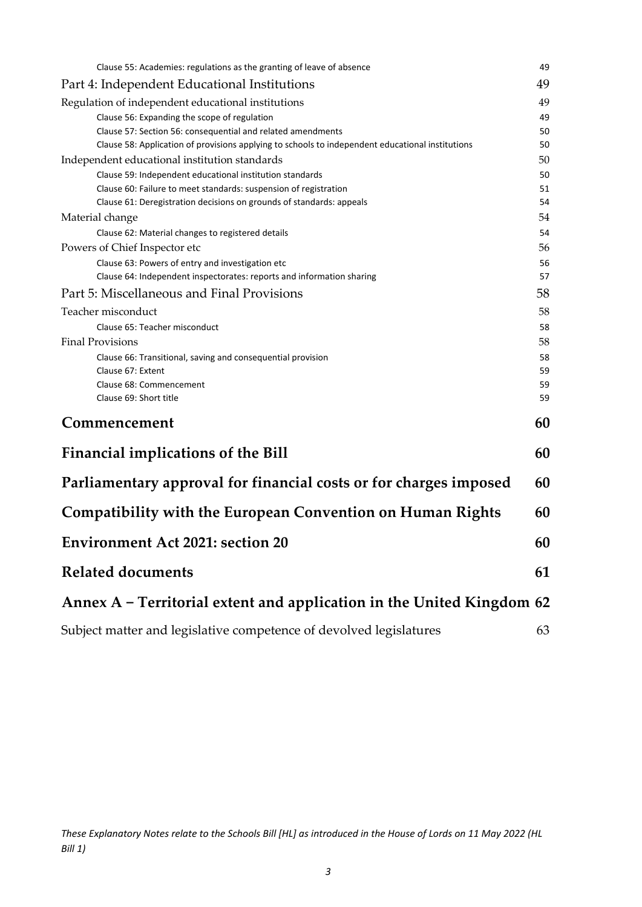Clause 55: Academies: regulations as the granting of leave of absence 49

Part 4: Independent Educational Institutions 49

Regulation of independent educational institutions 49

Clause 56: Expanding the scope of regulation 49

Clause 57: Section 56: consequential and related amendments 50

Clause 58: Application of provisions applying to schools to independent educational institutions 50

Independent educational institution standards 50

Clause 59: Independent educational institution standards 50

Clause 60: Failure to meet standards: suspension of registration 51

Clause 61: Deregistration decisions on grounds of standards: appeals 54

Material change 54

Clause 62: Material changes to registered details 54

Powers of Chief Inspector etc 56

Clause 63: Powers of entry and investigation etc 56

Clause 64: Independent inspectorates: reports and information sharing 57

Part 5: Miscellaneous and Final Provisions 58

Teacher misconduct 58

Clause 65: Teacher misconduct 58

Final Provisions 58

Clause 66: Transitional, saving and consequential provision 58

Clause 67: Extent 59

Clause 68: Commencement 59

Clause 69: Short title 59

**Commencement 60**

**Financial implications of the Bill 60**

**Parliamentary approval for financial costs or for charges imposed 60**

**Compatibility with the European Convention on Human Rights 60**

**Environment Act 2021: section 20 60**

**Related documents 61**

**Annex A – Territorial extent and application in the United Kingdom 62**

Subject matter and legislative competence of devolved legislatures 63

*These Explanatory Notes relate to the Schools Bill [HL] as introduced in the House of Lords on 11 May 2022 (HL Bill 1)*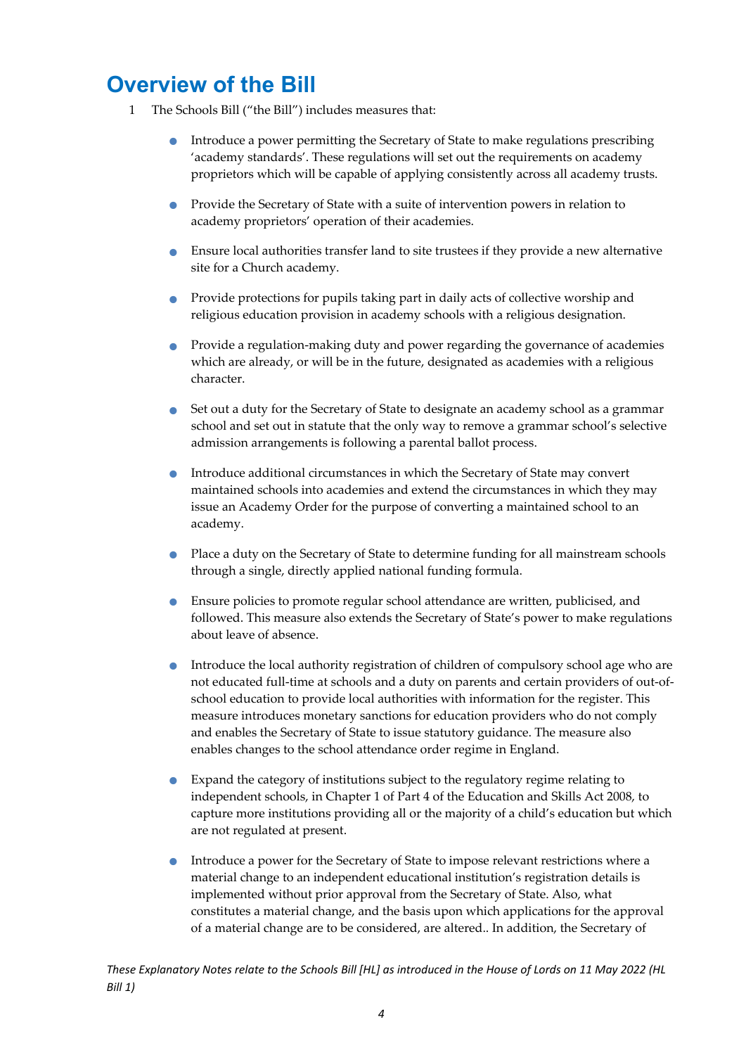# Overview of the Bill

1 The Schools Bill ("the Bill") includes measures that:

- Introduce a power permitting the Secretary of State to make regulations prescribing 'academy standards'. These regulations will set out the requirements on academy proprietors which will be capable of applying consistently across all academy trusts.

- Provide the Secretary of State with a suite of intervention powers in relation to academy proprietors' operation of their academies.

- Ensure local authorities transfer land to site trustees if they provide a new alternative site for a Church academy.

- Provide protections for pupils taking part in daily acts of collective worship and religious education provision in academy schools with a religious designation.

- Provide a regulation-making duty and power regarding the governance of academies which are already, or will be in the future, designated as academies with a religious character.

- Set out a duty for the Secretary of State to designate an academy school as a grammar school and set out in statute that the only way to remove a grammar school's selective admission arrangements is following a parental ballot process.

- Introduce additional circumstances in which the Secretary of State may convert maintained schools into academies and extend the circumstances in which they may issue an Academy Order for the purpose of converting a maintained school to an academy.

- Place a duty on the Secretary of State to determine funding for all mainstream schools through a single, directly applied national funding formula.

- Ensure policies to promote regular school attendance are written, publicised, and followed. This measure also extends the Secretary of State's power to make regulations about leave of absence.

- Introduce the local authority registration of children of compulsory school age who are not educated full-time at schools and a duty on parents and certain providers of out-of-school education to provide local authorities with information for the register. This measure introduces monetary sanctions for education providers who do not comply and enables the Secretary of State to issue statutory guidance. The measure also enables changes to the school attendance order regime in England.

- Expand the category of institutions subject to the regulatory regime relating to independent schools, in Chapter 1 of Part 4 of the Education and Skills Act 2008, to capture more institutions providing all or the majority of a child's education but which are not regulated at present.

- Introduce a power for the Secretary of State to impose relevant restrictions where a material change to an independent educational institution's registration details is implemented without prior approval from the Secretary of State. Also, what constitutes a material change, and the basis upon which applications for the approval of a material change are to be considered, are altered.. In addition, the Secretary of

*These Explanatory Notes relate to the Schools Bill [HL] as introduced in the House of Lords on 11 May 2022 (HL Bill 1)*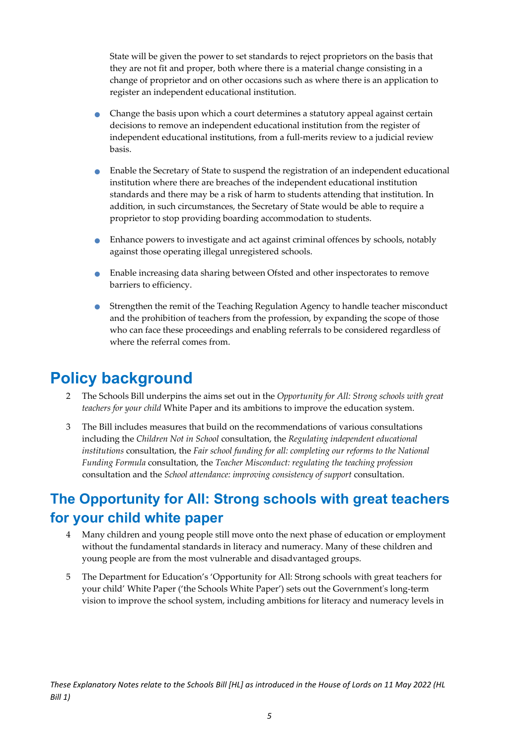State will be given the power to set standards to reject proprietors on the basis that they are not fit and proper, both where there is a material change consisting in a change of proprietor and on other occasions such as where there is an application to register an independent educational institution.

- Change the basis upon which a court determines a statutory appeal against certain decisions to remove an independent educational institution from the register of independent educational institutions, from a full-merits review to a judicial review basis.
- Enable the Secretary of State to suspend the registration of an independent educational institution where there are breaches of the independent educational institution standards and there may be a risk of harm to students attending that institution. In addition, in such circumstances, the Secretary of State would be able to require a proprietor to stop providing boarding accommodation to students.
- Enhance powers to investigate and act against criminal offences by schools, notably against those operating illegal unregistered schools.
- Enable increasing data sharing between Ofsted and other inspectorates to remove barriers to efficiency.
- Strengthen the remit of the Teaching Regulation Agency to handle teacher misconduct and the prohibition of teachers from the profession, by expanding the scope of those who can face these proceedings and enabling referrals to be considered regardless of where the referral comes from.

# Policy background

2 The Schools Bill underpins the aims set out in the *Opportunity for All: Strong schools with great teachers for your child* White Paper and its ambitions to improve the education system.

3 The Bill includes measures that build on the recommendations of various consultations including the *Children Not in School* consultation, the *Regulating independent educational institutions* consultation, the *Fair school funding for all: completing our reforms to the National Funding Formula* consultation, the *Teacher Misconduct: regulating the teaching profession* consultation and the *School attendance: improving consistency of support* consultation.

## The Opportunity for All: Strong schools with great teachers for your child white paper

4 Many children and young people still move onto the next phase of education or employment without the fundamental standards in literacy and numeracy. Many of these children and young people are from the most vulnerable and disadvantaged groups.

5 The Department for Education's 'Opportunity for All: Strong schools with great teachers for your child' White Paper ('the Schools White Paper') sets out the Government's long-term vision to improve the school system, including ambitions for literacy and numeracy levels in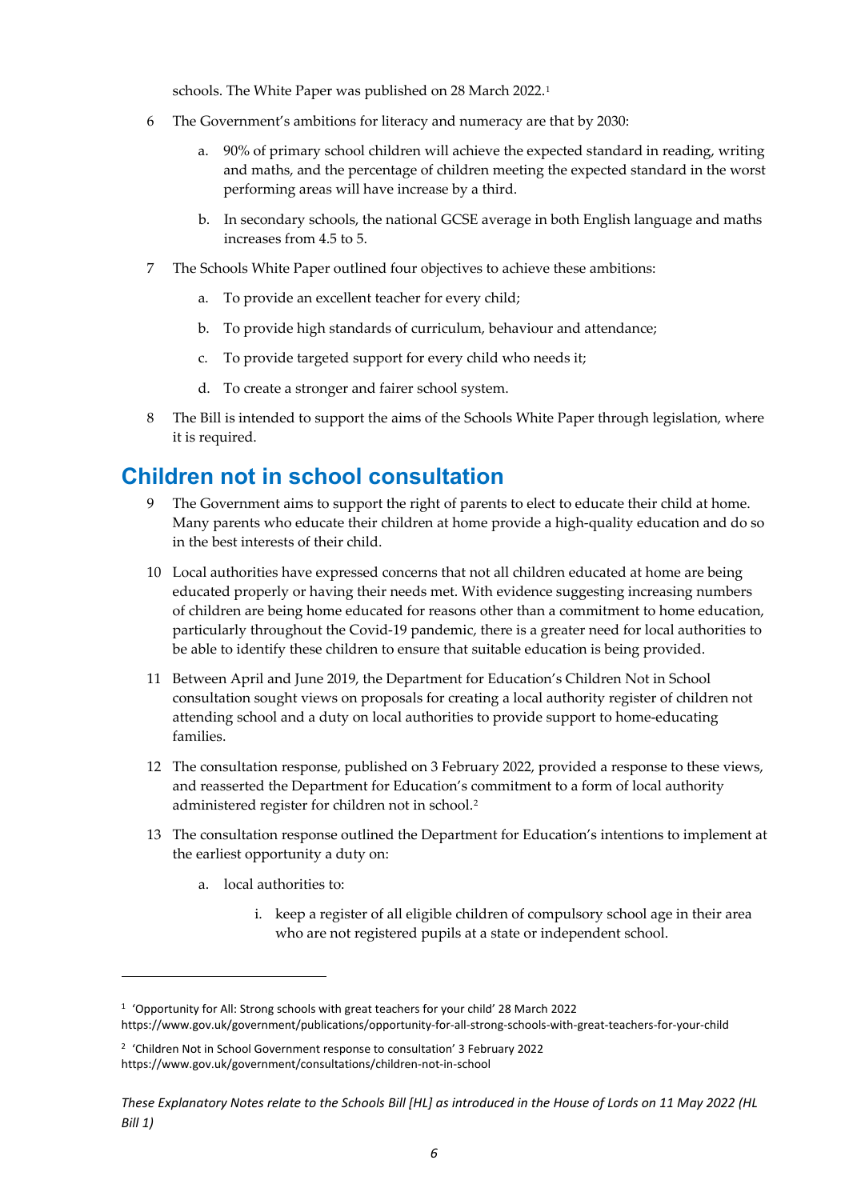schools. The White Paper was published on 28 March 2022.[1]

6 The Government's ambitions for literacy and numeracy are that by 2030:

   a. 90% of primary school children will achieve the expected standard in reading, writing and maths, and the percentage of children meeting the expected standard in the worst performing areas will have increase by a third.

   b. In secondary schools, the national GCSE average in both English language and maths increases from 4.5 to 5.

7 The Schools White Paper outlined four objectives to achieve these ambitions:

   a. To provide an excellent teacher for every child;

   b. To provide high standards of curriculum, behaviour and attendance;

   c. To provide targeted support for every child who needs it;

   d. To create a stronger and fairer school system.

8 The Bill is intended to support the aims of the Schools White Paper through legislation, where it is required.

## Children not in school consultation

9 The Government aims to support the right of parents to elect to educate their child at home. Many parents who educate their children at home provide a high-quality education and do so in the best interests of their child.

10 Local authorities have expressed concerns that not all children educated at home are being educated properly or having their needs met. With evidence suggesting increasing numbers of children are being home educated for reasons other than a commitment to home education, particularly throughout the Covid-19 pandemic, there is a greater need for local authorities to be able to identify these children to ensure that suitable education is being provided.

11 Between April and June 2019, the Department for Education's Children Not in School consultation sought views on proposals for creating a local authority register of children not attending school and a duty on local authorities to provide support to home-educating families.

12 The consultation response, published on 3 February 2022, provided a response to these views, and reasserted the Department for Education's commitment to a form of local authority administered register for children not in school.[2]

13 The consultation response outlined the Department for Education's intentions to implement at the earliest opportunity a duty on:

   a. local authorities to:

      i. keep a register of all eligible children of compulsory school age in their area who are not registered pupils at a state or independent school.

---

[1] 'Opportunity for All: Strong schools with great teachers for your child' 28 March 2022 https://www.gov.uk/government/publications/opportunity-for-all-strong-schools-with-great-teachers-for-your-child

[2] 'Children Not in School Government response to consultation' 3 February 2022 https://www.gov.uk/government/consultations/children-not-in-school

*These Explanatory Notes relate to the Schools Bill [HL] as introduced in the House of Lords on 11 May 2022 (HL Bill 1)*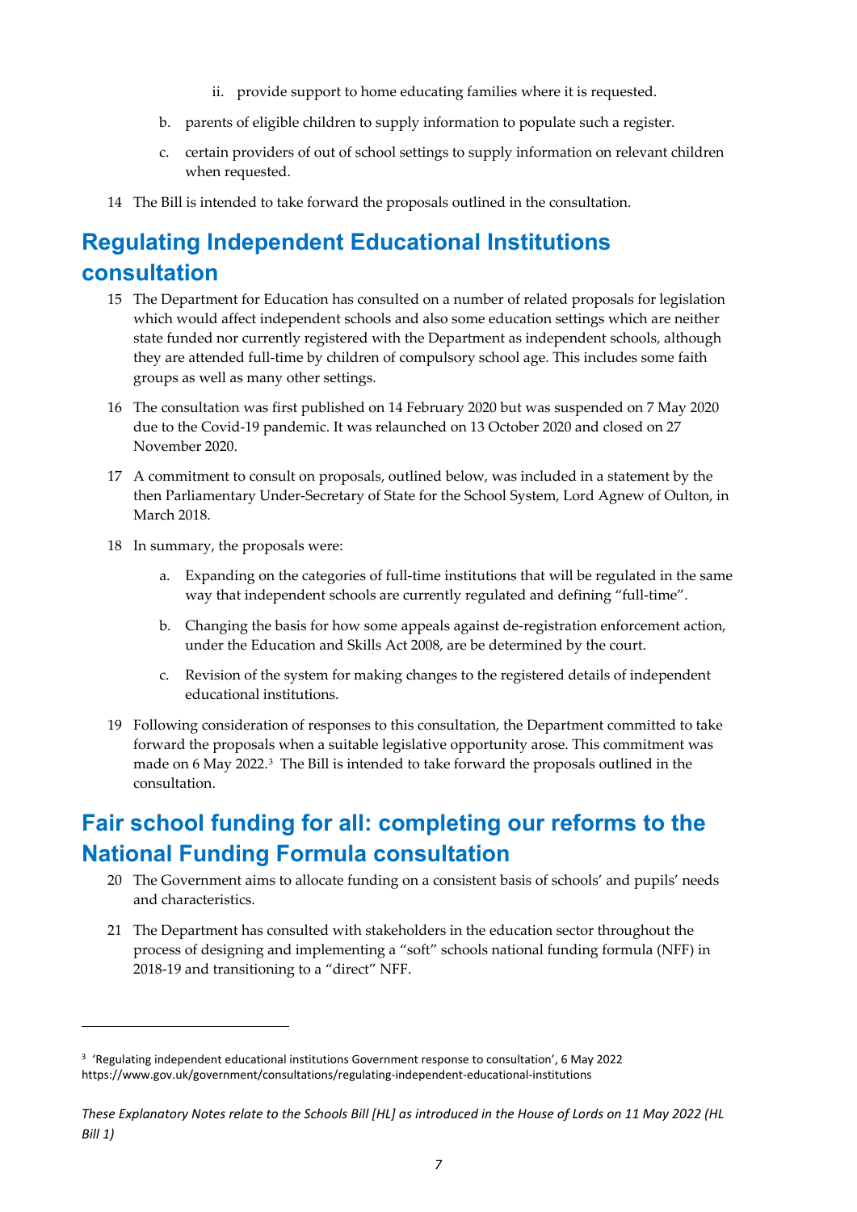ii. provide support to home educating families where it is requested.

b. parents of eligible children to supply information to populate such a register.

c. certain providers of out of school settings to supply information on relevant children when requested.

14 The Bill is intended to take forward the proposals outlined in the consultation.

## Regulating Independent Educational Institutions consultation

15 The Department for Education has consulted on a number of related proposals for legislation which would affect independent schools and also some education settings which are neither state funded nor currently registered with the Department as independent schools, although they are attended full-time by children of compulsory school age. This includes some faith groups as well as many other settings.

16 The consultation was first published on 14 February 2020 but was suspended on 7 May 2020 due to the Covid-19 pandemic. It was relaunched on 13 October 2020 and closed on 27 November 2020.

17 A commitment to consult on proposals, outlined below, was included in a statement by the then Parliamentary Under-Secretary of State for the School System, Lord Agnew of Oulton, in March 2018.

18 In summary, the proposals were:

a. Expanding on the categories of full-time institutions that will be regulated in the same way that independent schools are currently regulated and defining "full-time".

b. Changing the basis for how some appeals against de-registration enforcement action, under the Education and Skills Act 2008, are be determined by the court.

c. Revision of the system for making changes to the registered details of independent educational institutions.

19 Following consideration of responses to this consultation, the Department committed to take forward the proposals when a suitable legislative opportunity arose. This commitment was made on 6 May 2022.[3] The Bill is intended to take forward the proposals outlined in the consultation.

## Fair school funding for all: completing our reforms to the National Funding Formula consultation

20 The Government aims to allocate funding on a consistent basis of schools' and pupils' needs and characteristics.

21 The Department has consulted with stakeholders in the education sector throughout the process of designing and implementing a "soft" schools national funding formula (NFF) in 2018-19 and transitioning to a "direct" NFF.

---

[3] 'Regulating independent educational institutions Government response to consultation', 6 May 2022 https://www.gov.uk/government/consultations/regulating-independent-educational-institutions

*These Explanatory Notes relate to the Schools Bill [HL] as introduced in the House of Lords on 11 May 2022 (HL Bill 1)*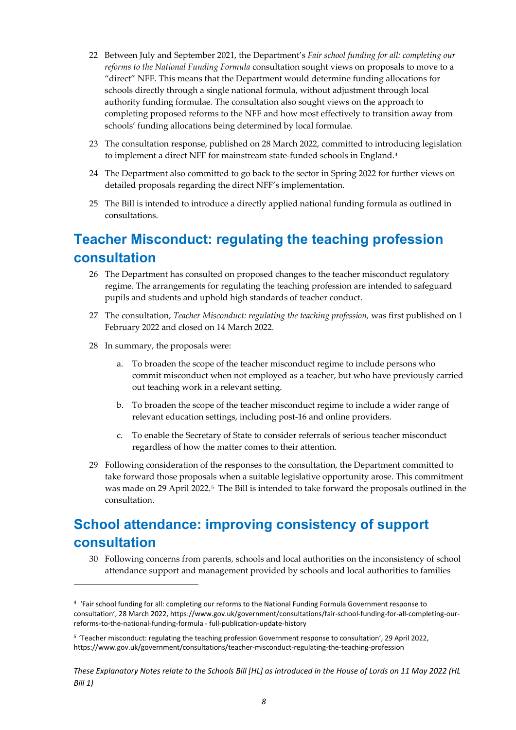22 Between July and September 2021, the Department's *Fair school funding for all: completing our reforms to the National Funding Formula* consultation sought views on proposals to move to a "direct" NFF. This means that the Department would determine funding allocations for schools directly through a single national formula, without adjustment through local authority funding formulae. The consultation also sought views on the approach to completing proposed reforms to the NFF and how most effectively to transition away from schools' funding allocations being determined by local formulae.

23 The consultation response, published on 28 March 2022, committed to introducing legislation to implement a direct NFF for mainstream state-funded schools in England.[4]

24 The Department also committed to go back to the sector in Spring 2022 for further views on detailed proposals regarding the direct NFF's implementation.

25 The Bill is intended to introduce a directly applied national funding formula as outlined in consultations.

## Teacher Misconduct: regulating the teaching profession consultation

26 The Department has consulted on proposed changes to the teacher misconduct regulatory regime. The arrangements for regulating the teaching profession are intended to safeguard pupils and students and uphold high standards of teacher conduct.

27 The consultation, *Teacher Misconduct: regulating the teaching profession,* was first published on 1 February 2022 and closed on 14 March 2022.

28 In summary, the proposals were:

a. To broaden the scope of the teacher misconduct regime to include persons who commit misconduct when not employed as a teacher, but who have previously carried out teaching work in a relevant setting.

b. To broaden the scope of the teacher misconduct regime to include a wider range of relevant education settings, including post-16 and online providers.

c. To enable the Secretary of State to consider referrals of serious teacher misconduct regardless of how the matter comes to their attention.

29 Following consideration of the responses to the consultation, the Department committed to take forward those proposals when a suitable legislative opportunity arose. This commitment was made on 29 April 2022.[5] The Bill is intended to take forward the proposals outlined in the consultation.

## School attendance: improving consistency of support consultation

30 Following concerns from parents, schools and local authorities on the inconsistency of school attendance support and management provided by schools and local authorities to families

---

[4] 'Fair school funding for all: completing our reforms to the National Funding Formula Government response to consultation', 28 March 2022, https://www.gov.uk/government/consultations/fair-school-funding-for-all-completing-our-reforms-to-the-national-funding-formula - full-publication-update-history

[5] 'Teacher misconduct: regulating the teaching profession Government response to consultation', 29 April 2022, https://www.gov.uk/government/consultations/teacher-misconduct-regulating-the-teaching-profession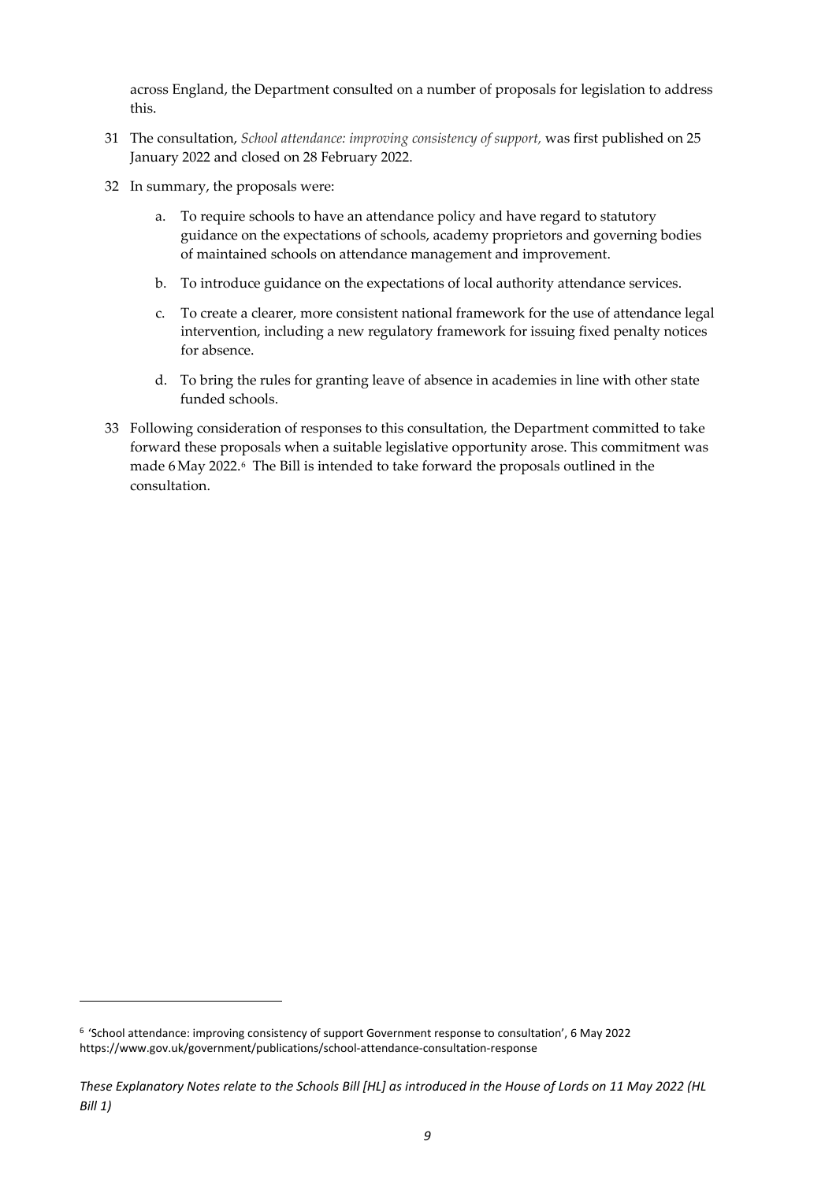across England, the Department consulted on a number of proposals for legislation to address this.

31 The consultation, *School attendance: improving consistency of support,* was first published on 25 January 2022 and closed on 28 February 2022.

32 In summary, the proposals were:

a. To require schools to have an attendance policy and have regard to statutory guidance on the expectations of schools, academy proprietors and governing bodies of maintained schools on attendance management and improvement.

b. To introduce guidance on the expectations of local authority attendance services.

c. To create a clearer, more consistent national framework for the use of attendance legal intervention, including a new regulatory framework for issuing fixed penalty notices for absence.

d. To bring the rules for granting leave of absence in academies in line with other state funded schools.

33 Following consideration of responses to this consultation, the Department committed to take forward these proposals when a suitable legislative opportunity arose. This commitment was made 6 May 2022.[6] The Bill is intended to take forward the proposals outlined in the consultation.

[6] 'School attendance: improving consistency of support Government response to consultation', 6 May 2022 https://www.gov.uk/government/publications/school-attendance-consultation-response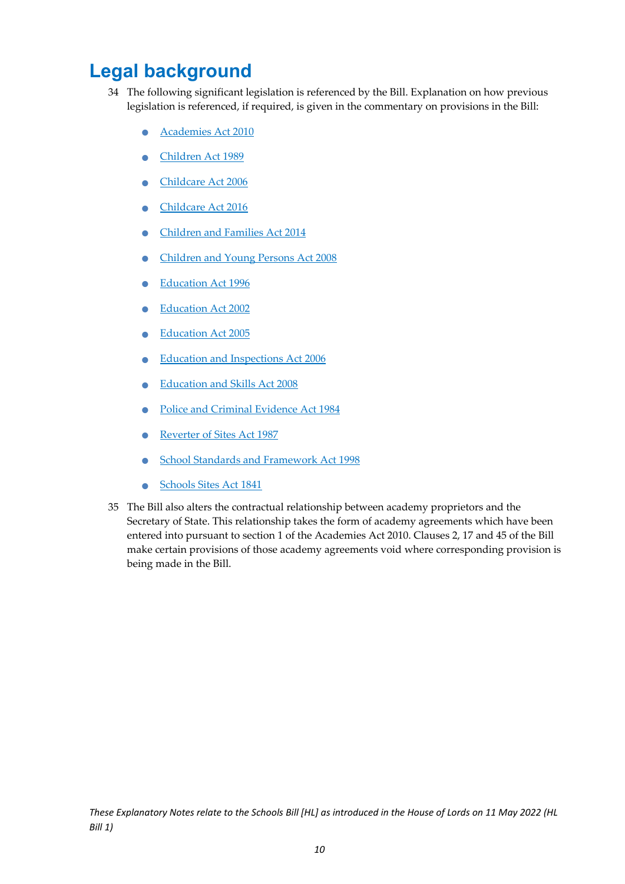## Legal background

34 The following significant legislation is referenced by the Bill. Explanation on how previous legislation is referenced, if required, is given in the commentary on provisions in the Bill:

- Academies Act 2010
- Children Act 1989
- Childcare Act 2006
- Childcare Act 2016
- Children and Families Act 2014
- Children and Young Persons Act 2008
- Education Act 1996
- Education Act 2002
- Education Act 2005
- Education and Inspections Act 2006
- Education and Skills Act 2008
- Police and Criminal Evidence Act 1984
- Reverter of Sites Act 1987
- School Standards and Framework Act 1998
- Schools Sites Act 1841

35 The Bill also alters the contractual relationship between academy proprietors and the Secretary of State. This relationship takes the form of academy agreements which have been entered into pursuant to section 1 of the Academies Act 2010. Clauses 2, 17 and 45 of the Bill make certain provisions of those academy agreements void where corresponding provision is being made in the Bill.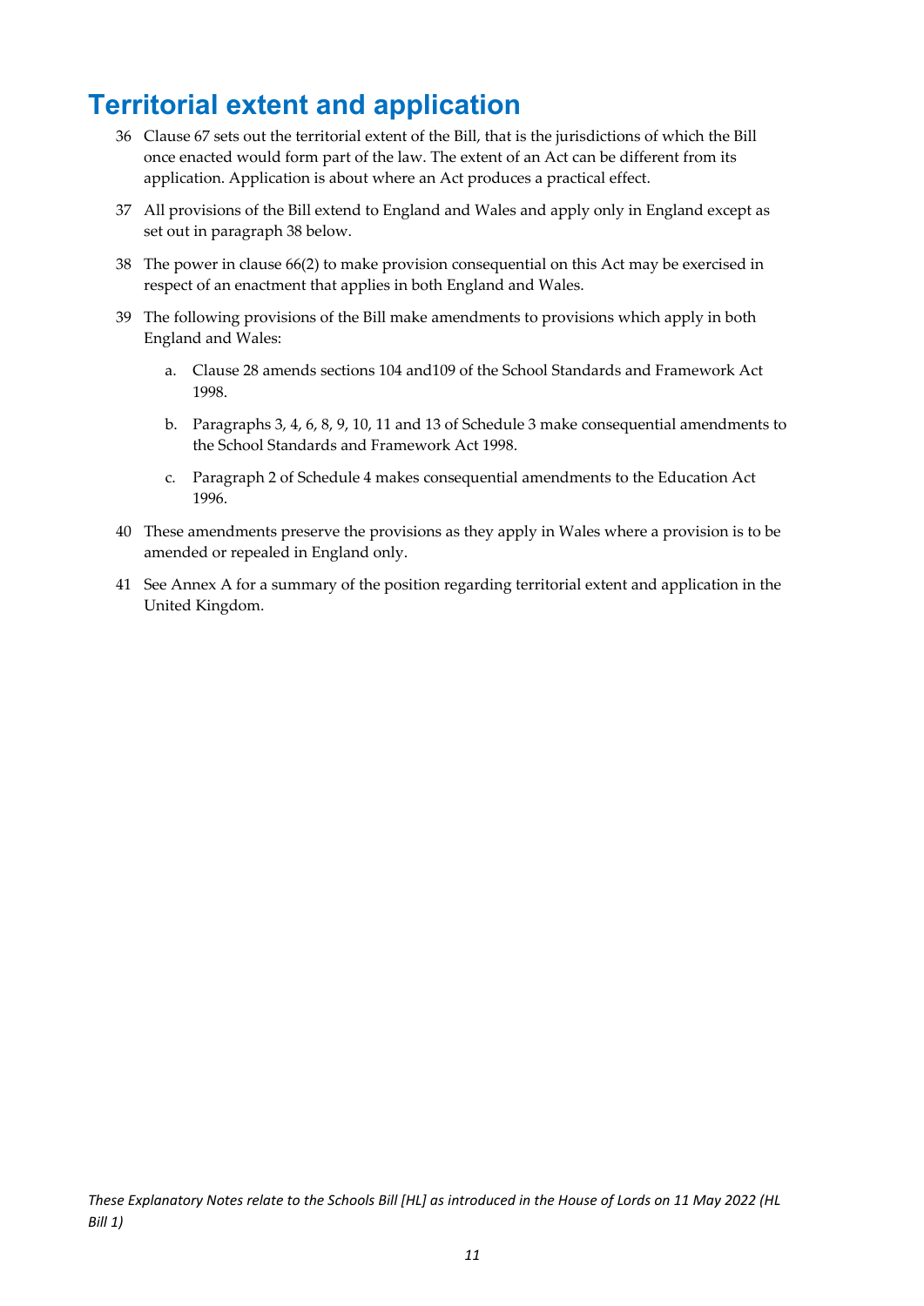# Territorial extent and application

36 Clause 67 sets out the territorial extent of the Bill, that is the jurisdictions of which the Bill once enacted would form part of the law. The extent of an Act can be different from its application. Application is about where an Act produces a practical effect.

37 All provisions of the Bill extend to England and Wales and apply only in England except as set out in paragraph 38 below.

38 The power in clause 66(2) to make provision consequential on this Act may be exercised in respect of an enactment that applies in both England and Wales.

39 The following provisions of the Bill make amendments to provisions which apply in both England and Wales:

a. Clause 28 amends sections 104 and109 of the School Standards and Framework Act 1998.

b. Paragraphs 3, 4, 6, 8, 9, 10, 11 and 13 of Schedule 3 make consequential amendments to the School Standards and Framework Act 1998.

c. Paragraph 2 of Schedule 4 makes consequential amendments to the Education Act 1996.

40 These amendments preserve the provisions as they apply in Wales where a provision is to be amended or repealed in England only.

41 See Annex A for a summary of the position regarding territorial extent and application in the United Kingdom.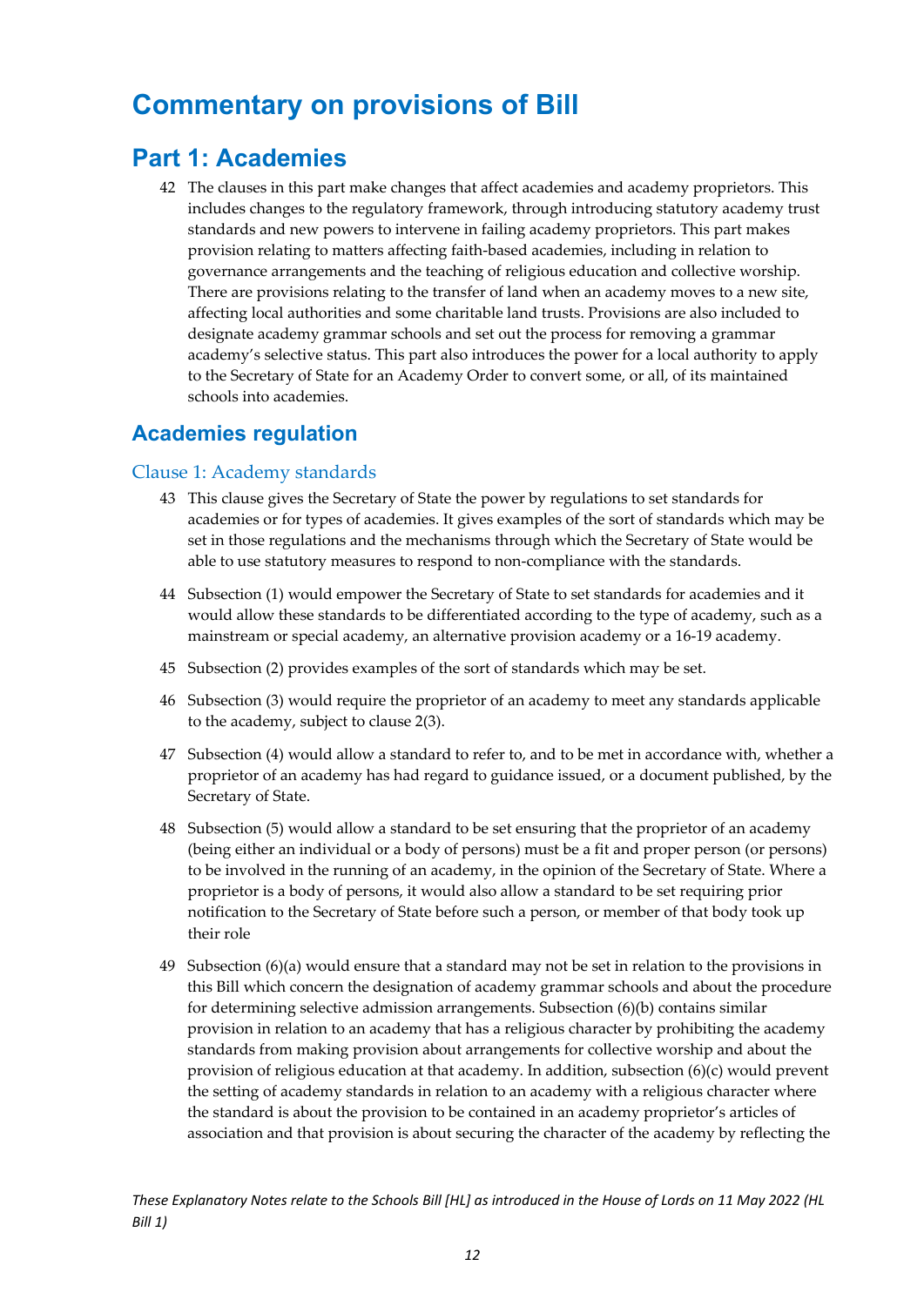# Commentary on provisions of Bill

## Part 1: Academies

42 The clauses in this part make changes that affect academies and academy proprietors. This includes changes to the regulatory framework, through introducing statutory academy trust standards and new powers to intervene in failing academy proprietors. This part makes provision relating to matters affecting faith-based academies, including in relation to governance arrangements and the teaching of religious education and collective worship. There are provisions relating to the transfer of land when an academy moves to a new site, affecting local authorities and some charitable land trusts. Provisions are also included to designate academy grammar schools and set out the process for removing a grammar academy's selective status. This part also introduces the power for a local authority to apply to the Secretary of State for an Academy Order to convert some, or all, of its maintained schools into academies.

### Academies regulation

#### Clause 1: Academy standards

43 This clause gives the Secretary of State the power by regulations to set standards for academies or for types of academies. It gives examples of the sort of standards which may be set in those regulations and the mechanisms through which the Secretary of State would be able to use statutory measures to respond to non-compliance with the standards.

44 Subsection (1) would empower the Secretary of State to set standards for academies and it would allow these standards to be differentiated according to the type of academy, such as a mainstream or special academy, an alternative provision academy or a 16-19 academy.

45 Subsection (2) provides examples of the sort of standards which may be set.

46 Subsection (3) would require the proprietor of an academy to meet any standards applicable to the academy, subject to clause 2(3).

47 Subsection (4) would allow a standard to refer to, and to be met in accordance with, whether a proprietor of an academy has had regard to guidance issued, or a document published, by the Secretary of State.

48 Subsection (5) would allow a standard to be set ensuring that the proprietor of an academy (being either an individual or a body of persons) must be a fit and proper person (or persons) to be involved in the running of an academy, in the opinion of the Secretary of State. Where a proprietor is a body of persons, it would also allow a standard to be set requiring prior notification to the Secretary of State before such a person, or member of that body took up their role

49 Subsection (6)(a) would ensure that a standard may not be set in relation to the provisions in this Bill which concern the designation of academy grammar schools and about the procedure for determining selective admission arrangements. Subsection (6)(b) contains similar provision in relation to an academy that has a religious character by prohibiting the academy standards from making provision about arrangements for collective worship and about the provision of religious education at that academy. In addition, subsection (6)(c) would prevent the setting of academy standards in relation to an academy with a religious character where the standard is about the provision to be contained in an academy proprietor's articles of association and that provision is about securing the character of the academy by reflecting the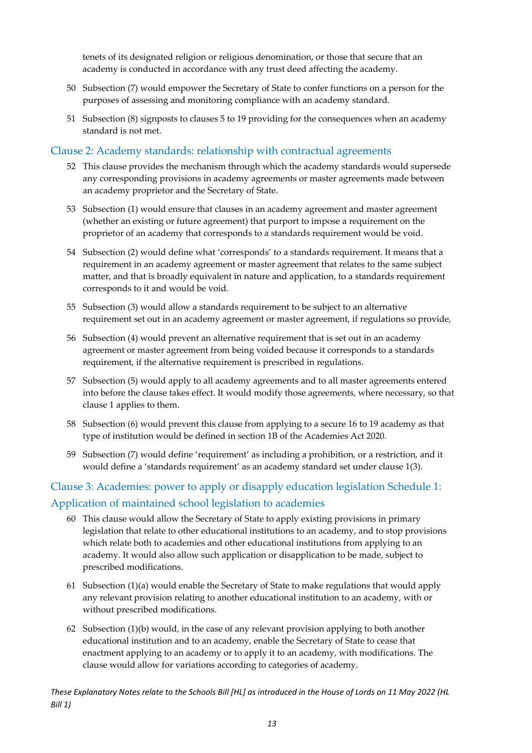tenets of its designated religion or religious denomination, or those that secure that an academy is conducted in accordance with any trust deed affecting the academy.

50 Subsection (7) would empower the Secretary of State to confer functions on a person for the purposes of assessing and monitoring compliance with an academy standard.

51 Subsection (8) signposts to clauses 5 to 19 providing for the consequences when an academy standard is not met.

## Clause 2: Academy standards: relationship with contractual agreements

52 This clause provides the mechanism through which the academy standards would supersede any corresponding provisions in academy agreements or master agreements made between an academy proprietor and the Secretary of State.

53 Subsection (1) would ensure that clauses in an academy agreement and master agreement (whether an existing or future agreement) that purport to impose a requirement on the proprietor of an academy that corresponds to a standards requirement would be void.

54 Subsection (2) would define what 'corresponds' to a standards requirement. It means that a requirement in an academy agreement or master agreement that relates to the same subject matter, and that is broadly equivalent in nature and application, to a standards requirement corresponds to it and would be void.

55 Subsection (3) would allow a standards requirement to be subject to an alternative requirement set out in an academy agreement or master agreement, if regulations so provide,

56 Subsection (4) would prevent an alternative requirement that is set out in an academy agreement or master agreement from being voided because it corresponds to a standards requirement, if the alternative requirement is prescribed in regulations.

57 Subsection (5) would apply to all academy agreements and to all master agreements entered into before the clause takes effect. It would modify those agreements, where necessary, so that clause 1 applies to them.

58 Subsection (6) would prevent this clause from applying to a secure 16 to 19 academy as that type of institution would be defined in section 1B of the Academies Act 2020.

59 Subsection (7) would define 'requirement' as including a prohibition, or a restriction, and it would define a 'standards requirement' as an academy standard set under clause 1(3).

## Clause 3: Academies: power to apply or disapply education legislation Schedule 1: Application of maintained school legislation to academies

60 This clause would allow the Secretary of State to apply existing provisions in primary legislation that relate to other educational institutions to an academy, and to stop provisions which relate both to academies and other educational institutions from applying to an academy. It would also allow such application or disapplication to be made, subject to prescribed modifications.

61 Subsection (1)(a) would enable the Secretary of State to make regulations that would apply any relevant provision relating to another educational institution to an academy, with or without prescribed modifications.

62 Subsection (1)(b) would, in the case of any relevant provision applying to both another educational institution and to an academy, enable the Secretary of State to cease that enactment applying to an academy or to apply it to an academy, with modifications. The clause would allow for variations according to categories of academy.

*These Explanatory Notes relate to the Schools Bill [HL] as introduced in the House of Lords on 11 May 2022 (HL Bill 1)*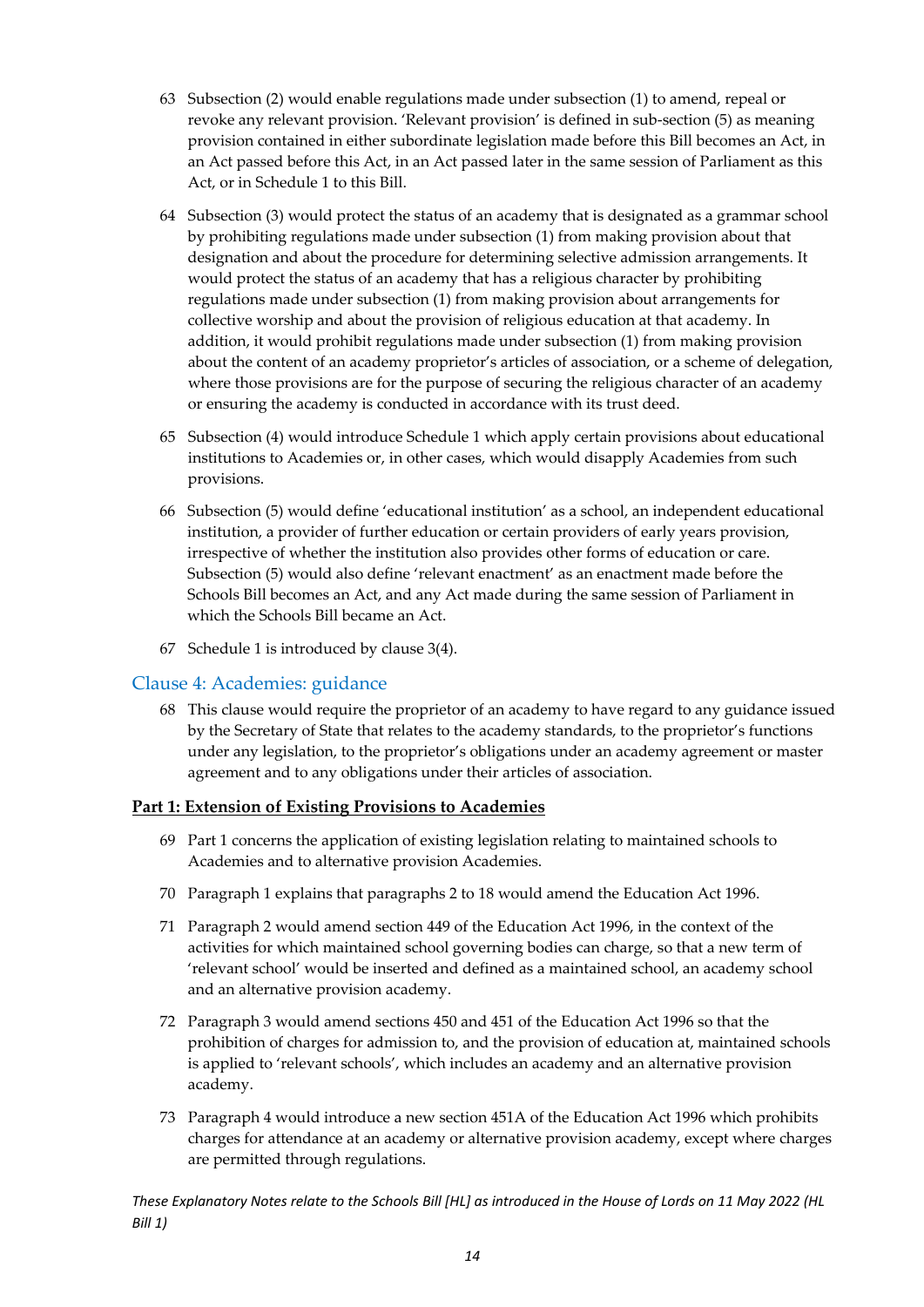63 Subsection (2) would enable regulations made under subsection (1) to amend, repeal or revoke any relevant provision. 'Relevant provision' is defined in sub-section (5) as meaning provision contained in either subordinate legislation made before this Bill becomes an Act, in an Act passed before this Act, in an Act passed later in the same session of Parliament as this Act, or in Schedule 1 to this Bill.

64 Subsection (3) would protect the status of an academy that is designated as a grammar school by prohibiting regulations made under subsection (1) from making provision about that designation and about the procedure for determining selective admission arrangements. It would protect the status of an academy that has a religious character by prohibiting regulations made under subsection (1) from making provision about arrangements for collective worship and about the provision of religious education at that academy. In addition, it would prohibit regulations made under subsection (1) from making provision about the content of an academy proprietor's articles of association, or a scheme of delegation, where those provisions are for the purpose of securing the religious character of an academy or ensuring the academy is conducted in accordance with its trust deed.

65 Subsection (4) would introduce Schedule 1 which apply certain provisions about educational institutions to Academies or, in other cases, which would disapply Academies from such provisions.

66 Subsection (5) would define 'educational institution' as a school, an independent educational institution, a provider of further education or certain providers of early years provision, irrespective of whether the institution also provides other forms of education or care. Subsection (5) would also define 'relevant enactment' as an enactment made before the Schools Bill becomes an Act, and any Act made during the same session of Parliament in which the Schools Bill became an Act.

67 Schedule 1 is introduced by clause 3(4).

## Clause 4: Academies: guidance

68 This clause would require the proprietor of an academy to have regard to any guidance issued by the Secretary of State that relates to the academy standards, to the proprietor's functions under any legislation, to the proprietor's obligations under an academy agreement or master agreement and to any obligations under their articles of association.

**Part 1: Extension of Existing Provisions to Academies**

69 Part 1 concerns the application of existing legislation relating to maintained schools to Academies and to alternative provision Academies.

70 Paragraph 1 explains that paragraphs 2 to 18 would amend the Education Act 1996.

71 Paragraph 2 would amend section 449 of the Education Act 1996, in the context of the activities for which maintained school governing bodies can charge, so that a new term of 'relevant school' would be inserted and defined as a maintained school, an academy school and an alternative provision academy.

72 Paragraph 3 would amend sections 450 and 451 of the Education Act 1996 so that the prohibition of charges for admission to, and the provision of education at, maintained schools is applied to 'relevant schools', which includes an academy and an alternative provision academy.

73 Paragraph 4 would introduce a new section 451A of the Education Act 1996 which prohibits charges for attendance at an academy or alternative provision academy, except where charges are permitted through regulations.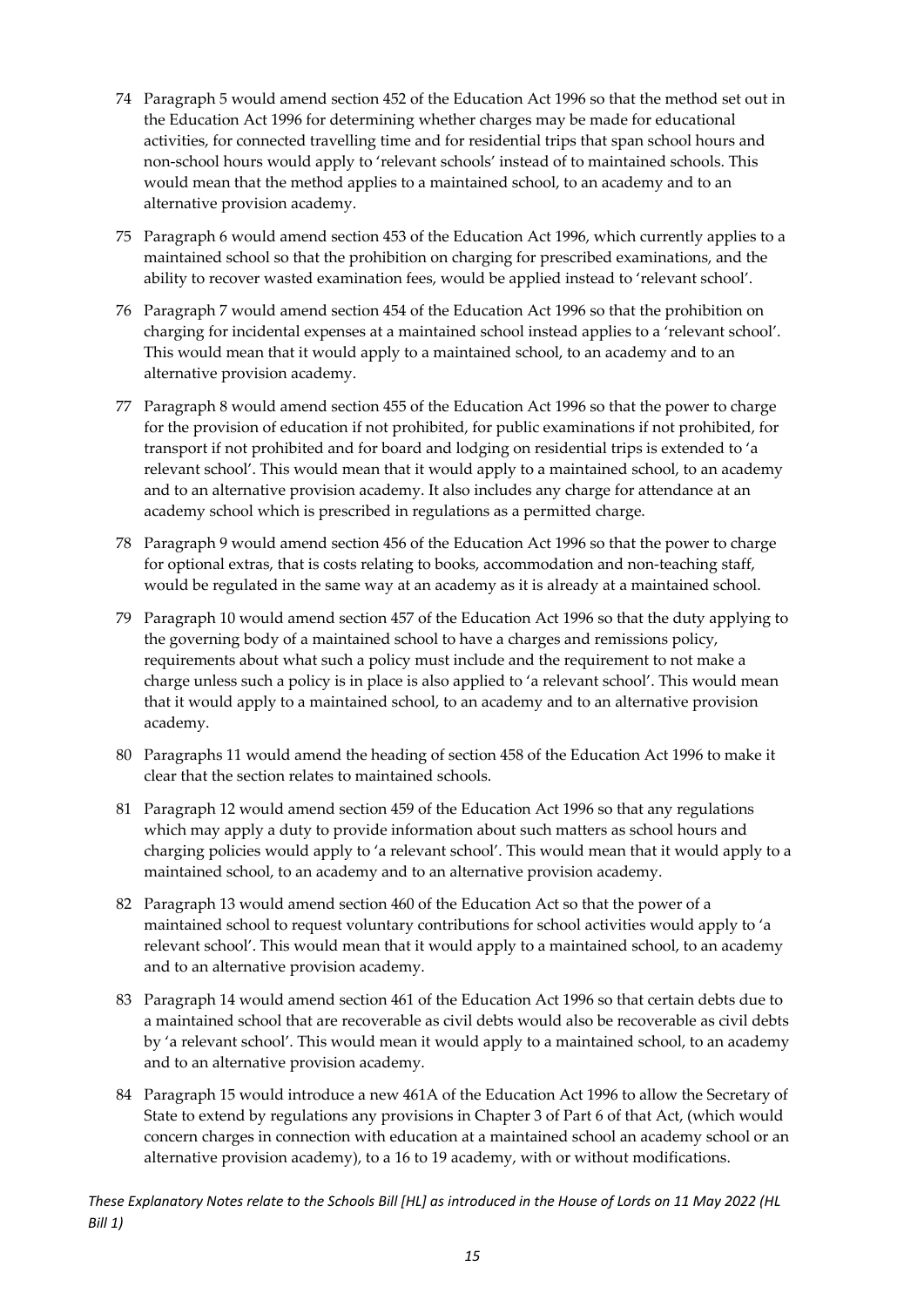74 Paragraph 5 would amend section 452 of the Education Act 1996 so that the method set out in the Education Act 1996 for determining whether charges may be made for educational activities, for connected travelling time and for residential trips that span school hours and non-school hours would apply to 'relevant schools' instead of to maintained schools. This would mean that the method applies to a maintained school, to an academy and to an alternative provision academy.

75 Paragraph 6 would amend section 453 of the Education Act 1996, which currently applies to a maintained school so that the prohibition on charging for prescribed examinations, and the ability to recover wasted examination fees, would be applied instead to 'relevant school'.

76 Paragraph 7 would amend section 454 of the Education Act 1996 so that the prohibition on charging for incidental expenses at a maintained school instead applies to a 'relevant school'. This would mean that it would apply to a maintained school, to an academy and to an alternative provision academy.

77 Paragraph 8 would amend section 455 of the Education Act 1996 so that the power to charge for the provision of education if not prohibited, for public examinations if not prohibited, for transport if not prohibited and for board and lodging on residential trips is extended to 'a relevant school'. This would mean that it would apply to a maintained school, to an academy and to an alternative provision academy. It also includes any charge for attendance at an academy school which is prescribed in regulations as a permitted charge.

78 Paragraph 9 would amend section 456 of the Education Act 1996 so that the power to charge for optional extras, that is costs relating to books, accommodation and non-teaching staff, would be regulated in the same way at an academy as it is already at a maintained school.

79 Paragraph 10 would amend section 457 of the Education Act 1996 so that the duty applying to the governing body of a maintained school to have a charges and remissions policy, requirements about what such a policy must include and the requirement to not make a charge unless such a policy is in place is also applied to 'a relevant school'. This would mean that it would apply to a maintained school, to an academy and to an alternative provision academy.

80 Paragraphs 11 would amend the heading of section 458 of the Education Act 1996 to make it clear that the section relates to maintained schools.

81 Paragraph 12 would amend section 459 of the Education Act 1996 so that any regulations which may apply a duty to provide information about such matters as school hours and charging policies would apply to 'a relevant school'. This would mean that it would apply to a maintained school, to an academy and to an alternative provision academy.

82 Paragraph 13 would amend section 460 of the Education Act so that the power of a maintained school to request voluntary contributions for school activities would apply to 'a relevant school'. This would mean that it would apply to a maintained school, to an academy and to an alternative provision academy.

83 Paragraph 14 would amend section 461 of the Education Act 1996 so that certain debts due to a maintained school that are recoverable as civil debts would also be recoverable as civil debts by 'a relevant school'. This would mean it would apply to a maintained school, to an academy and to an alternative provision academy.

84 Paragraph 15 would introduce a new 461A of the Education Act 1996 to allow the Secretary of State to extend by regulations any provisions in Chapter 3 of Part 6 of that Act, (which would concern charges in connection with education at a maintained school an academy school or an alternative provision academy), to a 16 to 19 academy, with or without modifications.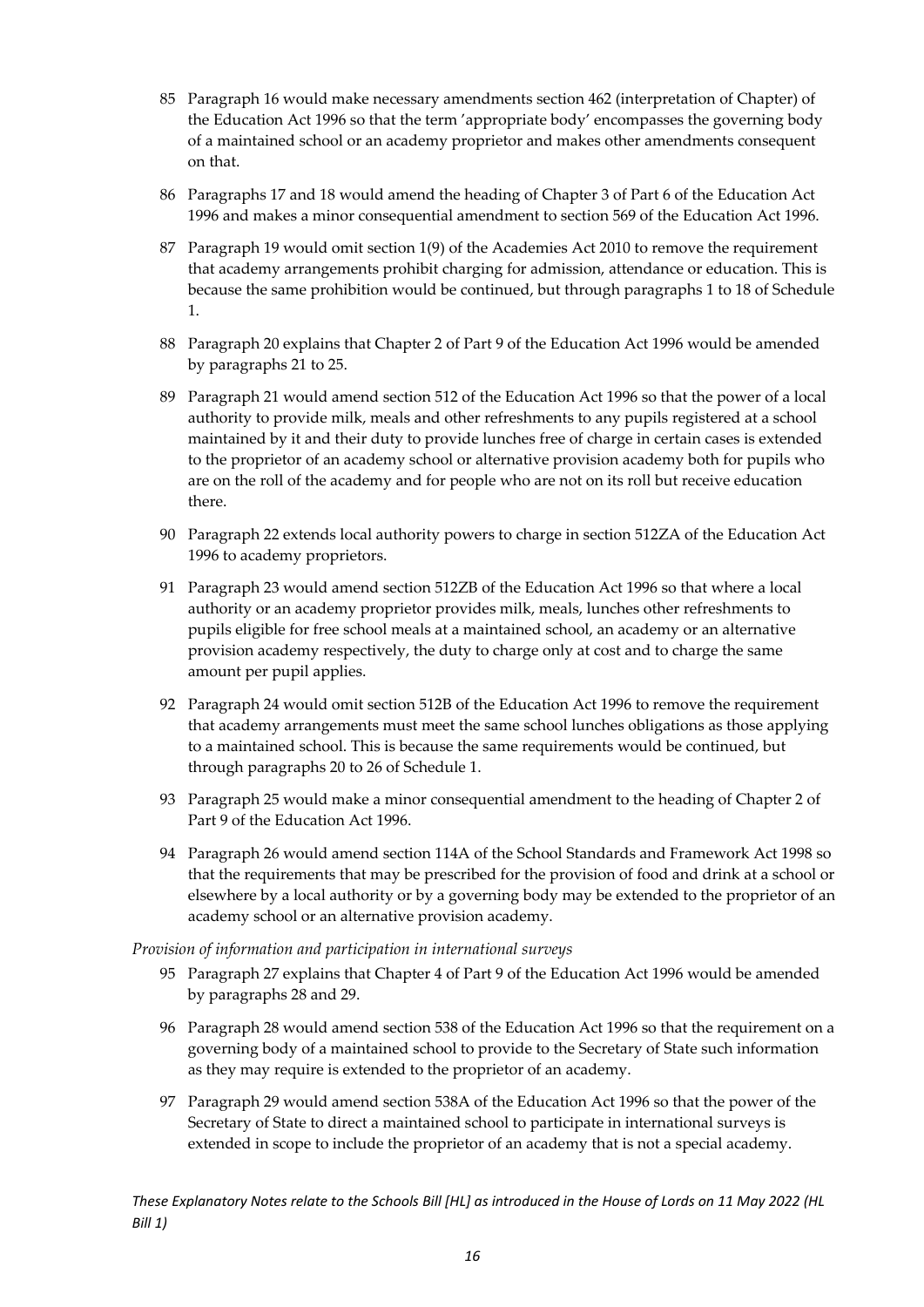85 Paragraph 16 would make necessary amendments section 462 (interpretation of Chapter) of the Education Act 1996 so that the term 'appropriate body' encompasses the governing body of a maintained school or an academy proprietor and makes other amendments consequent on that.

86 Paragraphs 17 and 18 would amend the heading of Chapter 3 of Part 6 of the Education Act 1996 and makes a minor consequential amendment to section 569 of the Education Act 1996.

87 Paragraph 19 would omit section 1(9) of the Academies Act 2010 to remove the requirement that academy arrangements prohibit charging for admission, attendance or education. This is because the same prohibition would be continued, but through paragraphs 1 to 18 of Schedule 1.

88 Paragraph 20 explains that Chapter 2 of Part 9 of the Education Act 1996 would be amended by paragraphs 21 to 25.

89 Paragraph 21 would amend section 512 of the Education Act 1996 so that the power of a local authority to provide milk, meals and other refreshments to any pupils registered at a school maintained by it and their duty to provide lunches free of charge in certain cases is extended to the proprietor of an academy school or alternative provision academy both for pupils who are on the roll of the academy and for people who are not on its roll but receive education there.

90 Paragraph 22 extends local authority powers to charge in section 512ZA of the Education Act 1996 to academy proprietors.

91 Paragraph 23 would amend section 512ZB of the Education Act 1996 so that where a local authority or an academy proprietor provides milk, meals, lunches other refreshments to pupils eligible for free school meals at a maintained school, an academy or an alternative provision academy respectively, the duty to charge only at cost and to charge the same amount per pupil applies.

92 Paragraph 24 would omit section 512B of the Education Act 1996 to remove the requirement that academy arrangements must meet the same school lunches obligations as those applying to a maintained school. This is because the same requirements would be continued, but through paragraphs 20 to 26 of Schedule 1.

93 Paragraph 25 would make a minor consequential amendment to the heading of Chapter 2 of Part 9 of the Education Act 1996.

94 Paragraph 26 would amend section 114A of the School Standards and Framework Act 1998 so that the requirements that may be prescribed for the provision of food and drink at a school or elsewhere by a local authority or by a governing body may be extended to the proprietor of an academy school or an alternative provision academy.

*Provision of information and participation in international surveys*

95 Paragraph 27 explains that Chapter 4 of Part 9 of the Education Act 1996 would be amended by paragraphs 28 and 29.

96 Paragraph 28 would amend section 538 of the Education Act 1996 so that the requirement on a governing body of a maintained school to provide to the Secretary of State such information as they may require is extended to the proprietor of an academy.

97 Paragraph 29 would amend section 538A of the Education Act 1996 so that the power of the Secretary of State to direct a maintained school to participate in international surveys is extended in scope to include the proprietor of an academy that is not a special academy.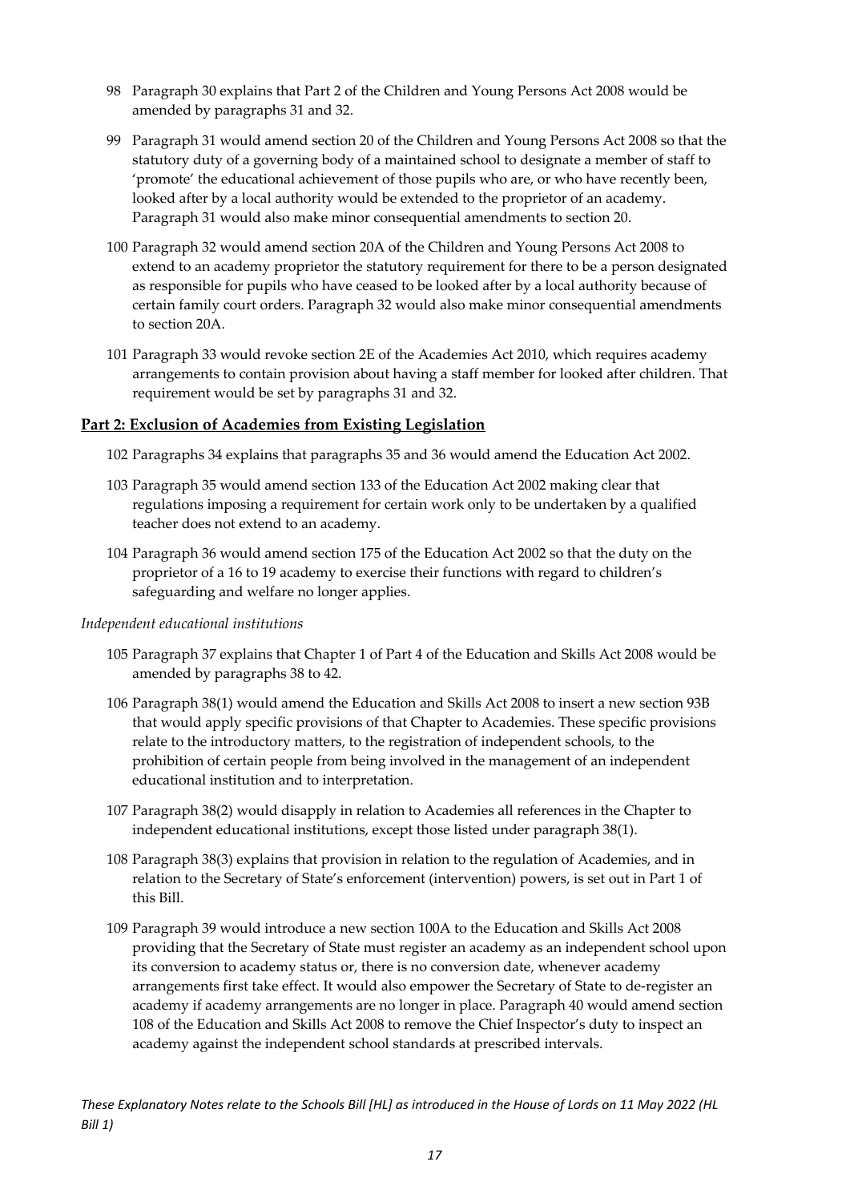98 Paragraph 30 explains that Part 2 of the Children and Young Persons Act 2008 would be amended by paragraphs 31 and 32.

99 Paragraph 31 would amend section 20 of the Children and Young Persons Act 2008 so that the statutory duty of a governing body of a maintained school to designate a member of staff to 'promote' the educational achievement of those pupils who are, or who have recently been, looked after by a local authority would be extended to the proprietor of an academy. Paragraph 31 would also make minor consequential amendments to section 20.

100 Paragraph 32 would amend section 20A of the Children and Young Persons Act 2008 to extend to an academy proprietor the statutory requirement for there to be a person designated as responsible for pupils who have ceased to be looked after by a local authority because of certain family court orders. Paragraph 32 would also make minor consequential amendments to section 20A.

101 Paragraph 33 would revoke section 2E of the Academies Act 2010, which requires academy arrangements to contain provision about having a staff member for looked after children. That requirement would be set by paragraphs 31 and 32.

## **Part 2: Exclusion of Academies from Existing Legislation**

102 Paragraphs 34 explains that paragraphs 35 and 36 would amend the Education Act 2002.

103 Paragraph 35 would amend section 133 of the Education Act 2002 making clear that regulations imposing a requirement for certain work only to be undertaken by a qualified teacher does not extend to an academy.

104 Paragraph 36 would amend section 175 of the Education Act 2002 so that the duty on the proprietor of a 16 to 19 academy to exercise their functions with regard to children's safeguarding and welfare no longer applies.

*Independent educational institutions*

105 Paragraph 37 explains that Chapter 1 of Part 4 of the Education and Skills Act 2008 would be amended by paragraphs 38 to 42.

106 Paragraph 38(1) would amend the Education and Skills Act 2008 to insert a new section 93B that would apply specific provisions of that Chapter to Academies. These specific provisions relate to the introductory matters, to the registration of independent schools, to the prohibition of certain people from being involved in the management of an independent educational institution and to interpretation.

107 Paragraph 38(2) would disapply in relation to Academies all references in the Chapter to independent educational institutions, except those listed under paragraph 38(1).

108 Paragraph 38(3) explains that provision in relation to the regulation of Academies, and in relation to the Secretary of State's enforcement (intervention) powers, is set out in Part 1 of this Bill.

109 Paragraph 39 would introduce a new section 100A to the Education and Skills Act 2008 providing that the Secretary of State must register an academy as an independent school upon its conversion to academy status or, there is no conversion date, whenever academy arrangements first take effect. It would also empower the Secretary of State to de-register an academy if academy arrangements are no longer in place. Paragraph 40 would amend section 108 of the Education and Skills Act 2008 to remove the Chief Inspector's duty to inspect an academy against the independent school standards at prescribed intervals.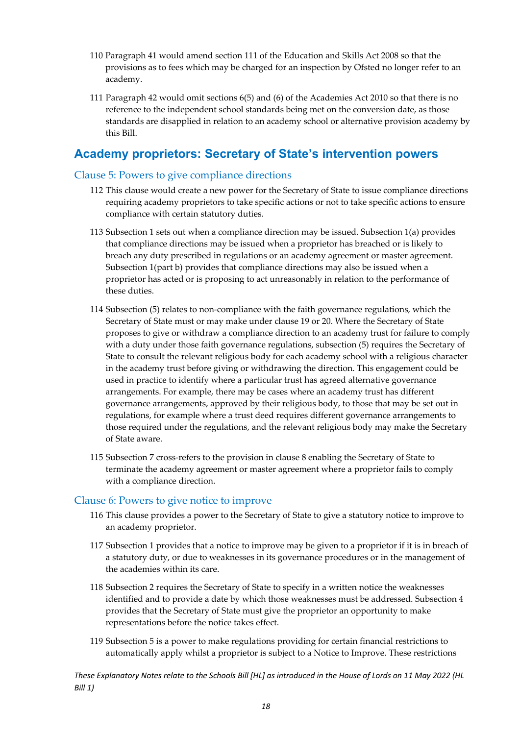110 Paragraph 41 would amend section 111 of the Education and Skills Act 2008 so that the provisions as to fees which may be charged for an inspection by Ofsted no longer refer to an academy.

111 Paragraph 42 would omit sections 6(5) and (6) of the Academies Act 2010 so that there is no reference to the independent school standards being met on the conversion date, as those standards are disapplied in relation to an academy school or alternative provision academy by this Bill.

## Academy proprietors: Secretary of State's intervention powers

### Clause 5: Powers to give compliance directions

112 This clause would create a new power for the Secretary of State to issue compliance directions requiring academy proprietors to take specific actions or not to take specific actions to ensure compliance with certain statutory duties.

113 Subsection 1 sets out when a compliance direction may be issued. Subsection 1(a) provides that compliance directions may be issued when a proprietor has breached or is likely to breach any duty prescribed in regulations or an academy agreement or master agreement. Subsection 1(part b) provides that compliance directions may also be issued when a proprietor has acted or is proposing to act unreasonably in relation to the performance of these duties.

114 Subsection (5) relates to non-compliance with the faith governance regulations, which the Secretary of State must or may make under clause 19 or 20. Where the Secretary of State proposes to give or withdraw a compliance direction to an academy trust for failure to comply with a duty under those faith governance regulations, subsection (5) requires the Secretary of State to consult the relevant religious body for each academy school with a religious character in the academy trust before giving or withdrawing the direction. This engagement could be used in practice to identify where a particular trust has agreed alternative governance arrangements. For example, there may be cases where an academy trust has different governance arrangements, approved by their religious body, to those that may be set out in regulations, for example where a trust deed requires different governance arrangements to those required under the regulations, and the relevant religious body may make the Secretary of State aware.

115 Subsection 7 cross-refers to the provision in clause 8 enabling the Secretary of State to terminate the academy agreement or master agreement where a proprietor fails to comply with a compliance direction.

### Clause 6: Powers to give notice to improve

116 This clause provides a power to the Secretary of State to give a statutory notice to improve to an academy proprietor.

117 Subsection 1 provides that a notice to improve may be given to a proprietor if it is in breach of a statutory duty, or due to weaknesses in its governance procedures or in the management of the academies within its care.

118 Subsection 2 requires the Secretary of State to specify in a written notice the weaknesses identified and to provide a date by which those weaknesses must be addressed. Subsection 4 provides that the Secretary of State must give the proprietor an opportunity to make representations before the notice takes effect.

119 Subsection 5 is a power to make regulations providing for certain financial restrictions to automatically apply whilst a proprietor is subject to a Notice to Improve. These restrictions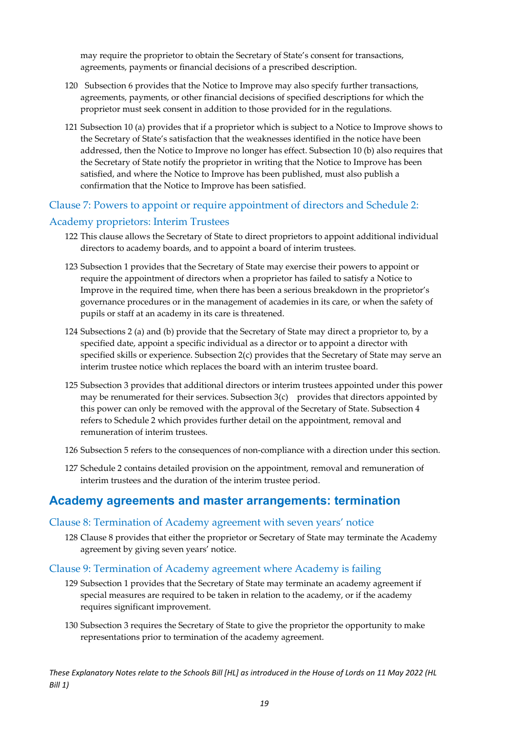may require the proprietor to obtain the Secretary of State's consent for transactions, agreements, payments or financial decisions of a prescribed description.

120 Subsection 6 provides that the Notice to Improve may also specify further transactions, agreements, payments, or other financial decisions of specified descriptions for which the proprietor must seek consent in addition to those provided for in the regulations.

121 Subsection 10 (a) provides that if a proprietor which is subject to a Notice to Improve shows to the Secretary of State's satisfaction that the weaknesses identified in the notice have been addressed, then the Notice to Improve no longer has effect. Subsection 10 (b) also requires that the Secretary of State notify the proprietor in writing that the Notice to Improve has been satisfied, and where the Notice to Improve has been published, must also publish a confirmation that the Notice to Improve has been satisfied.

### Clause 7: Powers to appoint or require appointment of directors and Schedule 2: Academy proprietors: Interim Trustees

122 This clause allows the Secretary of State to direct proprietors to appoint additional individual directors to academy boards, and to appoint a board of interim trustees.

123 Subsection 1 provides that the Secretary of State may exercise their powers to appoint or require the appointment of directors when a proprietor has failed to satisfy a Notice to Improve in the required time, when there has been a serious breakdown in the proprietor's governance procedures or in the management of academies in its care, or when the safety of pupils or staff at an academy in its care is threatened.

124 Subsections 2 (a) and (b) provide that the Secretary of State may direct a proprietor to, by a specified date, appoint a specific individual as a director or to appoint a director with specified skills or experience. Subsection 2(c) provides that the Secretary of State may serve an interim trustee notice which replaces the board with an interim trustee board.

125 Subsection 3 provides that additional directors or interim trustees appointed under this power may be renumerated for their services. Subsection 3(c) provides that directors appointed by this power can only be removed with the approval of the Secretary of State. Subsection 4 refers to Schedule 2 which provides further detail on the appointment, removal and remuneration of interim trustees.

126 Subsection 5 refers to the consequences of non-compliance with a direction under this section.

127 Schedule 2 contains detailed provision on the appointment, removal and remuneration of interim trustees and the duration of the interim trustee period.

## Academy agreements and master arrangements: termination

### Clause 8: Termination of Academy agreement with seven years' notice

128 Clause 8 provides that either the proprietor or Secretary of State may terminate the Academy agreement by giving seven years' notice.

### Clause 9: Termination of Academy agreement where Academy is failing

129 Subsection 1 provides that the Secretary of State may terminate an academy agreement if special measures are required to be taken in relation to the academy, or if the academy requires significant improvement.

130 Subsection 3 requires the Secretary of State to give the proprietor the opportunity to make representations prior to termination of the academy agreement.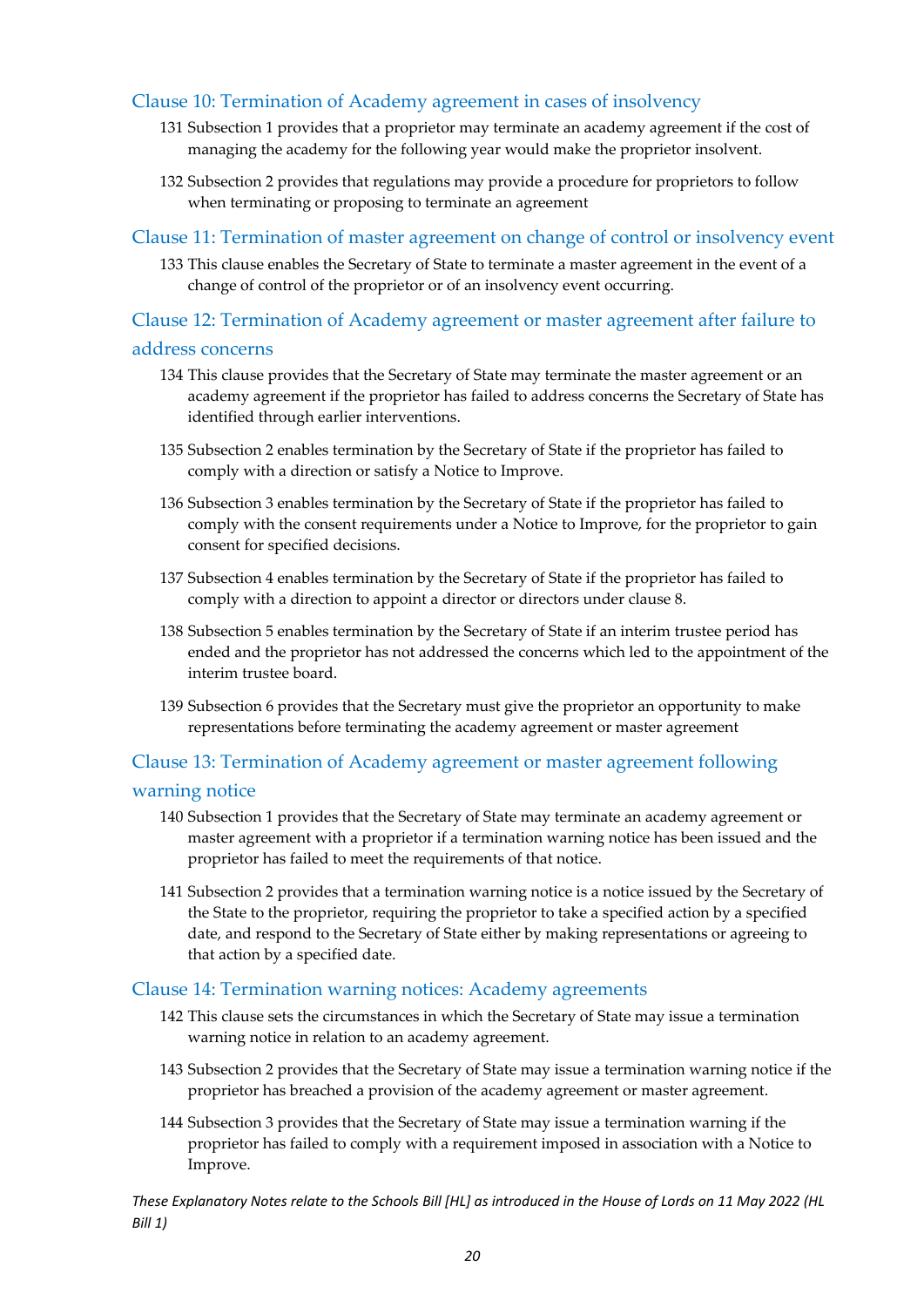### Clause 10: Termination of Academy agreement in cases of insolvency

131 Subsection 1 provides that a proprietor may terminate an academy agreement if the cost of managing the academy for the following year would make the proprietor insolvent.

132 Subsection 2 provides that regulations may provide a procedure for proprietors to follow when terminating or proposing to terminate an agreement

### Clause 11: Termination of master agreement on change of control or insolvency event

133 This clause enables the Secretary of State to terminate a master agreement in the event of a change of control of the proprietor or of an insolvency event occurring.

### Clause 12: Termination of Academy agreement or master agreement after failure to address concerns

134 This clause provides that the Secretary of State may terminate the master agreement or an academy agreement if the proprietor has failed to address concerns the Secretary of State has identified through earlier interventions.

135 Subsection 2 enables termination by the Secretary of State if the proprietor has failed to comply with a direction or satisfy a Notice to Improve.

136 Subsection 3 enables termination by the Secretary of State if the proprietor has failed to comply with the consent requirements under a Notice to Improve, for the proprietor to gain consent for specified decisions.

137 Subsection 4 enables termination by the Secretary of State if the proprietor has failed to comply with a direction to appoint a director or directors under clause 8.

138 Subsection 5 enables termination by the Secretary of State if an interim trustee period has ended and the proprietor has not addressed the concerns which led to the appointment of the interim trustee board.

139 Subsection 6 provides that the Secretary must give the proprietor an opportunity to make representations before terminating the academy agreement or master agreement

### Clause 13: Termination of Academy agreement or master agreement following warning notice

140 Subsection 1 provides that the Secretary of State may terminate an academy agreement or master agreement with a proprietor if a termination warning notice has been issued and the proprietor has failed to meet the requirements of that notice.

141 Subsection 2 provides that a termination warning notice is a notice issued by the Secretary of the State to the proprietor, requiring the proprietor to take a specified action by a specified date, and respond to the Secretary of State either by making representations or agreeing to that action by a specified date.

### Clause 14: Termination warning notices: Academy agreements

142 This clause sets the circumstances in which the Secretary of State may issue a termination warning notice in relation to an academy agreement.

143 Subsection 2 provides that the Secretary of State may issue a termination warning notice if the proprietor has breached a provision of the academy agreement or master agreement.

144 Subsection 3 provides that the Secretary of State may issue a termination warning if the proprietor has failed to comply with a requirement imposed in association with a Notice to Improve.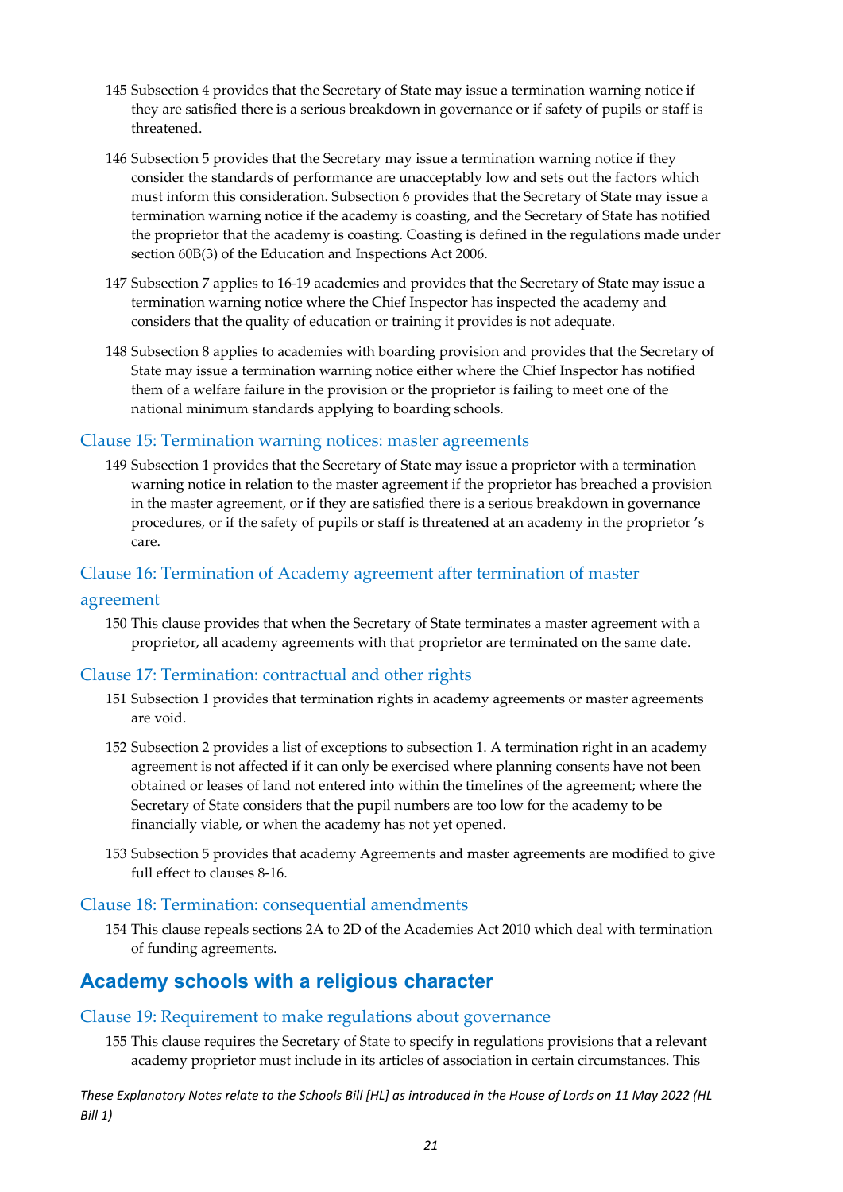145 Subsection 4 provides that the Secretary of State may issue a termination warning notice if they are satisfied there is a serious breakdown in governance or if safety of pupils or staff is threatened.

146 Subsection 5 provides that the Secretary may issue a termination warning notice if they consider the standards of performance are unacceptably low and sets out the factors which must inform this consideration. Subsection 6 provides that the Secretary of State may issue a termination warning notice if the academy is coasting, and the Secretary of State has notified the proprietor that the academy is coasting. Coasting is defined in the regulations made under section 60B(3) of the Education and Inspections Act 2006.

147 Subsection 7 applies to 16-19 academies and provides that the Secretary of State may issue a termination warning notice where the Chief Inspector has inspected the academy and considers that the quality of education or training it provides is not adequate.

148 Subsection 8 applies to academies with boarding provision and provides that the Secretary of State may issue a termination warning notice either where the Chief Inspector has notified them of a welfare failure in the provision or the proprietor is failing to meet one of the national minimum standards applying to boarding schools.

### Clause 15: Termination warning notices: master agreements

149 Subsection 1 provides that the Secretary of State may issue a proprietor with a termination warning notice in relation to the master agreement if the proprietor has breached a provision in the master agreement, or if they are satisfied there is a serious breakdown in governance procedures, or if the safety of pupils or staff is threatened at an academy in the proprietor 's care.

### Clause 16: Termination of Academy agreement after termination of master agreement

150 This clause provides that when the Secretary of State terminates a master agreement with a proprietor, all academy agreements with that proprietor are terminated on the same date.

### Clause 17: Termination: contractual and other rights

151 Subsection 1 provides that termination rights in academy agreements or master agreements are void.

152 Subsection 2 provides a list of exceptions to subsection 1. A termination right in an academy agreement is not affected if it can only be exercised where planning consents have not been obtained or leases of land not entered into within the timelines of the agreement; where the Secretary of State considers that the pupil numbers are too low for the academy to be financially viable, or when the academy has not yet opened.

153 Subsection 5 provides that academy Agreements and master agreements are modified to give full effect to clauses 8-16.

### Clause 18: Termination: consequential amendments

154 This clause repeals sections 2A to 2D of the Academies Act 2010 which deal with termination of funding agreements.

## Academy schools with a religious character

### Clause 19: Requirement to make regulations about governance

155 This clause requires the Secretary of State to specify in regulations provisions that a relevant academy proprietor must include in its articles of association in certain circumstances. This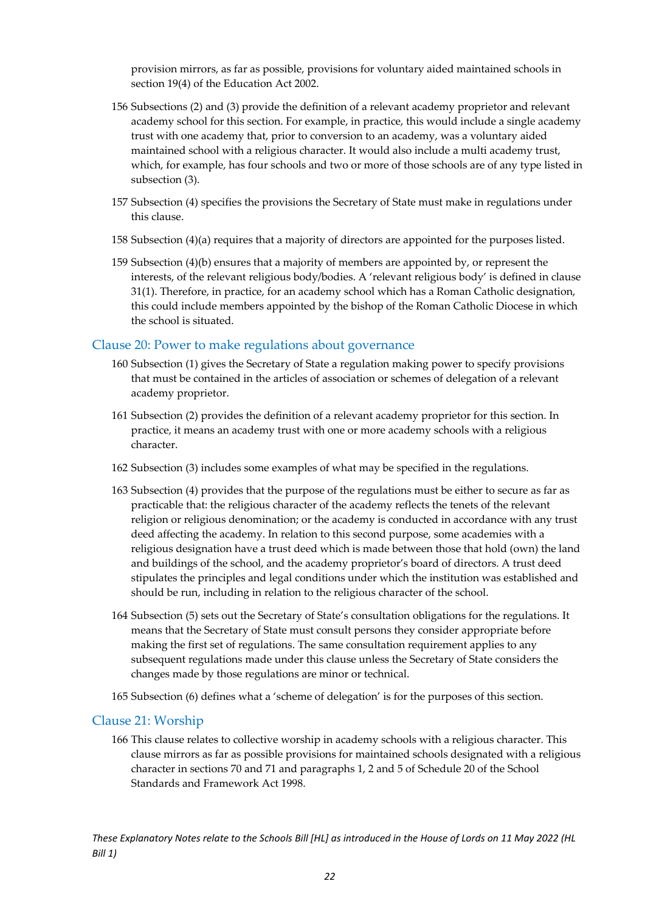provision mirrors, as far as possible, provisions for voluntary aided maintained schools in section 19(4) of the Education Act 2002.

156 Subsections (2) and (3) provide the definition of a relevant academy proprietor and relevant academy school for this section. For example, in practice, this would include a single academy trust with one academy that, prior to conversion to an academy, was a voluntary aided maintained school with a religious character. It would also include a multi academy trust, which, for example, has four schools and two or more of those schools are of any type listed in subsection (3).

157 Subsection (4) specifies the provisions the Secretary of State must make in regulations under this clause.

158 Subsection (4)(a) requires that a majority of directors are appointed for the purposes listed.

159 Subsection (4)(b) ensures that a majority of members are appointed by, or represent the interests, of the relevant religious body/bodies. A 'relevant religious body' is defined in clause 31(1). Therefore, in practice, for an academy school which has a Roman Catholic designation, this could include members appointed by the bishop of the Roman Catholic Diocese in which the school is situated.

## Clause 20: Power to make regulations about governance

160 Subsection (1) gives the Secretary of State a regulation making power to specify provisions that must be contained in the articles of association or schemes of delegation of a relevant academy proprietor.

161 Subsection (2) provides the definition of a relevant academy proprietor for this section. In practice, it means an academy trust with one or more academy schools with a religious character.

162 Subsection (3) includes some examples of what may be specified in the regulations.

163 Subsection (4) provides that the purpose of the regulations must be either to secure as far as practicable that: the religious character of the academy reflects the tenets of the relevant religion or religious denomination; or the academy is conducted in accordance with any trust deed affecting the academy. In relation to this second purpose, some academies with a religious designation have a trust deed which is made between those that hold (own) the land and buildings of the school, and the academy proprietor's board of directors. A trust deed stipulates the principles and legal conditions under which the institution was established and should be run, including in relation to the religious character of the school.

164 Subsection (5) sets out the Secretary of State's consultation obligations for the regulations. It means that the Secretary of State must consult persons they consider appropriate before making the first set of regulations. The same consultation requirement applies to any subsequent regulations made under this clause unless the Secretary of State considers the changes made by those regulations are minor or technical.

165 Subsection (6) defines what a 'scheme of delegation' is for the purposes of this section.

## Clause 21: Worship

166 This clause relates to collective worship in academy schools with a religious character. This clause mirrors as far as possible provisions for maintained schools designated with a religious character in sections 70 and 71 and paragraphs 1, 2 and 5 of Schedule 20 of the School Standards and Framework Act 1998.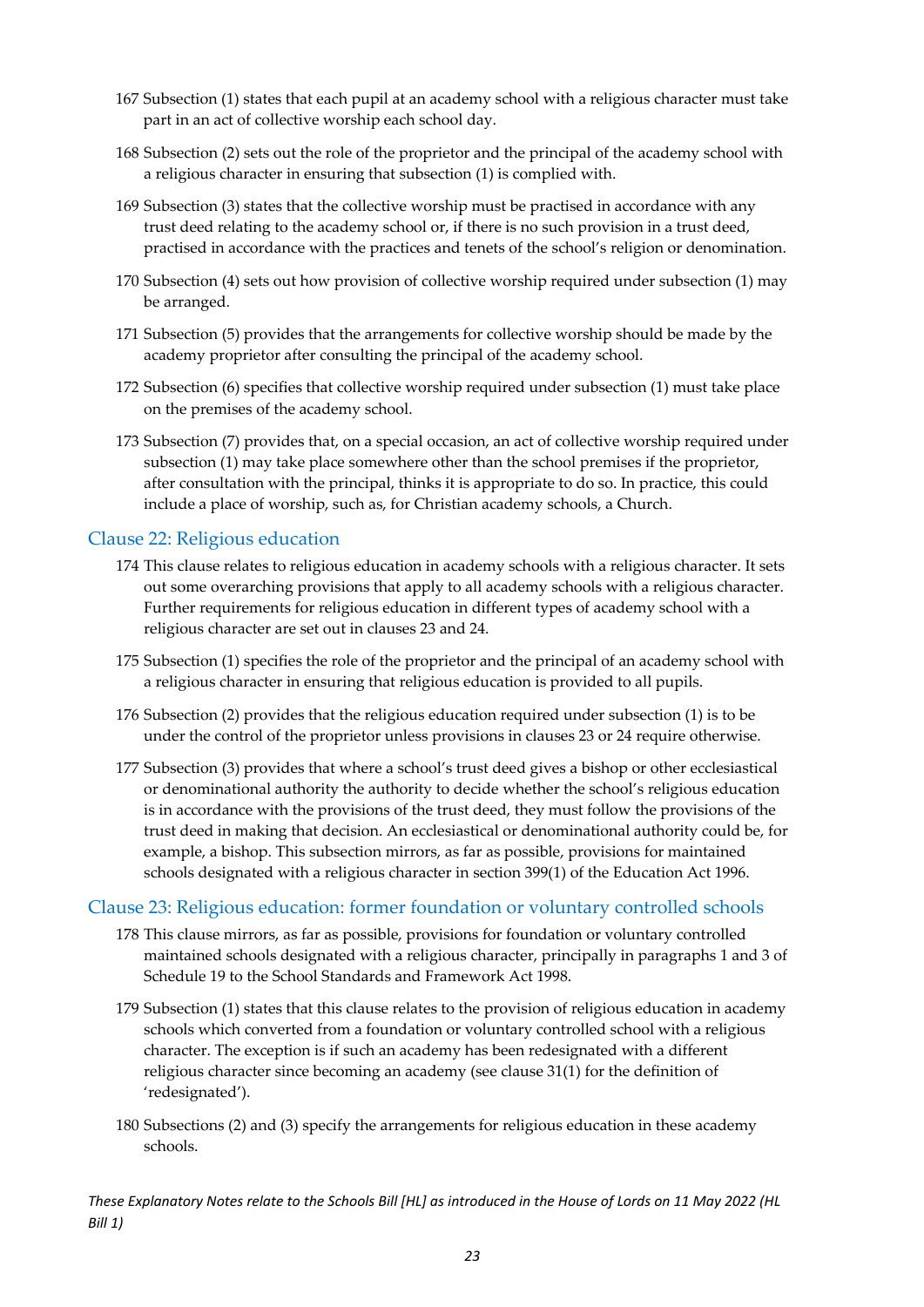167 Subsection (1) states that each pupil at an academy school with a religious character must take part in an act of collective worship each school day.

168 Subsection (2) sets out the role of the proprietor and the principal of the academy school with a religious character in ensuring that subsection (1) is complied with.

169 Subsection (3) states that the collective worship must be practised in accordance with any trust deed relating to the academy school or, if there is no such provision in a trust deed, practised in accordance with the practices and tenets of the school's religion or denomination.

170 Subsection (4) sets out how provision of collective worship required under subsection (1) may be arranged.

171 Subsection (5) provides that the arrangements for collective worship should be made by the academy proprietor after consulting the principal of the academy school.

172 Subsection (6) specifies that collective worship required under subsection (1) must take place on the premises of the academy school.

173 Subsection (7) provides that, on a special occasion, an act of collective worship required under subsection (1) may take place somewhere other than the school premises if the proprietor, after consultation with the principal, thinks it is appropriate to do so. In practice, this could include a place of worship, such as, for Christian academy schools, a Church.

## Clause 22: Religious education

174 This clause relates to religious education in academy schools with a religious character. It sets out some overarching provisions that apply to all academy schools with a religious character. Further requirements for religious education in different types of academy school with a religious character are set out in clauses 23 and 24.

175 Subsection (1) specifies the role of the proprietor and the principal of an academy school with a religious character in ensuring that religious education is provided to all pupils.

176 Subsection (2) provides that the religious education required under subsection (1) is to be under the control of the proprietor unless provisions in clauses 23 or 24 require otherwise.

177 Subsection (3) provides that where a school's trust deed gives a bishop or other ecclesiastical or denominational authority the authority to decide whether the school's religious education is in accordance with the provisions of the trust deed, they must follow the provisions of the trust deed in making that decision. An ecclesiastical or denominational authority could be, for example, a bishop. This subsection mirrors, as far as possible, provisions for maintained schools designated with a religious character in section 399(1) of the Education Act 1996.

## Clause 23: Religious education: former foundation or voluntary controlled schools

178 This clause mirrors, as far as possible, provisions for foundation or voluntary controlled maintained schools designated with a religious character, principally in paragraphs 1 and 3 of Schedule 19 to the School Standards and Framework Act 1998.

179 Subsection (1) states that this clause relates to the provision of religious education in academy schools which converted from a foundation or voluntary controlled school with a religious character. The exception is if such an academy has been redesignated with a different religious character since becoming an academy (see clause 31(1) for the definition of 'redesignated').

180 Subsections (2) and (3) specify the arrangements for religious education in these academy schools.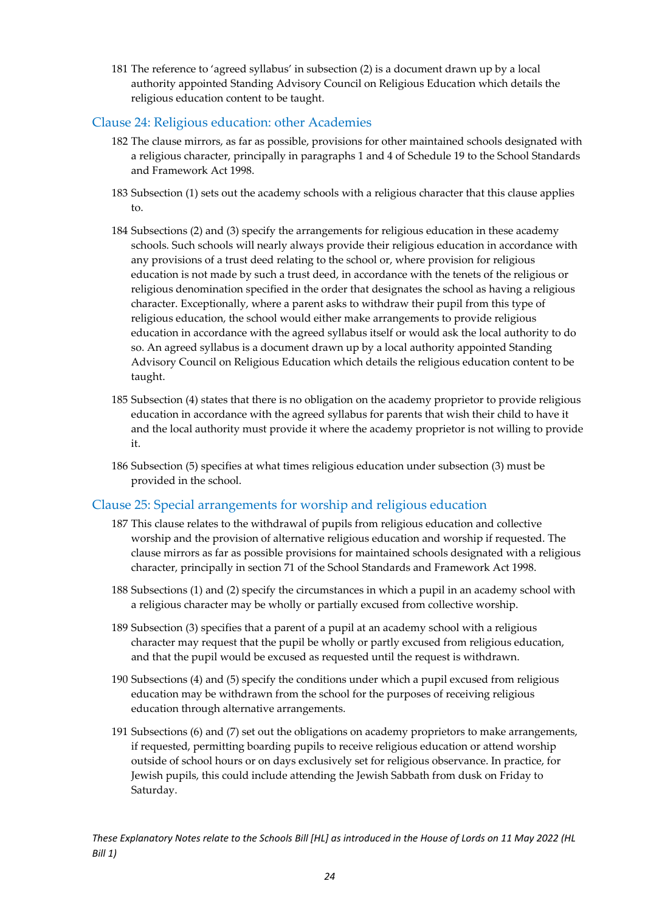181 The reference to 'agreed syllabus' in subsection (2) is a document drawn up by a local authority appointed Standing Advisory Council on Religious Education which details the religious education content to be taught.

### Clause 24: Religious education: other Academies

182 The clause mirrors, as far as possible, provisions for other maintained schools designated with a religious character, principally in paragraphs 1 and 4 of Schedule 19 to the School Standards and Framework Act 1998.

183 Subsection (1) sets out the academy schools with a religious character that this clause applies to.

184 Subsections (2) and (3) specify the arrangements for religious education in these academy schools. Such schools will nearly always provide their religious education in accordance with any provisions of a trust deed relating to the school or, where provision for religious education is not made by such a trust deed, in accordance with the tenets of the religious or religious denomination specified in the order that designates the school as having a religious character. Exceptionally, where a parent asks to withdraw their pupil from this type of religious education, the school would either make arrangements to provide religious education in accordance with the agreed syllabus itself or would ask the local authority to do so. An agreed syllabus is a document drawn up by a local authority appointed Standing Advisory Council on Religious Education which details the religious education content to be taught.

185 Subsection (4) states that there is no obligation on the academy proprietor to provide religious education in accordance with the agreed syllabus for parents that wish their child to have it and the local authority must provide it where the academy proprietor is not willing to provide it.

186 Subsection (5) specifies at what times religious education under subsection (3) must be provided in the school.

### Clause 25: Special arrangements for worship and religious education

187 This clause relates to the withdrawal of pupils from religious education and collective worship and the provision of alternative religious education and worship if requested. The clause mirrors as far as possible provisions for maintained schools designated with a religious character, principally in section 71 of the School Standards and Framework Act 1998.

188 Subsections (1) and (2) specify the circumstances in which a pupil in an academy school with a religious character may be wholly or partially excused from collective worship.

189 Subsection (3) specifies that a parent of a pupil at an academy school with a religious character may request that the pupil be wholly or partly excused from religious education, and that the pupil would be excused as requested until the request is withdrawn.

190 Subsections (4) and (5) specify the conditions under which a pupil excused from religious education may be withdrawn from the school for the purposes of receiving religious education through alternative arrangements.

191 Subsections (6) and (7) set out the obligations on academy proprietors to make arrangements, if requested, permitting boarding pupils to receive religious education or attend worship outside of school hours or on days exclusively set for religious observance. In practice, for Jewish pupils, this could include attending the Jewish Sabbath from dusk on Friday to Saturday.

*These Explanatory Notes relate to the Schools Bill [HL] as introduced in the House of Lords on 11 May 2022 (HL Bill 1)*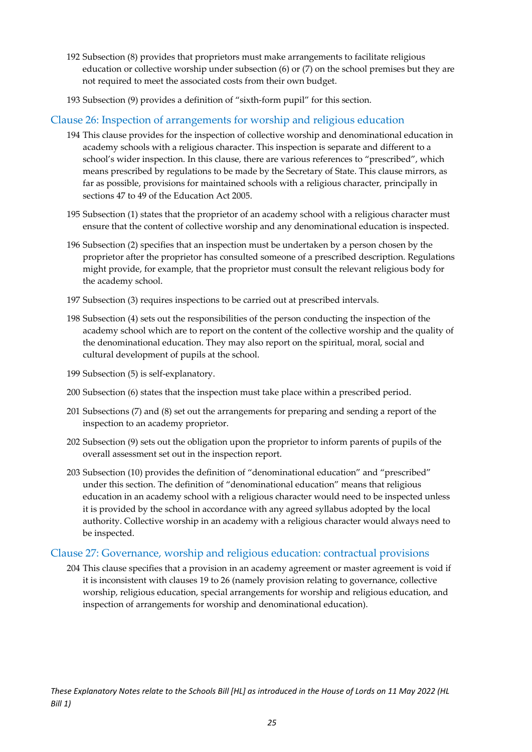192 Subsection (8) provides that proprietors must make arrangements to facilitate religious education or collective worship under subsection (6) or (7) on the school premises but they are not required to meet the associated costs from their own budget.

193 Subsection (9) provides a definition of "sixth-form pupil" for this section.

## Clause 26: Inspection of arrangements for worship and religious education

194 This clause provides for the inspection of collective worship and denominational education in academy schools with a religious character. This inspection is separate and different to a school's wider inspection. In this clause, there are various references to "prescribed", which means prescribed by regulations to be made by the Secretary of State. This clause mirrors, as far as possible, provisions for maintained schools with a religious character, principally in sections 47 to 49 of the Education Act 2005.

195 Subsection (1) states that the proprietor of an academy school with a religious character must ensure that the content of collective worship and any denominational education is inspected.

196 Subsection (2) specifies that an inspection must be undertaken by a person chosen by the proprietor after the proprietor has consulted someone of a prescribed description. Regulations might provide, for example, that the proprietor must consult the relevant religious body for the academy school.

197 Subsection (3) requires inspections to be carried out at prescribed intervals.

198 Subsection (4) sets out the responsibilities of the person conducting the inspection of the academy school which are to report on the content of the collective worship and the quality of the denominational education. They may also report on the spiritual, moral, social and cultural development of pupils at the school.

199 Subsection (5) is self-explanatory.

200 Subsection (6) states that the inspection must take place within a prescribed period.

201 Subsections (7) and (8) set out the arrangements for preparing and sending a report of the inspection to an academy proprietor.

202 Subsection (9) sets out the obligation upon the proprietor to inform parents of pupils of the overall assessment set out in the inspection report.

203 Subsection (10) provides the definition of "denominational education" and "prescribed" under this section. The definition of "denominational education" means that religious education in an academy school with a religious character would need to be inspected unless it is provided by the school in accordance with any agreed syllabus adopted by the local authority. Collective worship in an academy with a religious character would always need to be inspected.

## Clause 27: Governance, worship and religious education: contractual provisions

204 This clause specifies that a provision in an academy agreement or master agreement is void if it is inconsistent with clauses 19 to 26 (namely provision relating to governance, collective worship, religious education, special arrangements for worship and religious education, and inspection of arrangements for worship and denominational education).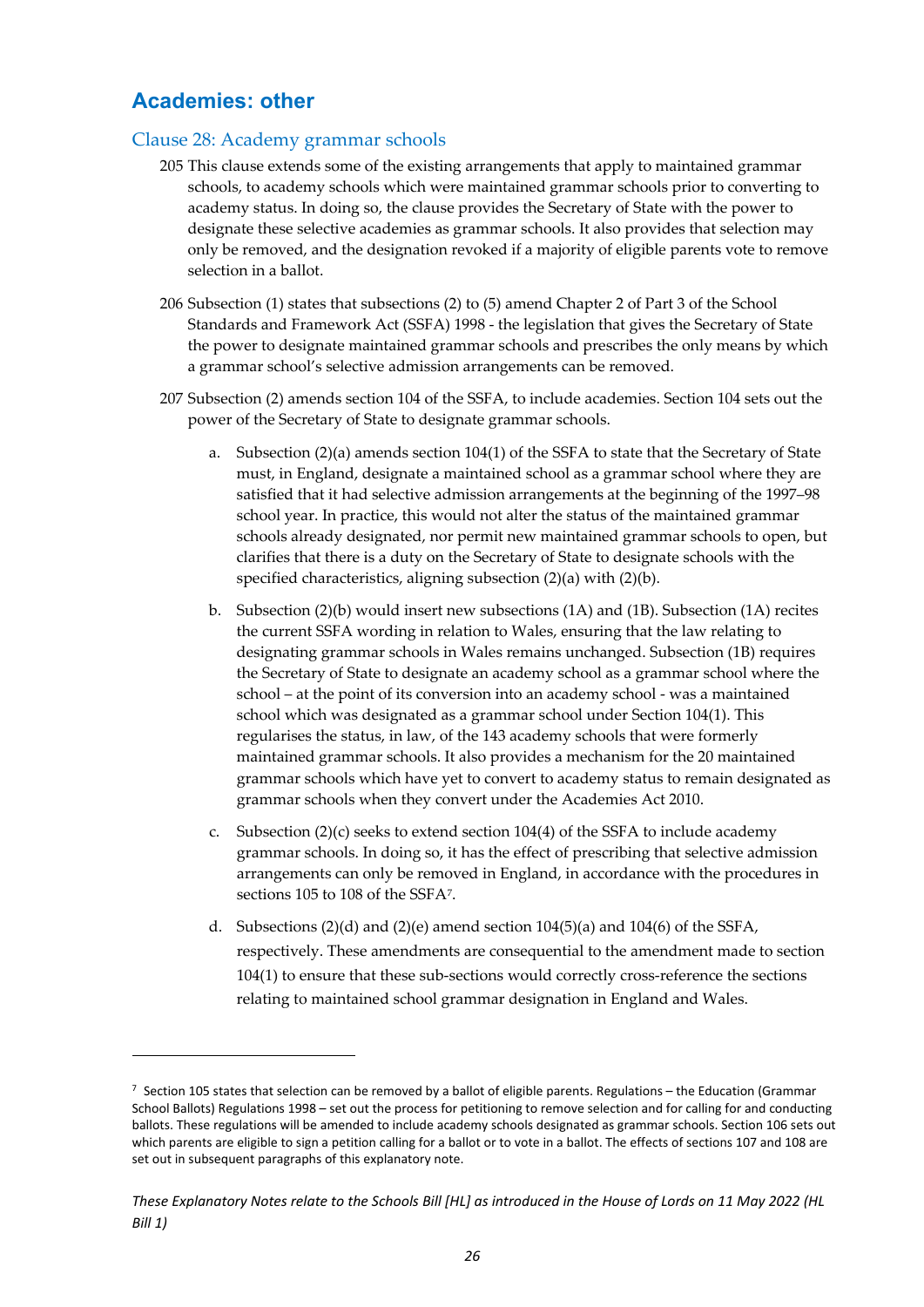## Academies: other

### Clause 28: Academy grammar schools

205 This clause extends some of the existing arrangements that apply to maintained grammar schools, to academy schools which were maintained grammar schools prior to converting to academy status. In doing so, the clause provides the Secretary of State with the power to designate these selective academies as grammar schools. It also provides that selection may only be removed, and the designation revoked if a majority of eligible parents vote to remove selection in a ballot.

206 Subsection (1) states that subsections (2) to (5) amend Chapter 2 of Part 3 of the School Standards and Framework Act (SSFA) 1998 - the legislation that gives the Secretary of State the power to designate maintained grammar schools and prescribes the only means by which a grammar school's selective admission arrangements can be removed.

207 Subsection (2) amends section 104 of the SSFA, to include academies. Section 104 sets out the power of the Secretary of State to designate grammar schools.

a. Subsection (2)(a) amends section 104(1) of the SSFA to state that the Secretary of State must, in England, designate a maintained school as a grammar school where they are satisfied that it had selective admission arrangements at the beginning of the 1997–98 school year. In practice, this would not alter the status of the maintained grammar schools already designated, nor permit new maintained grammar schools to open, but clarifies that there is a duty on the Secretary of State to designate schools with the specified characteristics, aligning subsection (2)(a) with (2)(b).

b. Subsection (2)(b) would insert new subsections (1A) and (1B). Subsection (1A) recites the current SSFA wording in relation to Wales, ensuring that the law relating to designating grammar schools in Wales remains unchanged. Subsection (1B) requires the Secretary of State to designate an academy school as a grammar school where the school – at the point of its conversion into an academy school - was a maintained school which was designated as a grammar school under Section 104(1). This regularises the status, in law, of the 143 academy schools that were formerly maintained grammar schools. It also provides a mechanism for the 20 maintained grammar schools which have yet to convert to academy status to remain designated as grammar schools when they convert under the Academies Act 2010.

c. Subsection (2)(c) seeks to extend section 104(4) of the SSFA to include academy grammar schools. In doing so, it has the effect of prescribing that selective admission arrangements can only be removed in England, in accordance with the procedures in sections 105 to 108 of the SSFA[7].

d. Subsections (2)(d) and (2)(e) amend section 104(5)(a) and 104(6) of the SSFA, respectively. These amendments are consequential to the amendment made to section 104(1) to ensure that these sub-sections would correctly cross-reference the sections relating to maintained school grammar designation in England and Wales.

[7] Section 105 states that selection can be removed by a ballot of eligible parents. Regulations – the Education (Grammar School Ballots) Regulations 1998 – set out the process for petitioning to remove selection and for calling for and conducting ballots. These regulations will be amended to include academy schools designated as grammar schools. Section 106 sets out which parents are eligible to sign a petition calling for a ballot or to vote in a ballot. The effects of sections 107 and 108 are set out in subsequent paragraphs of this explanatory note.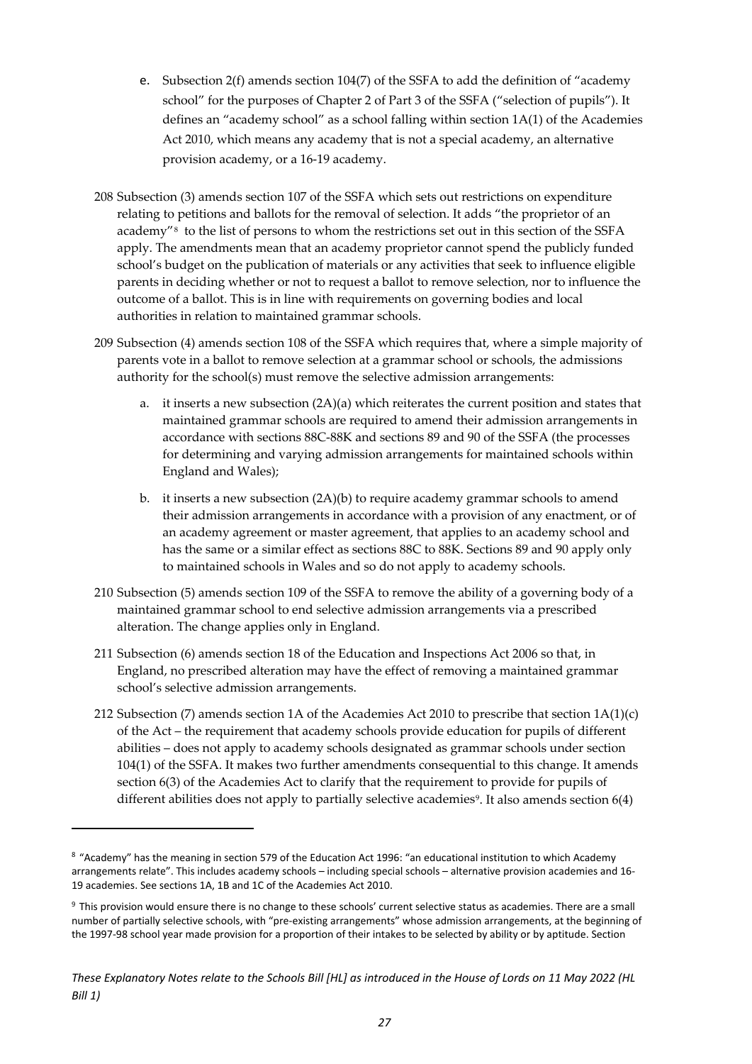e. Subsection 2(f) amends section 104(7) of the SSFA to add the definition of "academy school" for the purposes of Chapter 2 of Part 3 of the SSFA ("selection of pupils"). It defines an "academy school" as a school falling within section 1A(1) of the Academies Act 2010, which means any academy that is not a special academy, an alternative provision academy, or a 16-19 academy.

208 Subsection (3) amends section 107 of the SSFA which sets out restrictions on expenditure relating to petitions and ballots for the removal of selection. It adds "the proprietor of an academy"[8] to the list of persons to whom the restrictions set out in this section of the SSFA apply. The amendments mean that an academy proprietor cannot spend the publicly funded school's budget on the publication of materials or any activities that seek to influence eligible parents in deciding whether or not to request a ballot to remove selection, nor to influence the outcome of a ballot. This is in line with requirements on governing bodies and local authorities in relation to maintained grammar schools.

209 Subsection (4) amends section 108 of the SSFA which requires that, where a simple majority of parents vote in a ballot to remove selection at a grammar school or schools, the admissions authority for the school(s) must remove the selective admission arrangements:

a. it inserts a new subsection (2A)(a) which reiterates the current position and states that maintained grammar schools are required to amend their admission arrangements in accordance with sections 88C-88K and sections 89 and 90 of the SSFA (the processes for determining and varying admission arrangements for maintained schools within England and Wales);

b. it inserts a new subsection (2A)(b) to require academy grammar schools to amend their admission arrangements in accordance with a provision of any enactment, or of an academy agreement or master agreement, that applies to an academy school and has the same or a similar effect as sections 88C to 88K. Sections 89 and 90 apply only to maintained schools in Wales and so do not apply to academy schools.

210 Subsection (5) amends section 109 of the SSFA to remove the ability of a governing body of a maintained grammar school to end selective admission arrangements via a prescribed alteration. The change applies only in England.

211 Subsection (6) amends section 18 of the Education and Inspections Act 2006 so that, in England, no prescribed alteration may have the effect of removing a maintained grammar school's selective admission arrangements.

212 Subsection (7) amends section 1A of the Academies Act 2010 to prescribe that section 1A(1)(c) of the Act – the requirement that academy schools provide education for pupils of different abilities – does not apply to academy schools designated as grammar schools under section 104(1) of the SSFA. It makes two further amendments consequential to this change. It amends section 6(3) of the Academies Act to clarify that the requirement to provide for pupils of different abilities does not apply to partially selective academies[9]. It also amends section 6(4)

---

[8] "Academy" has the meaning in section 579 of the Education Act 1996: "an educational institution to which Academy arrangements relate". This includes academy schools – including special schools – alternative provision academies and 16-19 academies. See sections 1A, 1B and 1C of the Academies Act 2010.

[9] This provision would ensure there is no change to these schools' current selective status as academies. There are a small number of partially selective schools, with "pre-existing arrangements" whose admission arrangements, at the beginning of the 1997-98 school year made provision for a proportion of their intakes to be selected by ability or by aptitude. Section

*These Explanatory Notes relate to the Schools Bill [HL] as introduced in the House of Lords on 11 May 2022 (HL Bill 1)*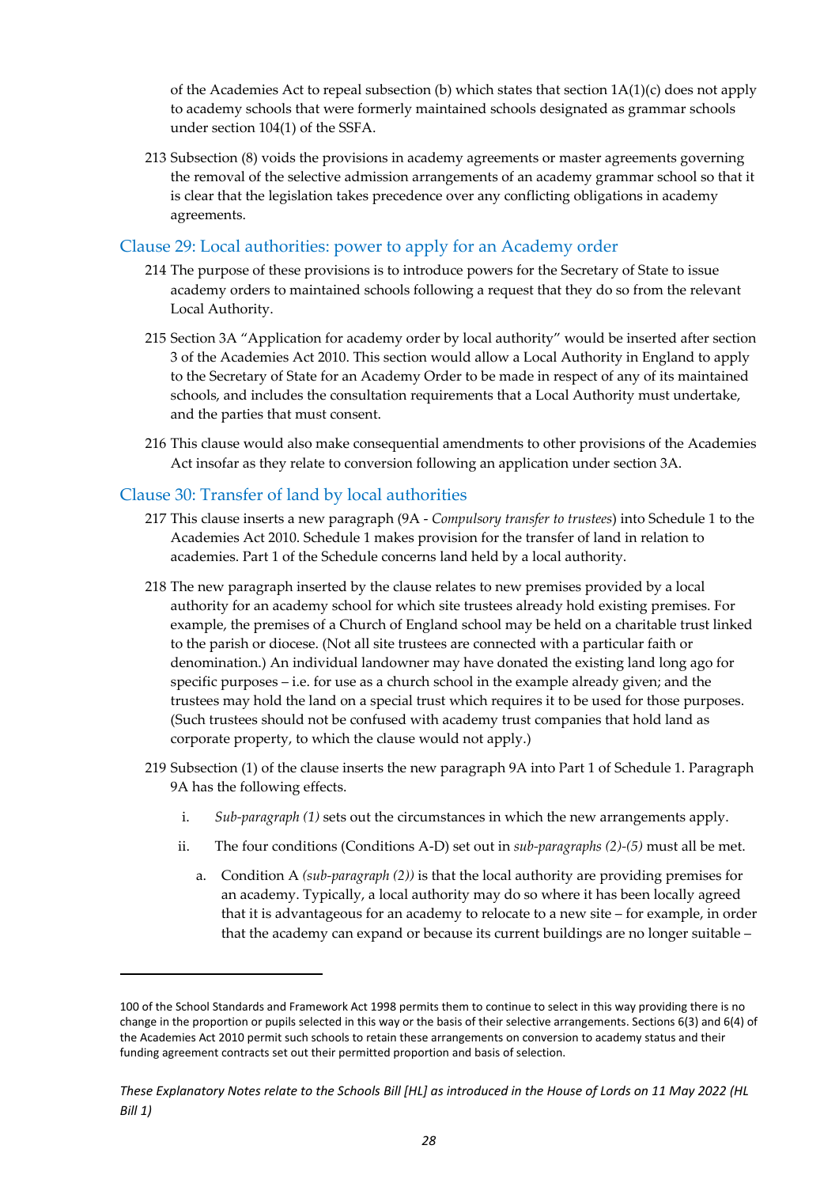of the Academies Act to repeal subsection (b) which states that section 1A(1)(c) does not apply to academy schools that were formerly maintained schools designated as grammar schools under section 104(1) of the SSFA.

213 Subsection (8) voids the provisions in academy agreements or master agreements governing the removal of the selective admission arrangements of an academy grammar school so that it is clear that the legislation takes precedence over any conflicting obligations in academy agreements.

### Clause 29: Local authorities: power to apply for an Academy order

214 The purpose of these provisions is to introduce powers for the Secretary of State to issue academy orders to maintained schools following a request that they do so from the relevant Local Authority.

215 Section 3A "Application for academy order by local authority" would be inserted after section 3 of the Academies Act 2010. This section would allow a Local Authority in England to apply to the Secretary of State for an Academy Order to be made in respect of any of its maintained schools, and includes the consultation requirements that a Local Authority must undertake, and the parties that must consent.

216 This clause would also make consequential amendments to other provisions of the Academies Act insofar as they relate to conversion following an application under section 3A.

### Clause 30: Transfer of land by local authorities

217 This clause inserts a new paragraph (9A - *Compulsory transfer to trustees*) into Schedule 1 to the Academies Act 2010. Schedule 1 makes provision for the transfer of land in relation to academies. Part 1 of the Schedule concerns land held by a local authority.

218 The new paragraph inserted by the clause relates to new premises provided by a local authority for an academy school for which site trustees already hold existing premises. For example, the premises of a Church of England school may be held on a charitable trust linked to the parish or diocese. (Not all site trustees are connected with a particular faith or denomination.) An individual landowner may have donated the existing land long ago for specific purposes – i.e. for use as a church school in the example already given; and the trustees may hold the land on a special trust which requires it to be used for those purposes. (Such trustees should not be confused with academy trust companies that hold land as corporate property, to which the clause would not apply.)

219 Subsection (1) of the clause inserts the new paragraph 9A into Part 1 of Schedule 1. Paragraph 9A has the following effects.

   i. *Sub-paragraph (1)* sets out the circumstances in which the new arrangements apply.

   ii. The four conditions (Conditions A-D) set out in *sub-paragraphs (2)-(5)* must all be met.

      a. Condition A *(sub-paragraph (2))* is that the local authority are providing premises for an academy. Typically, a local authority may do so where it has been locally agreed that it is advantageous for an academy to relocate to a new site – for example, in order that the academy can expand or because its current buildings are no longer suitable –

---

100 of the School Standards and Framework Act 1998 permits them to continue to select in this way providing there is no change in the proportion or pupils selected in this way or the basis of their selective arrangements. Sections 6(3) and 6(4) of the Academies Act 2010 permit such schools to retain these arrangements on conversion to academy status and their funding agreement contracts set out their permitted proportion and basis of selection.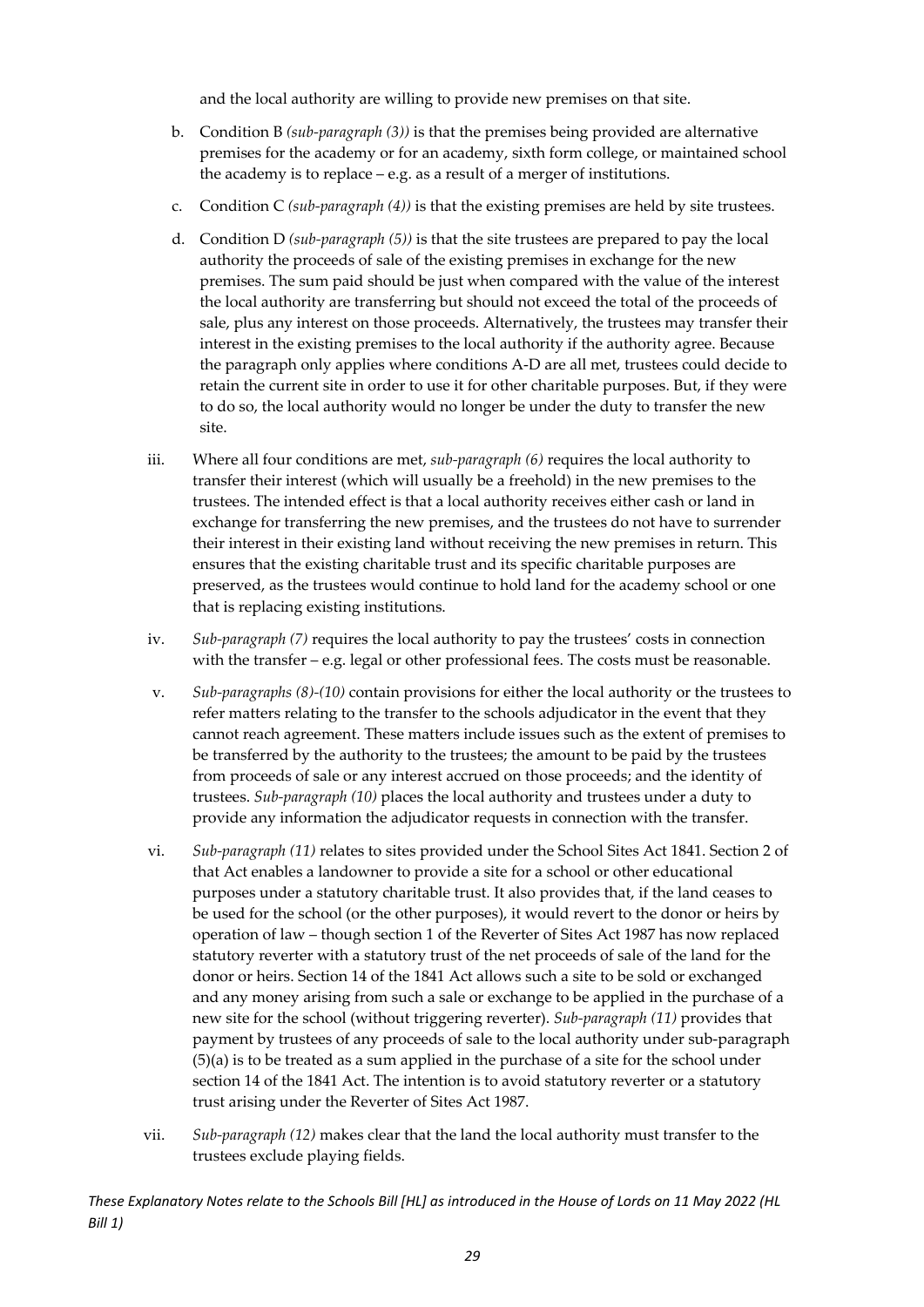and the local authority are willing to provide new premises on that site.

b. Condition B *(sub-paragraph (3))* is that the premises being provided are alternative premises for the academy or for an academy, sixth form college, or maintained school the academy is to replace – e.g. as a result of a merger of institutions.

c. Condition C *(sub-paragraph (4))* is that the existing premises are held by site trustees.

d. Condition D *(sub-paragraph (5))* is that the site trustees are prepared to pay the local authority the proceeds of sale of the existing premises in exchange for the new premises. The sum paid should be just when compared with the value of the interest the local authority are transferring but should not exceed the total of the proceeds of sale, plus any interest on those proceeds. Alternatively, the trustees may transfer their interest in the existing premises to the local authority if the authority agree. Because the paragraph only applies where conditions A-D are all met, trustees could decide to retain the current site in order to use it for other charitable purposes. But, if they were to do so, the local authority would no longer be under the duty to transfer the new site.

iii. Where all four conditions are met, *sub-paragraph (6)* requires the local authority to transfer their interest (which will usually be a freehold) in the new premises to the trustees. The intended effect is that a local authority receives either cash or land in exchange for transferring the new premises, and the trustees do not have to surrender their interest in their existing land without receiving the new premises in return. This ensures that the existing charitable trust and its specific charitable purposes are preserved, as the trustees would continue to hold land for the academy school or one that is replacing existing institutions.

iv. *Sub-paragraph (7)* requires the local authority to pay the trustees' costs in connection with the transfer – e.g. legal or other professional fees. The costs must be reasonable.

v. *Sub-paragraphs (8)-(10)* contain provisions for either the local authority or the trustees to refer matters relating to the transfer to the schools adjudicator in the event that they cannot reach agreement. These matters include issues such as the extent of premises to be transferred by the authority to the trustees; the amount to be paid by the trustees from proceeds of sale or any interest accrued on those proceeds; and the identity of trustees. *Sub-paragraph (10)* places the local authority and trustees under a duty to provide any information the adjudicator requests in connection with the transfer.

vi. *Sub-paragraph (11)* relates to sites provided under the School Sites Act 1841. Section 2 of that Act enables a landowner to provide a site for a school or other educational purposes under a statutory charitable trust. It also provides that, if the land ceases to be used for the school (or the other purposes), it would revert to the donor or heirs by operation of law – though section 1 of the Reverter of Sites Act 1987 has now replaced statutory reverter with a statutory trust of the net proceeds of sale of the land for the donor or heirs. Section 14 of the 1841 Act allows such a site to be sold or exchanged and any money arising from such a sale or exchange to be applied in the purchase of a new site for the school (without triggering reverter). *Sub-paragraph (11)* provides that payment by trustees of any proceeds of sale to the local authority under sub-paragraph (5)(a) is to be treated as a sum applied in the purchase of a site for the school under section 14 of the 1841 Act. The intention is to avoid statutory reverter or a statutory trust arising under the Reverter of Sites Act 1987.

vii. *Sub-paragraph (12)* makes clear that the land the local authority must transfer to the trustees exclude playing fields.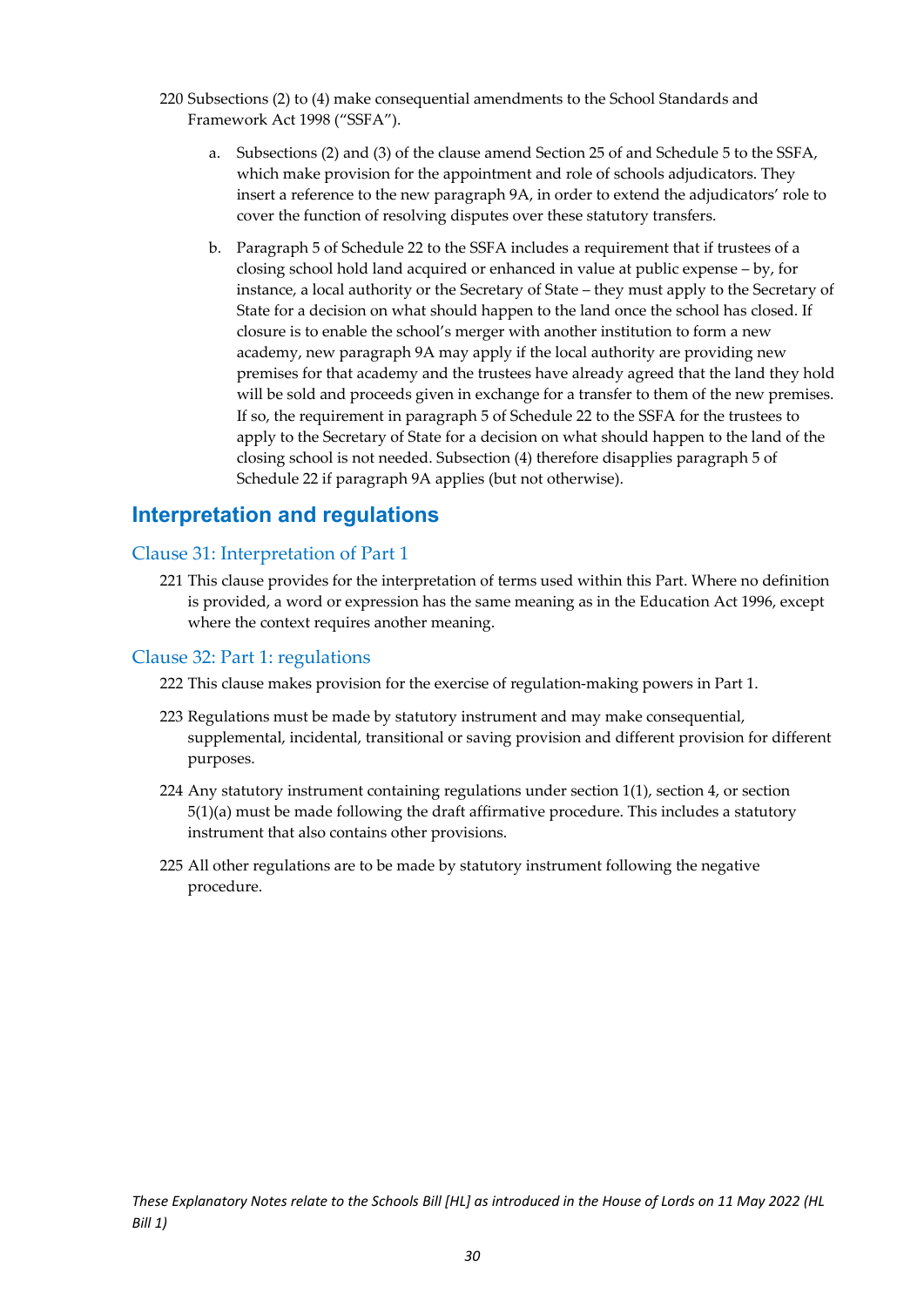220 Subsections (2) to (4) make consequential amendments to the School Standards and Framework Act 1998 ("SSFA").

a. Subsections (2) and (3) of the clause amend Section 25 of and Schedule 5 to the SSFA, which make provision for the appointment and role of schools adjudicators. They insert a reference to the new paragraph 9A, in order to extend the adjudicators' role to cover the function of resolving disputes over these statutory transfers.

b. Paragraph 5 of Schedule 22 to the SSFA includes a requirement that if trustees of a closing school hold land acquired or enhanced in value at public expense – by, for instance, a local authority or the Secretary of State – they must apply to the Secretary of State for a decision on what should happen to the land once the school has closed. If closure is to enable the school's merger with another institution to form a new academy, new paragraph 9A may apply if the local authority are providing new premises for that academy and the trustees have already agreed that the land they hold will be sold and proceeds given in exchange for a transfer to them of the new premises. If so, the requirement in paragraph 5 of Schedule 22 to the SSFA for the trustees to apply to the Secretary of State for a decision on what should happen to the land of the closing school is not needed. Subsection (4) therefore disapplies paragraph 5 of Schedule 22 if paragraph 9A applies (but not otherwise).

## Interpretation and regulations

### Clause 31: Interpretation of Part 1

221 This clause provides for the interpretation of terms used within this Part. Where no definition is provided, a word or expression has the same meaning as in the Education Act 1996, except where the context requires another meaning.

### Clause 32: Part 1: regulations

222 This clause makes provision for the exercise of regulation-making powers in Part 1.

223 Regulations must be made by statutory instrument and may make consequential, supplemental, incidental, transitional or saving provision and different provision for different purposes.

224 Any statutory instrument containing regulations under section 1(1), section 4, or section 5(1)(a) must be made following the draft affirmative procedure. This includes a statutory instrument that also contains other provisions.

225 All other regulations are to be made by statutory instrument following the negative procedure.

*These Explanatory Notes relate to the Schools Bill [HL] as introduced in the House of Lords on 11 May 2022 (HL Bill 1)*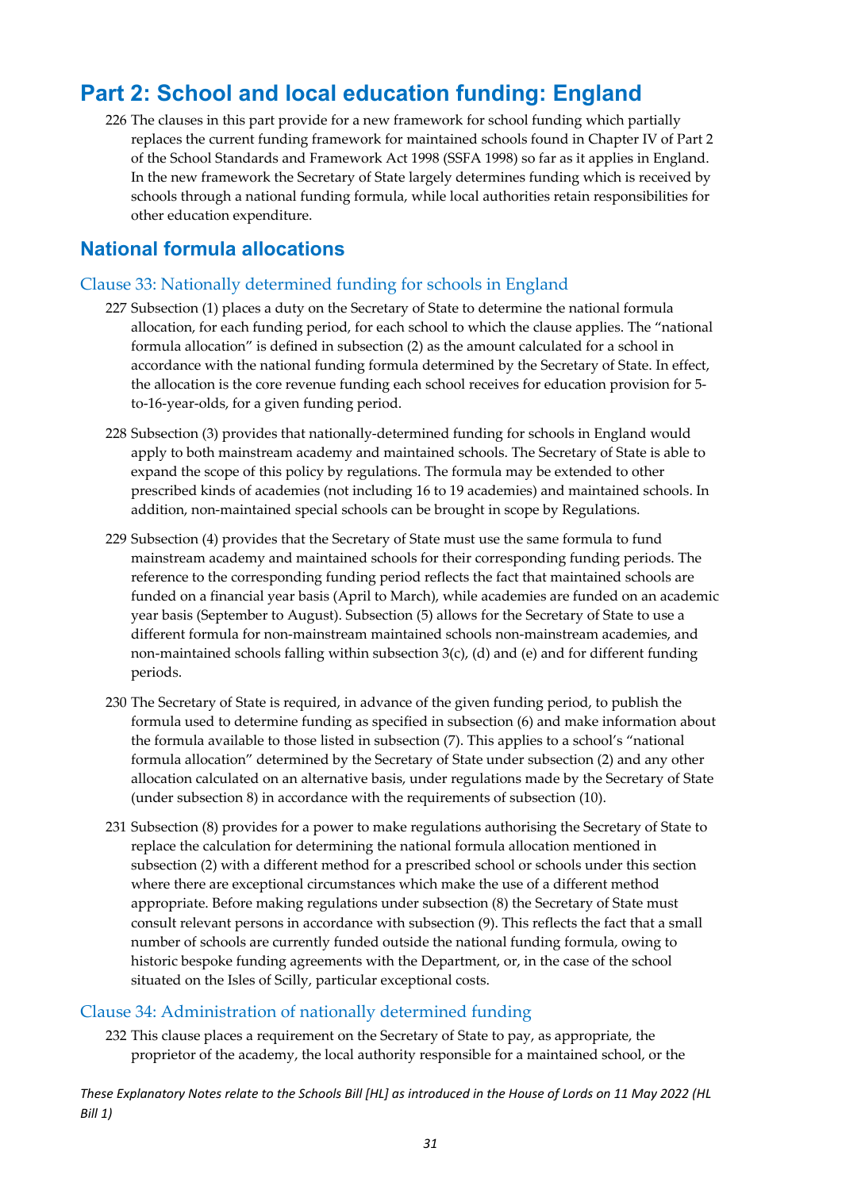# Part 2: School and local education funding: England

226 The clauses in this part provide for a new framework for school funding which partially replaces the current funding framework for maintained schools found in Chapter IV of Part 2 of the School Standards and Framework Act 1998 (SSFA 1998) so far as it applies in England. In the new framework the Secretary of State largely determines funding which is received by schools through a national funding formula, while local authorities retain responsibilities for other education expenditure.

## National formula allocations

### Clause 33: Nationally determined funding for schools in England

227 Subsection (1) places a duty on the Secretary of State to determine the national formula allocation, for each funding period, for each school to which the clause applies. The "national formula allocation" is defined in subsection (2) as the amount calculated for a school in accordance with the national funding formula determined by the Secretary of State. In effect, the allocation is the core revenue funding each school receives for education provision for 5-to-16-year-olds, for a given funding period.

228 Subsection (3) provides that nationally-determined funding for schools in England would apply to both mainstream academy and maintained schools. The Secretary of State is able to expand the scope of this policy by regulations. The formula may be extended to other prescribed kinds of academies (not including 16 to 19 academies) and maintained schools. In addition, non-maintained special schools can be brought in scope by Regulations.

229 Subsection (4) provides that the Secretary of State must use the same formula to fund mainstream academy and maintained schools for their corresponding funding periods. The reference to the corresponding funding period reflects the fact that maintained schools are funded on a financial year basis (April to March), while academies are funded on an academic year basis (September to August). Subsection (5) allows for the Secretary of State to use a different formula for non-mainstream maintained schools non-mainstream academies, and non-maintained schools falling within subsection 3(c), (d) and (e) and for different funding periods.

230 The Secretary of State is required, in advance of the given funding period, to publish the formula used to determine funding as specified in subsection (6) and make information about the formula available to those listed in subsection (7). This applies to a school's "national formula allocation" determined by the Secretary of State under subsection (2) and any other allocation calculated on an alternative basis, under regulations made by the Secretary of State (under subsection 8) in accordance with the requirements of subsection (10).

231 Subsection (8) provides for a power to make regulations authorising the Secretary of State to replace the calculation for determining the national formula allocation mentioned in subsection (2) with a different method for a prescribed school or schools under this section where there are exceptional circumstances which make the use of a different method appropriate. Before making regulations under subsection (8) the Secretary of State must consult relevant persons in accordance with subsection (9). This reflects the fact that a small number of schools are currently funded outside the national funding formula, owing to historic bespoke funding agreements with the Department, or, in the case of the school situated on the Isles of Scilly, particular exceptional costs.

### Clause 34: Administration of nationally determined funding

232 This clause places a requirement on the Secretary of State to pay, as appropriate, the proprietor of the academy, the local authority responsible for a maintained school, or the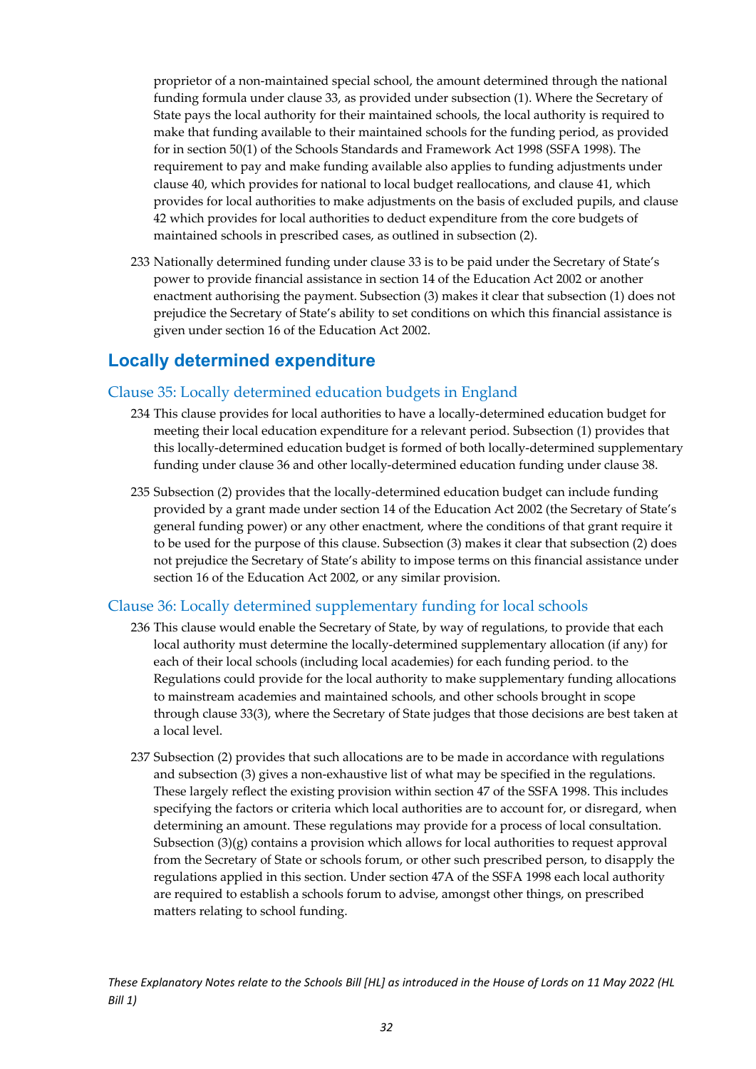proprietor of a non-maintained special school, the amount determined through the national funding formula under clause 33, as provided under subsection (1). Where the Secretary of State pays the local authority for their maintained schools, the local authority is required to make that funding available to their maintained schools for the funding period, as provided for in section 50(1) of the Schools Standards and Framework Act 1998 (SSFA 1998). The requirement to pay and make funding available also applies to funding adjustments under clause 40, which provides for national to local budget reallocations, and clause 41, which provides for local authorities to make adjustments on the basis of excluded pupils, and clause 42 which provides for local authorities to deduct expenditure from the core budgets of maintained schools in prescribed cases, as outlined in subsection (2).

233 Nationally determined funding under clause 33 is to be paid under the Secretary of State's power to provide financial assistance in section 14 of the Education Act 2002 or another enactment authorising the payment. Subsection (3) makes it clear that subsection (1) does not prejudice the Secretary of State's ability to set conditions on which this financial assistance is given under section 16 of the Education Act 2002.

## Locally determined expenditure

### Clause 35: Locally determined education budgets in England

234 This clause provides for local authorities to have a locally-determined education budget for meeting their local education expenditure for a relevant period. Subsection (1) provides that this locally-determined education budget is formed of both locally-determined supplementary funding under clause 36 and other locally-determined education funding under clause 38.

235 Subsection (2) provides that the locally-determined education budget can include funding provided by a grant made under section 14 of the Education Act 2002 (the Secretary of State's general funding power) or any other enactment, where the conditions of that grant require it to be used for the purpose of this clause. Subsection (3) makes it clear that subsection (2) does not prejudice the Secretary of State's ability to impose terms on this financial assistance under section 16 of the Education Act 2002, or any similar provision.

### Clause 36: Locally determined supplementary funding for local schools

236 This clause would enable the Secretary of State, by way of regulations, to provide that each local authority must determine the locally-determined supplementary allocation (if any) for each of their local schools (including local academies) for each funding period. to the Regulations could provide for the local authority to make supplementary funding allocations to mainstream academies and maintained schools, and other schools brought in scope through clause 33(3), where the Secretary of State judges that those decisions are best taken at a local level.

237 Subsection (2) provides that such allocations are to be made in accordance with regulations and subsection (3) gives a non-exhaustive list of what may be specified in the regulations. These largely reflect the existing provision within section 47 of the SSFA 1998. This includes specifying the factors or criteria which local authorities are to account for, or disregard, when determining an amount. These regulations may provide for a process of local consultation. Subsection (3)(g) contains a provision which allows for local authorities to request approval from the Secretary of State or schools forum, or other such prescribed person, to disapply the regulations applied in this section. Under section 47A of the SSFA 1998 each local authority are required to establish a schools forum to advise, amongst other things, on prescribed matters relating to school funding.

*These Explanatory Notes relate to the Schools Bill [HL] as introduced in the House of Lords on 11 May 2022 (HL Bill 1)*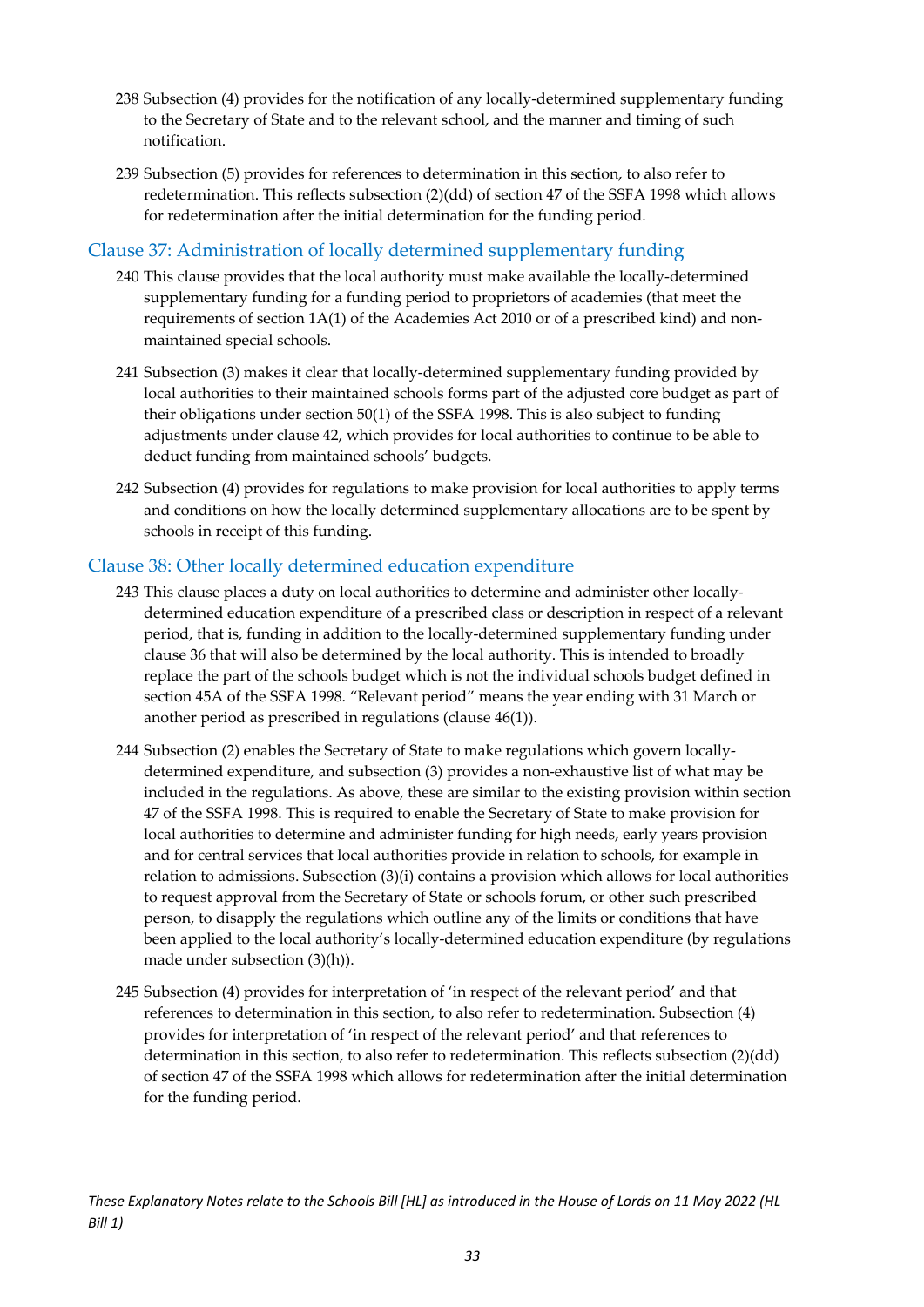238 Subsection (4) provides for the notification of any locally-determined supplementary funding to the Secretary of State and to the relevant school, and the manner and timing of such notification.

239 Subsection (5) provides for references to determination in this section, to also refer to redetermination. This reflects subsection (2)(dd) of section 47 of the SSFA 1998 which allows for redetermination after the initial determination for the funding period.

## Clause 37: Administration of locally determined supplementary funding

240 This clause provides that the local authority must make available the locally-determined supplementary funding for a funding period to proprietors of academies (that meet the requirements of section 1A(1) of the Academies Act 2010 or of a prescribed kind) and non-maintained special schools.

241 Subsection (3) makes it clear that locally-determined supplementary funding provided by local authorities to their maintained schools forms part of the adjusted core budget as part of their obligations under section 50(1) of the SSFA 1998. This is also subject to funding adjustments under clause 42, which provides for local authorities to continue to be able to deduct funding from maintained schools' budgets.

242 Subsection (4) provides for regulations to make provision for local authorities to apply terms and conditions on how the locally determined supplementary allocations are to be spent by schools in receipt of this funding.

## Clause 38: Other locally determined education expenditure

243 This clause places a duty on local authorities to determine and administer other locally-determined education expenditure of a prescribed class or description in respect of a relevant period, that is, funding in addition to the locally-determined supplementary funding under clause 36 that will also be determined by the local authority. This is intended to broadly replace the part of the schools budget which is not the individual schools budget defined in section 45A of the SSFA 1998. "Relevant period" means the year ending with 31 March or another period as prescribed in regulations (clause 46(1)).

244 Subsection (2) enables the Secretary of State to make regulations which govern locally-determined expenditure, and subsection (3) provides a non-exhaustive list of what may be included in the regulations. As above, these are similar to the existing provision within section 47 of the SSFA 1998. This is required to enable the Secretary of State to make provision for local authorities to determine and administer funding for high needs, early years provision and for central services that local authorities provide in relation to schools, for example in relation to admissions. Subsection (3)(i) contains a provision which allows for local authorities to request approval from the Secretary of State or schools forum, or other such prescribed person, to disapply the regulations which outline any of the limits or conditions that have been applied to the local authority's locally-determined education expenditure (by regulations made under subsection (3)(h)).

245 Subsection (4) provides for interpretation of 'in respect of the relevant period' and that references to determination in this section, to also refer to redetermination. Subsection (4) provides for interpretation of 'in respect of the relevant period' and that references to determination in this section, to also refer to redetermination. This reflects subsection (2)(dd) of section 47 of the SSFA 1998 which allows for redetermination after the initial determination for the funding period.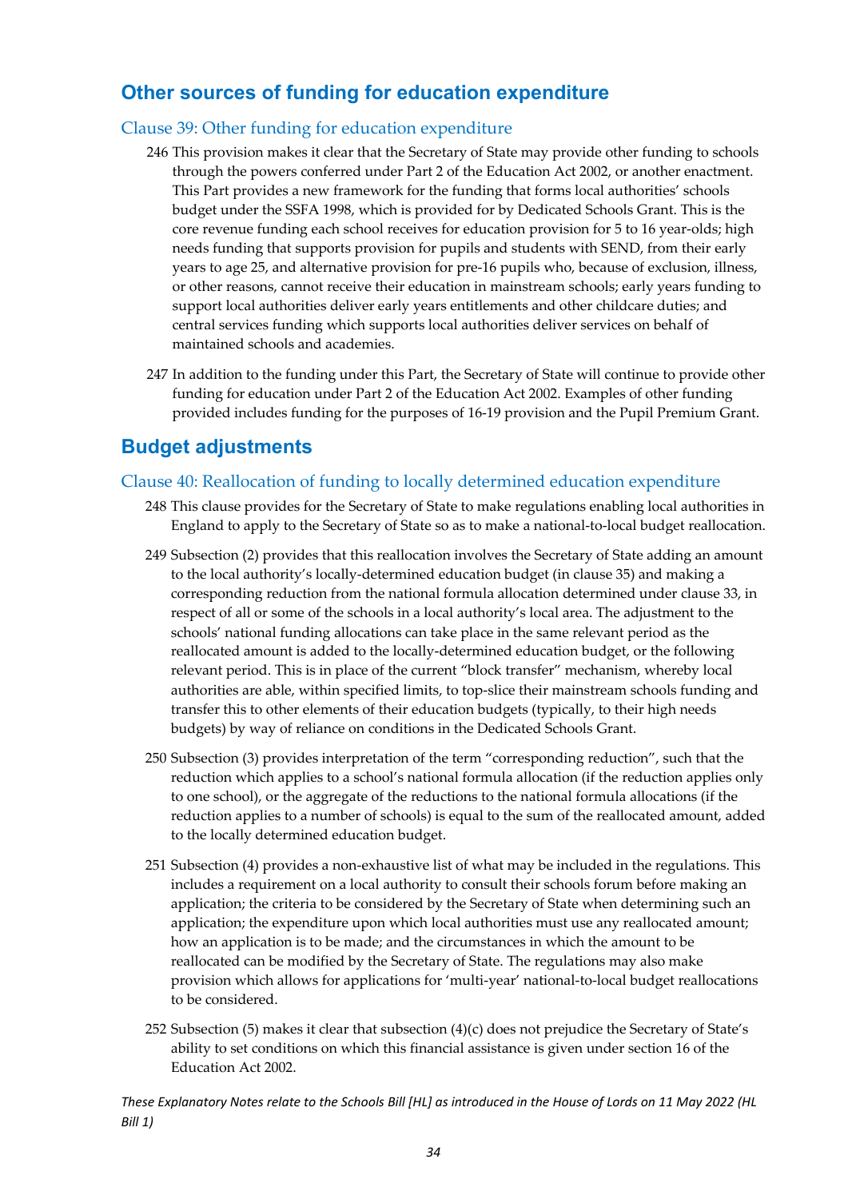## Other sources of funding for education expenditure

### Clause 39: Other funding for education expenditure

246 This provision makes it clear that the Secretary of State may provide other funding to schools through the powers conferred under Part 2 of the Education Act 2002, or another enactment. This Part provides a new framework for the funding that forms local authorities' schools budget under the SSFA 1998, which is provided for by Dedicated Schools Grant. This is the core revenue funding each school receives for education provision for 5 to 16 year-olds; high needs funding that supports provision for pupils and students with SEND, from their early years to age 25, and alternative provision for pre-16 pupils who, because of exclusion, illness, or other reasons, cannot receive their education in mainstream schools; early years funding to support local authorities deliver early years entitlements and other childcare duties; and central services funding which supports local authorities deliver services on behalf of maintained schools and academies.

247 In addition to the funding under this Part, the Secretary of State will continue to provide other funding for education under Part 2 of the Education Act 2002. Examples of other funding provided includes funding for the purposes of 16-19 provision and the Pupil Premium Grant.

## Budget adjustments

### Clause 40: Reallocation of funding to locally determined education expenditure

248 This clause provides for the Secretary of State to make regulations enabling local authorities in England to apply to the Secretary of State so as to make a national-to-local budget reallocation.

249 Subsection (2) provides that this reallocation involves the Secretary of State adding an amount to the local authority's locally-determined education budget (in clause 35) and making a corresponding reduction from the national formula allocation determined under clause 33, in respect of all or some of the schools in a local authority's local area. The adjustment to the schools' national funding allocations can take place in the same relevant period as the reallocated amount is added to the locally-determined education budget, or the following relevant period. This is in place of the current "block transfer" mechanism, whereby local authorities are able, within specified limits, to top-slice their mainstream schools funding and transfer this to other elements of their education budgets (typically, to their high needs budgets) by way of reliance on conditions in the Dedicated Schools Grant.

250 Subsection (3) provides interpretation of the term "corresponding reduction", such that the reduction which applies to a school's national formula allocation (if the reduction applies only to one school), or the aggregate of the reductions to the national formula allocations (if the reduction applies to a number of schools) is equal to the sum of the reallocated amount, added to the locally determined education budget.

251 Subsection (4) provides a non-exhaustive list of what may be included in the regulations. This includes a requirement on a local authority to consult their schools forum before making an application; the criteria to be considered by the Secretary of State when determining such an application; the expenditure upon which local authorities must use any reallocated amount; how an application is to be made; and the circumstances in which the amount to be reallocated can be modified by the Secretary of State. The regulations may also make provision which allows for applications for 'multi-year' national-to-local budget reallocations to be considered.

252 Subsection (5) makes it clear that subsection (4)(c) does not prejudice the Secretary of State's ability to set conditions on which this financial assistance is given under section 16 of the Education Act 2002.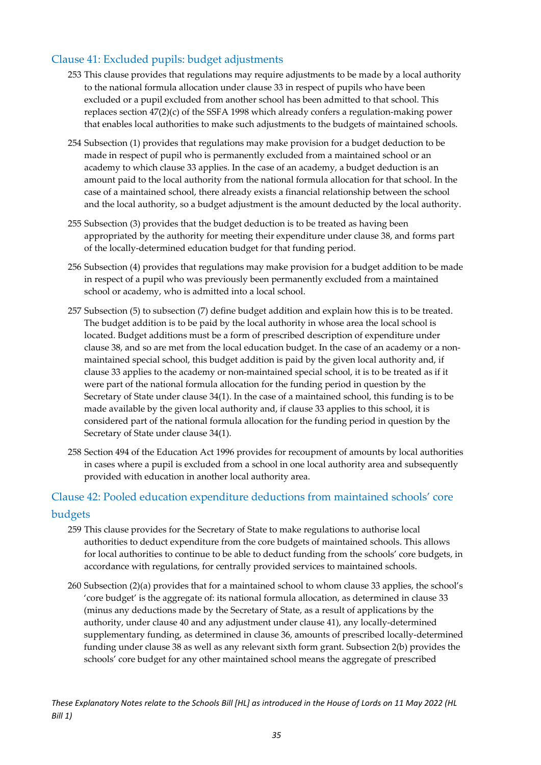## Clause 41: Excluded pupils: budget adjustments

253 This clause provides that regulations may require adjustments to be made by a local authority to the national formula allocation under clause 33 in respect of pupils who have been excluded or a pupil excluded from another school has been admitted to that school. This replaces section 47(2)(c) of the SSFA 1998 which already confers a regulation-making power that enables local authorities to make such adjustments to the budgets of maintained schools.

254 Subsection (1) provides that regulations may make provision for a budget deduction to be made in respect of pupil who is permanently excluded from a maintained school or an academy to which clause 33 applies. In the case of an academy, a budget deduction is an amount paid to the local authority from the national formula allocation for that school. In the case of a maintained school, there already exists a financial relationship between the school and the local authority, so a budget adjustment is the amount deducted by the local authority.

255 Subsection (3) provides that the budget deduction is to be treated as having been appropriated by the authority for meeting their expenditure under clause 38, and forms part of the locally-determined education budget for that funding period.

256 Subsection (4) provides that regulations may make provision for a budget addition to be made in respect of a pupil who was previously been permanently excluded from a maintained school or academy, who is admitted into a local school.

257 Subsection (5) to subsection (7) define budget addition and explain how this is to be treated. The budget addition is to be paid by the local authority in whose area the local school is located. Budget additions must be a form of prescribed description of expenditure under clause 38, and so are met from the local education budget. In the case of an academy or a non-maintained special school, this budget addition is paid by the given local authority and, if clause 33 applies to the academy or non-maintained special school, it is to be treated as if it were part of the national formula allocation for the funding period in question by the Secretary of State under clause 34(1). In the case of a maintained school, this funding is to be made available by the given local authority and, if clause 33 applies to this school, it is considered part of the national formula allocation for the funding period in question by the Secretary of State under clause 34(1).

258 Section 494 of the Education Act 1996 provides for recoupment of amounts by local authorities in cases where a pupil is excluded from a school in one local authority area and subsequently provided with education in another local authority area.

## Clause 42: Pooled education expenditure deductions from maintained schools' core budgets

259 This clause provides for the Secretary of State to make regulations to authorise local authorities to deduct expenditure from the core budgets of maintained schools. This allows for local authorities to continue to be able to deduct funding from the schools' core budgets, in accordance with regulations, for centrally provided services to maintained schools.

260 Subsection (2)(a) provides that for a maintained school to whom clause 33 applies, the school's 'core budget' is the aggregate of: its national formula allocation, as determined in clause 33 (minus any deductions made by the Secretary of State, as a result of applications by the authority, under clause 40 and any adjustment under clause 41), any locally-determined supplementary funding, as determined in clause 36, amounts of prescribed locally-determined funding under clause 38 as well as any relevant sixth form grant. Subsection 2(b) provides the schools' core budget for any other maintained school means the aggregate of prescribed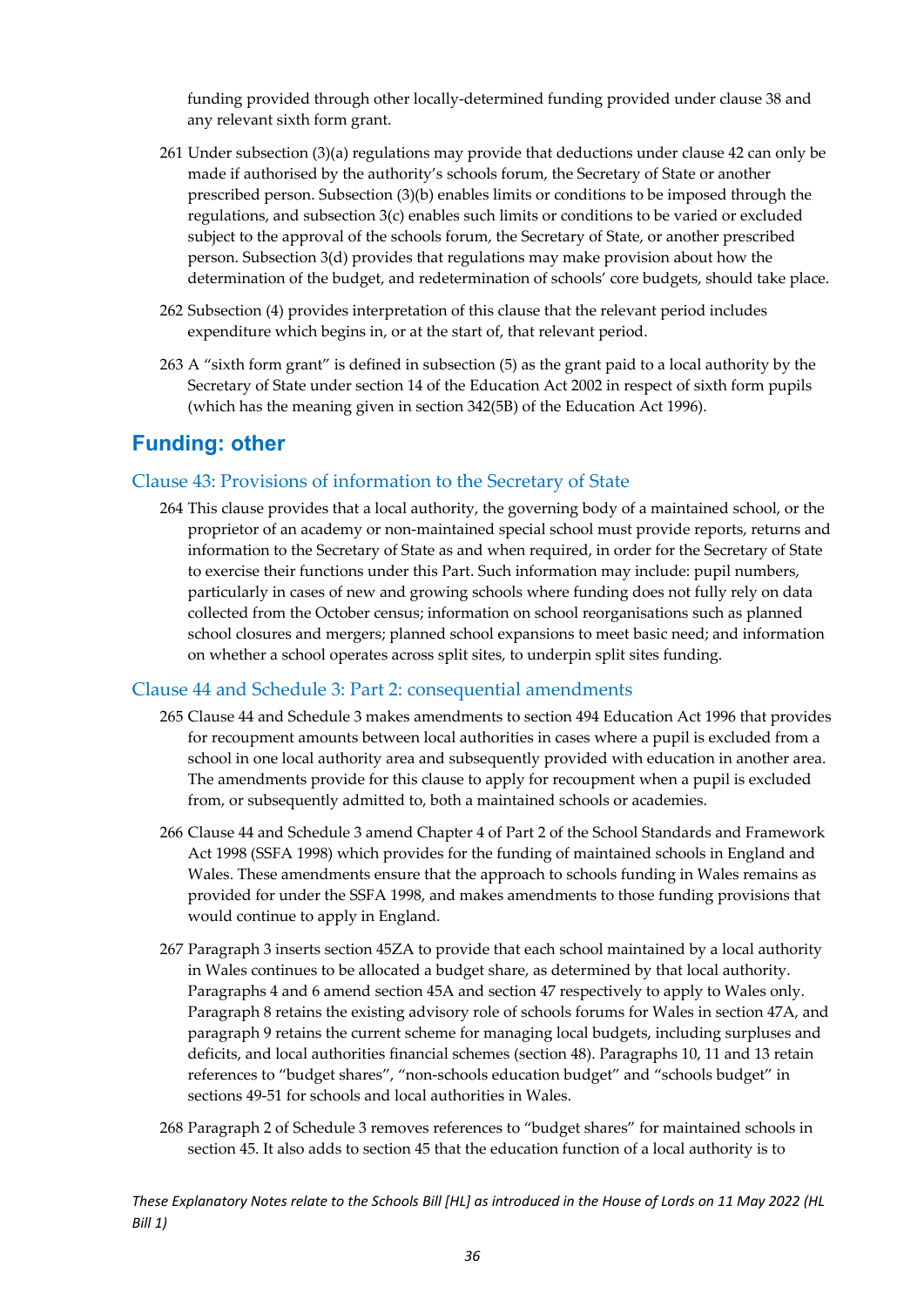funding provided through other locally-determined funding provided under clause 38 and any relevant sixth form grant.

261 Under subsection (3)(a) regulations may provide that deductions under clause 42 can only be made if authorised by the authority's schools forum, the Secretary of State or another prescribed person. Subsection (3)(b) enables limits or conditions to be imposed through the regulations, and subsection 3(c) enables such limits or conditions to be varied or excluded subject to the approval of the schools forum, the Secretary of State, or another prescribed person. Subsection 3(d) provides that regulations may make provision about how the determination of the budget, and redetermination of schools' core budgets, should take place.

262 Subsection (4) provides interpretation of this clause that the relevant period includes expenditure which begins in, or at the start of, that relevant period.

263 A "sixth form grant" is defined in subsection (5) as the grant paid to a local authority by the Secretary of State under section 14 of the Education Act 2002 in respect of sixth form pupils (which has the meaning given in section 342(5B) of the Education Act 1996).

## Funding: other

### Clause 43: Provisions of information to the Secretary of State

264 This clause provides that a local authority, the governing body of a maintained school, or the proprietor of an academy or non-maintained special school must provide reports, returns and information to the Secretary of State as and when required, in order for the Secretary of State to exercise their functions under this Part. Such information may include: pupil numbers, particularly in cases of new and growing schools where funding does not fully rely on data collected from the October census; information on school reorganisations such as planned school closures and mergers; planned school expansions to meet basic need; and information on whether a school operates across split sites, to underpin split sites funding.

### Clause 44 and Schedule 3: Part 2: consequential amendments

265 Clause 44 and Schedule 3 makes amendments to section 494 Education Act 1996 that provides for recoupment amounts between local authorities in cases where a pupil is excluded from a school in one local authority area and subsequently provided with education in another area. The amendments provide for this clause to apply for recoupment when a pupil is excluded from, or subsequently admitted to, both a maintained schools or academies.

266 Clause 44 and Schedule 3 amend Chapter 4 of Part 2 of the School Standards and Framework Act 1998 (SSFA 1998) which provides for the funding of maintained schools in England and Wales. These amendments ensure that the approach to schools funding in Wales remains as provided for under the SSFA 1998, and makes amendments to those funding provisions that would continue to apply in England.

267 Paragraph 3 inserts section 45ZA to provide that each school maintained by a local authority in Wales continues to be allocated a budget share, as determined by that local authority. Paragraphs 4 and 6 amend section 45A and section 47 respectively to apply to Wales only. Paragraph 8 retains the existing advisory role of schools forums for Wales in section 47A, and paragraph 9 retains the current scheme for managing local budgets, including surpluses and deficits, and local authorities financial schemes (section 48). Paragraphs 10, 11 and 13 retain references to "budget shares", "non-schools education budget" and "schools budget" in sections 49-51 for schools and local authorities in Wales.

268 Paragraph 2 of Schedule 3 removes references to "budget shares" for maintained schools in section 45. It also adds to section 45 that the education function of a local authority is to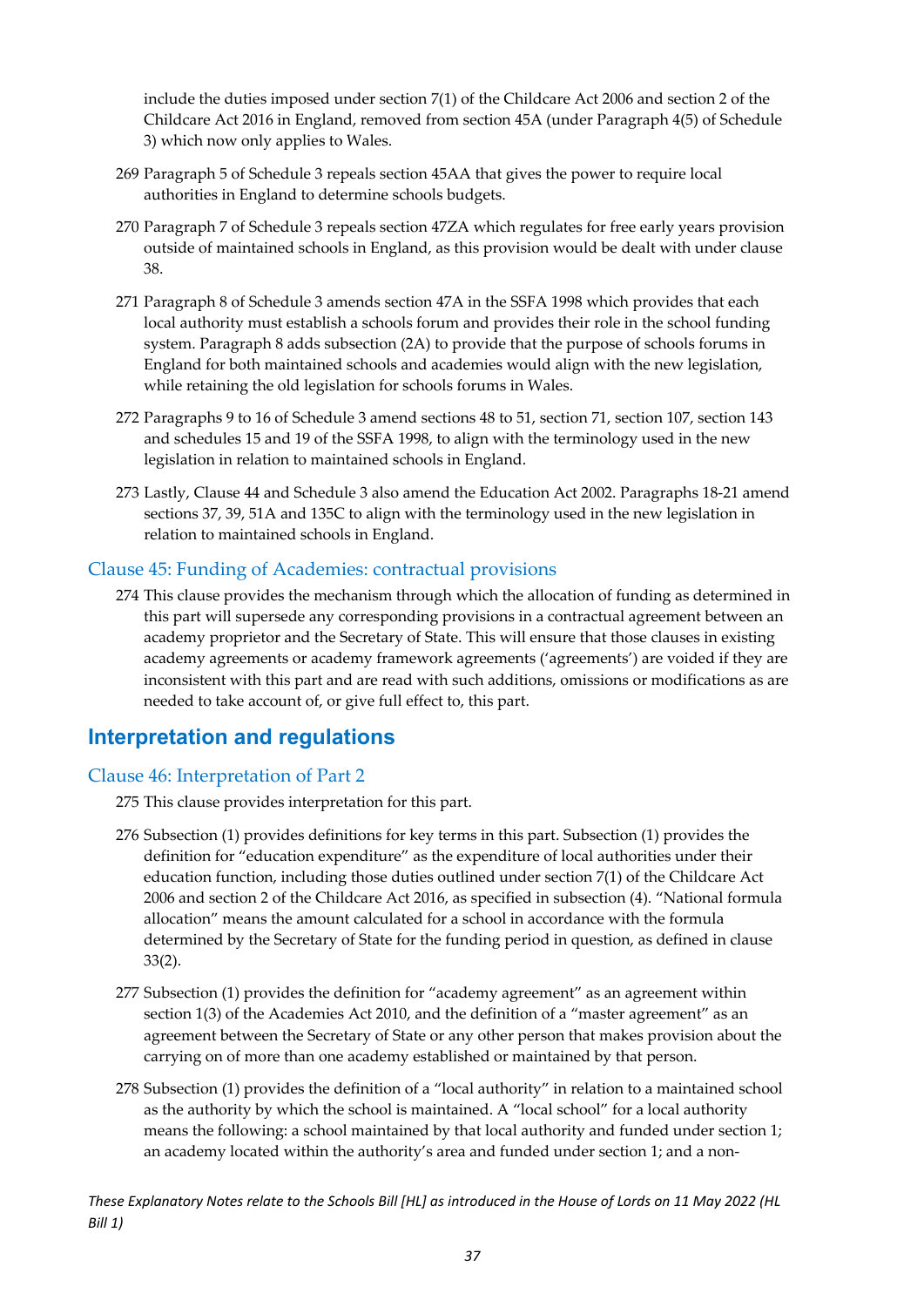include the duties imposed under section 7(1) of the Childcare Act 2006 and section 2 of the Childcare Act 2016 in England, removed from section 45A (under Paragraph 4(5) of Schedule 3) which now only applies to Wales.

269 Paragraph 5 of Schedule 3 repeals section 45AA that gives the power to require local authorities in England to determine schools budgets.

270 Paragraph 7 of Schedule 3 repeals section 47ZA which regulates for free early years provision outside of maintained schools in England, as this provision would be dealt with under clause 38.

271 Paragraph 8 of Schedule 3 amends section 47A in the SSFA 1998 which provides that each local authority must establish a schools forum and provides their role in the school funding system. Paragraph 8 adds subsection (2A) to provide that the purpose of schools forums in England for both maintained schools and academies would align with the new legislation, while retaining the old legislation for schools forums in Wales.

272 Paragraphs 9 to 16 of Schedule 3 amend sections 48 to 51, section 71, section 107, section 143 and schedules 15 and 19 of the SSFA 1998, to align with the terminology used in the new legislation in relation to maintained schools in England.

273 Lastly, Clause 44 and Schedule 3 also amend the Education Act 2002. Paragraphs 18-21 amend sections 37, 39, 51A and 135C to align with the terminology used in the new legislation in relation to maintained schools in England.

### Clause 45: Funding of Academies: contractual provisions

274 This clause provides the mechanism through which the allocation of funding as determined in this part will supersede any corresponding provisions in a contractual agreement between an academy proprietor and the Secretary of State. This will ensure that those clauses in existing academy agreements or academy framework agreements ('agreements') are voided if they are inconsistent with this part and are read with such additions, omissions or modifications as are needed to take account of, or give full effect to, this part.

## Interpretation and regulations

### Clause 46: Interpretation of Part 2

275 This clause provides interpretation for this part.

276 Subsection (1) provides definitions for key terms in this part. Subsection (1) provides the definition for "education expenditure" as the expenditure of local authorities under their education function, including those duties outlined under section 7(1) of the Childcare Act 2006 and section 2 of the Childcare Act 2016, as specified in subsection (4). "National formula allocation" means the amount calculated for a school in accordance with the formula determined by the Secretary of State for the funding period in question, as defined in clause 33(2).

277 Subsection (1) provides the definition for "academy agreement" as an agreement within section 1(3) of the Academies Act 2010, and the definition of a "master agreement" as an agreement between the Secretary of State or any other person that makes provision about the carrying on of more than one academy established or maintained by that person.

278 Subsection (1) provides the definition of a "local authority" in relation to a maintained school as the authority by which the school is maintained. A "local school" for a local authority means the following: a school maintained by that local authority and funded under section 1; an academy located within the authority's area and funded under section 1; and a non-

*These Explanatory Notes relate to the Schools Bill [HL] as introduced in the House of Lords on 11 May 2022 (HL Bill 1)*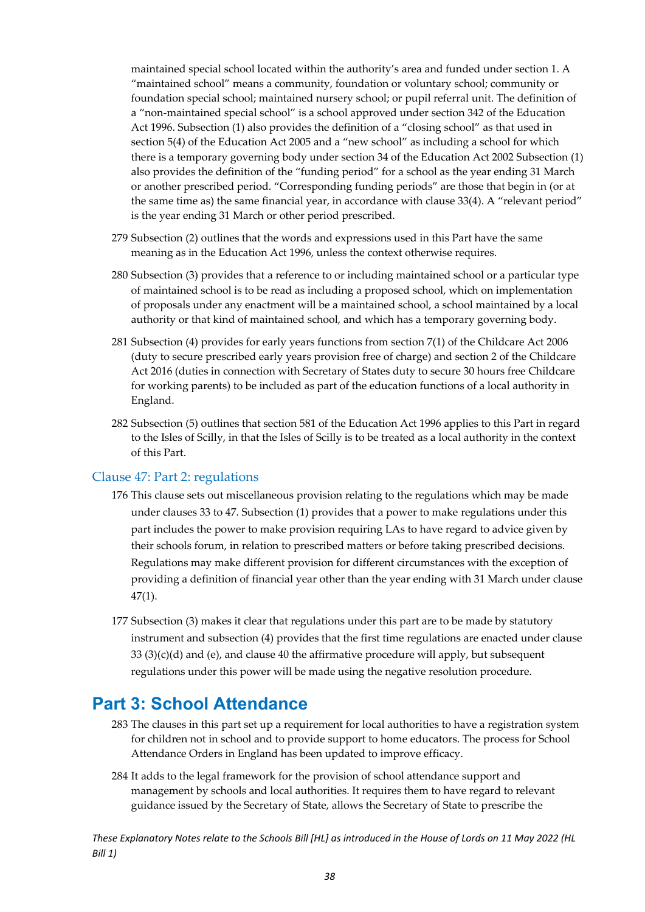maintained special school located within the authority's area and funded under section 1. A "maintained school" means a community, foundation or voluntary school; community or foundation special school; maintained nursery school; or pupil referral unit. The definition of a "non-maintained special school" is a school approved under section 342 of the Education Act 1996. Subsection (1) also provides the definition of a "closing school" as that used in section 5(4) of the Education Act 2005 and a "new school" as including a school for which there is a temporary governing body under section 34 of the Education Act 2002 Subsection (1) also provides the definition of the "funding period" for a school as the year ending 31 March or another prescribed period. "Corresponding funding periods" are those that begin in (or at the same time as) the same financial year, in accordance with clause 33(4). A "relevant period" is the year ending 31 March or other period prescribed.

279 Subsection (2) outlines that the words and expressions used in this Part have the same meaning as in the Education Act 1996, unless the context otherwise requires.

280 Subsection (3) provides that a reference to or including maintained school or a particular type of maintained school is to be read as including a proposed school, which on implementation of proposals under any enactment will be a maintained school, a school maintained by a local authority or that kind of maintained school, and which has a temporary governing body.

281 Subsection (4) provides for early years functions from section 7(1) of the Childcare Act 2006 (duty to secure prescribed early years provision free of charge) and section 2 of the Childcare Act 2016 (duties in connection with Secretary of States duty to secure 30 hours free Childcare for working parents) to be included as part of the education functions of a local authority in England.

282 Subsection (5) outlines that section 581 of the Education Act 1996 applies to this Part in regard to the Isles of Scilly, in that the Isles of Scilly is to be treated as a local authority in the context of this Part.

### Clause 47: Part 2: regulations

176 This clause sets out miscellaneous provision relating to the regulations which may be made under clauses 33 to 47. Subsection (1) provides that a power to make regulations under this part includes the power to make provision requiring LAs to have regard to advice given by their schools forum, in relation to prescribed matters or before taking prescribed decisions. Regulations may make different provision for different circumstances with the exception of providing a definition of financial year other than the year ending with 31 March under clause 47(1).

177 Subsection (3) makes it clear that regulations under this part are to be made by statutory instrument and subsection (4) provides that the first time regulations are enacted under clause 33 (3)(c)(d) and (e), and clause 40 the affirmative procedure will apply, but subsequent regulations under this power will be made using the negative resolution procedure.

## Part 3: School Attendance

283 The clauses in this part set up a requirement for local authorities to have a registration system for children not in school and to provide support to home educators. The process for School Attendance Orders in England has been updated to improve efficacy.

284 It adds to the legal framework for the provision of school attendance support and management by schools and local authorities. It requires them to have regard to relevant guidance issued by the Secretary of State, allows the Secretary of State to prescribe the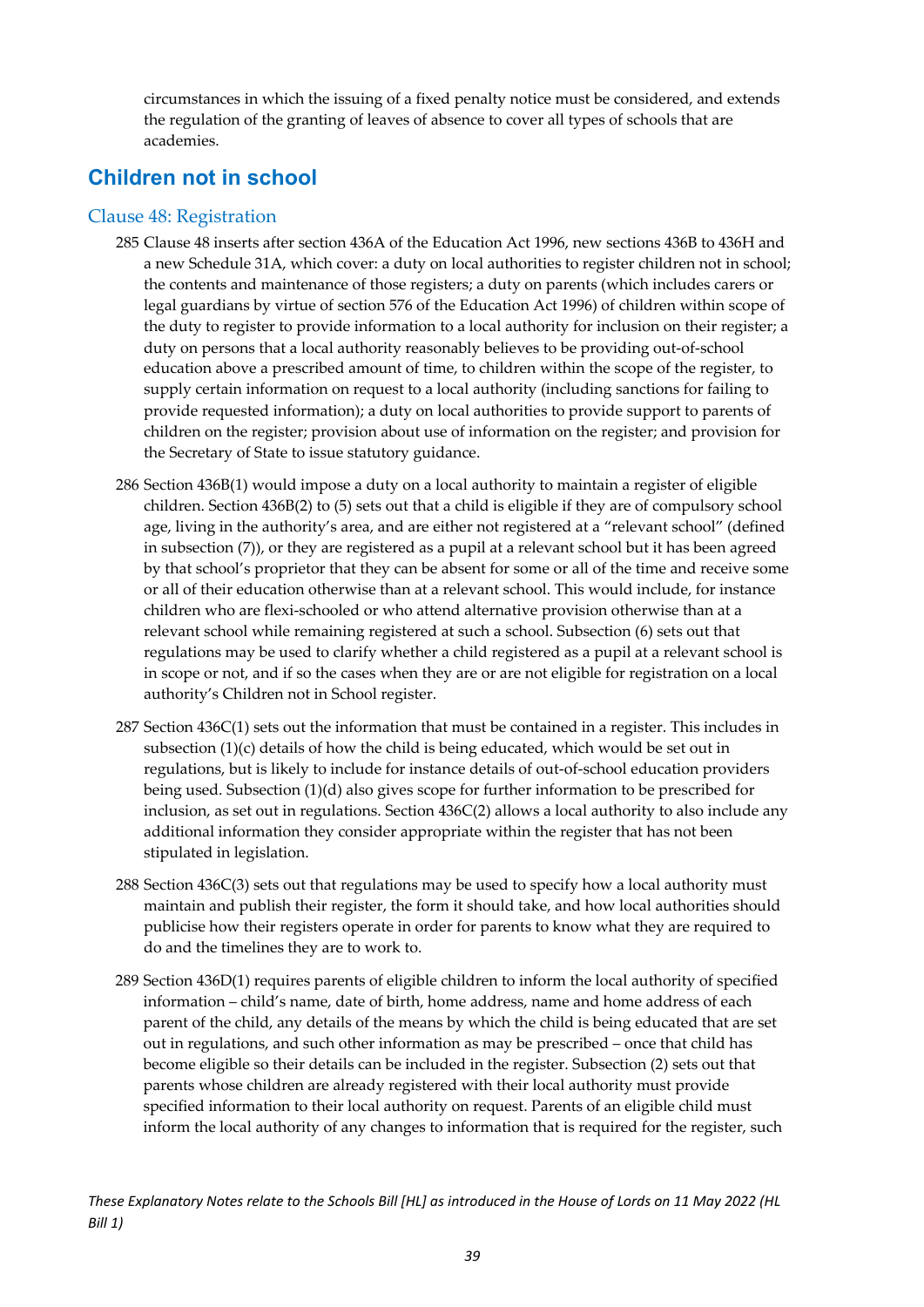circumstances in which the issuing of a fixed penalty notice must be considered, and extends the regulation of the granting of leaves of absence to cover all types of schools that are academies.

## Children not in school

### Clause 48: Registration

285 Clause 48 inserts after section 436A of the Education Act 1996, new sections 436B to 436H and a new Schedule 31A, which cover: a duty on local authorities to register children not in school; the contents and maintenance of those registers; a duty on parents (which includes carers or legal guardians by virtue of section 576 of the Education Act 1996) of children within scope of the duty to register to provide information to a local authority for inclusion on their register; a duty on persons that a local authority reasonably believes to be providing out-of-school education above a prescribed amount of time, to children within the scope of the register, to supply certain information on request to a local authority (including sanctions for failing to provide requested information); a duty on local authorities to provide support to parents of children on the register; provision about use of information on the register; and provision for the Secretary of State to issue statutory guidance.

286 Section 436B(1) would impose a duty on a local authority to maintain a register of eligible children. Section 436B(2) to (5) sets out that a child is eligible if they are of compulsory school age, living in the authority's area, and are either not registered at a "relevant school" (defined in subsection (7)), or they are registered as a pupil at a relevant school but it has been agreed by that school's proprietor that they can be absent for some or all of the time and receive some or all of their education otherwise than at a relevant school. This would include, for instance children who are flexi-schooled or who attend alternative provision otherwise than at a relevant school while remaining registered at such a school. Subsection (6) sets out that regulations may be used to clarify whether a child registered as a pupil at a relevant school is in scope or not, and if so the cases when they are or are not eligible for registration on a local authority's Children not in School register.

287 Section 436C(1) sets out the information that must be contained in a register. This includes in subsection (1)(c) details of how the child is being educated, which would be set out in regulations, but is likely to include for instance details of out-of-school education providers being used. Subsection (1)(d) also gives scope for further information to be prescribed for inclusion, as set out in regulations. Section 436C(2) allows a local authority to also include any additional information they consider appropriate within the register that has not been stipulated in legislation.

288 Section 436C(3) sets out that regulations may be used to specify how a local authority must maintain and publish their register, the form it should take, and how local authorities should publicise how their registers operate in order for parents to know what they are required to do and the timelines they are to work to.

289 Section 436D(1) requires parents of eligible children to inform the local authority of specified information – child's name, date of birth, home address, name and home address of each parent of the child, any details of the means by which the child is being educated that are set out in regulations, and such other information as may be prescribed – once that child has become eligible so their details can be included in the register. Subsection (2) sets out that parents whose children are already registered with their local authority must provide specified information to their local authority on request. Parents of an eligible child must inform the local authority of any changes to information that is required for the register, such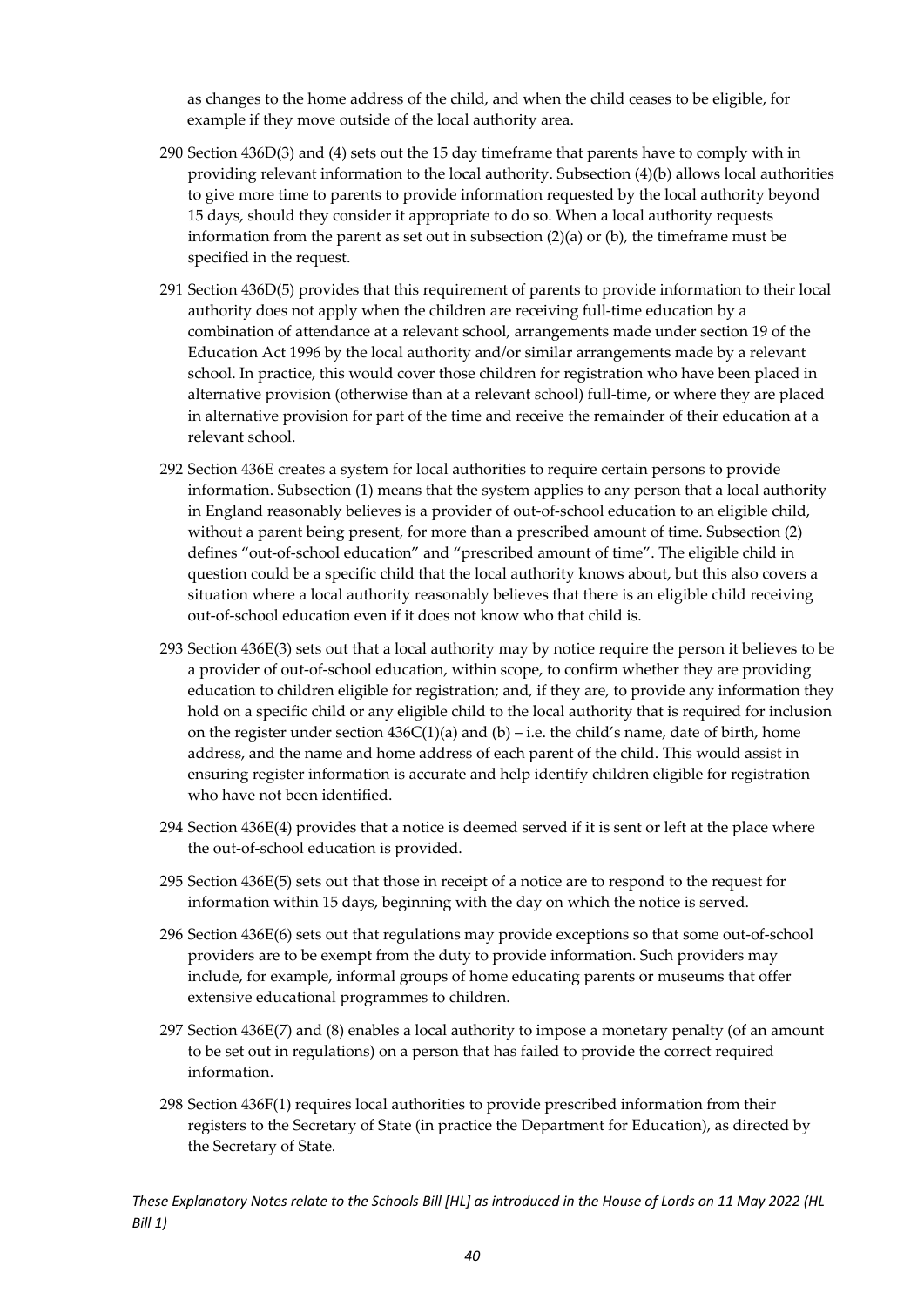as changes to the home address of the child, and when the child ceases to be eligible, for example if they move outside of the local authority area.

290 Section 436D(3) and (4) sets out the 15 day timeframe that parents have to comply with in providing relevant information to the local authority. Subsection (4)(b) allows local authorities to give more time to parents to provide information requested by the local authority beyond 15 days, should they consider it appropriate to do so. When a local authority requests information from the parent as set out in subsection (2)(a) or (b), the timeframe must be specified in the request.

291 Section 436D(5) provides that this requirement of parents to provide information to their local authority does not apply when the children are receiving full-time education by a combination of attendance at a relevant school, arrangements made under section 19 of the Education Act 1996 by the local authority and/or similar arrangements made by a relevant school. In practice, this would cover those children for registration who have been placed in alternative provision (otherwise than at a relevant school) full-time, or where they are placed in alternative provision for part of the time and receive the remainder of their education at a relevant school.

292 Section 436E creates a system for local authorities to require certain persons to provide information. Subsection (1) means that the system applies to any person that a local authority in England reasonably believes is a provider of out-of-school education to an eligible child, without a parent being present, for more than a prescribed amount of time. Subsection (2) defines "out-of-school education" and "prescribed amount of time". The eligible child in question could be a specific child that the local authority knows about, but this also covers a situation where a local authority reasonably believes that there is an eligible child receiving out-of-school education even if it does not know who that child is.

293 Section 436E(3) sets out that a local authority may by notice require the person it believes to be a provider of out-of-school education, within scope, to confirm whether they are providing education to children eligible for registration; and, if they are, to provide any information they hold on a specific child or any eligible child to the local authority that is required for inclusion on the register under section 436C(1)(a) and (b) – i.e. the child's name, date of birth, home address, and the name and home address of each parent of the child. This would assist in ensuring register information is accurate and help identify children eligible for registration who have not been identified.

294 Section 436E(4) provides that a notice is deemed served if it is sent or left at the place where the out-of-school education is provided.

295 Section 436E(5) sets out that those in receipt of a notice are to respond to the request for information within 15 days, beginning with the day on which the notice is served.

296 Section 436E(6) sets out that regulations may provide exceptions so that some out-of-school providers are to be exempt from the duty to provide information. Such providers may include, for example, informal groups of home educating parents or museums that offer extensive educational programmes to children.

297 Section 436E(7) and (8) enables a local authority to impose a monetary penalty (of an amount to be set out in regulations) on a person that has failed to provide the correct required information.

298 Section 436F(1) requires local authorities to provide prescribed information from their registers to the Secretary of State (in practice the Department for Education), as directed by the Secretary of State.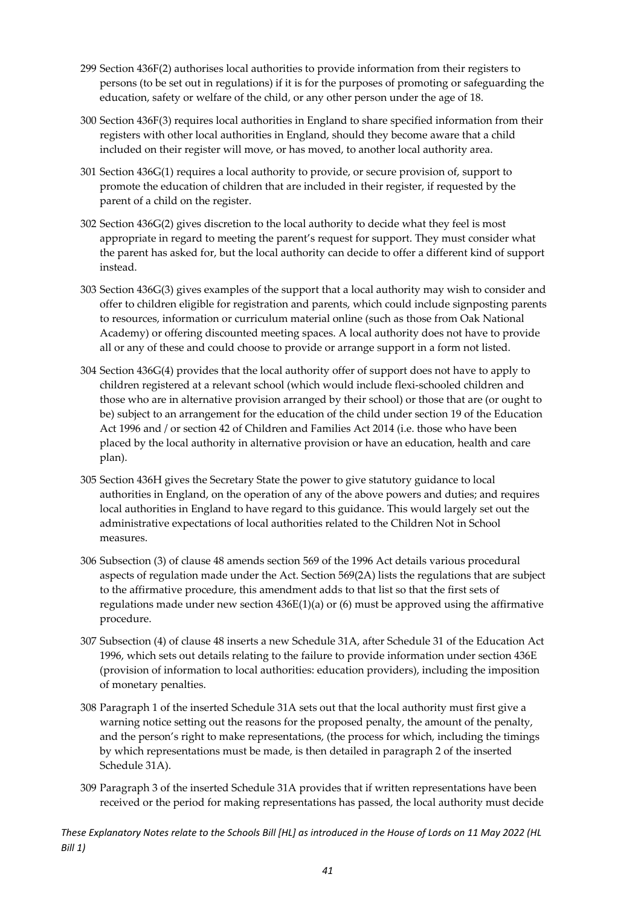299 Section 436F(2) authorises local authorities to provide information from their registers to persons (to be set out in regulations) if it is for the purposes of promoting or safeguarding the education, safety or welfare of the child, or any other person under the age of 18.

300 Section 436F(3) requires local authorities in England to share specified information from their registers with other local authorities in England, should they become aware that a child included on their register will move, or has moved, to another local authority area.

301 Section 436G(1) requires a local authority to provide, or secure provision of, support to promote the education of children that are included in their register, if requested by the parent of a child on the register.

302 Section 436G(2) gives discretion to the local authority to decide what they feel is most appropriate in regard to meeting the parent's request for support. They must consider what the parent has asked for, but the local authority can decide to offer a different kind of support instead.

303 Section 436G(3) gives examples of the support that a local authority may wish to consider and offer to children eligible for registration and parents, which could include signposting parents to resources, information or curriculum material online (such as those from Oak National Academy) or offering discounted meeting spaces. A local authority does not have to provide all or any of these and could choose to provide or arrange support in a form not listed.

304 Section 436G(4) provides that the local authority offer of support does not have to apply to children registered at a relevant school (which would include flexi-schooled children and those who are in alternative provision arranged by their school) or those that are (or ought to be) subject to an arrangement for the education of the child under section 19 of the Education Act 1996 and / or section 42 of Children and Families Act 2014 (i.e. those who have been placed by the local authority in alternative provision or have an education, health and care plan).

305 Section 436H gives the Secretary State the power to give statutory guidance to local authorities in England, on the operation of any of the above powers and duties; and requires local authorities in England to have regard to this guidance. This would largely set out the administrative expectations of local authorities related to the Children Not in School measures.

306 Subsection (3) of clause 48 amends section 569 of the 1996 Act details various procedural aspects of regulation made under the Act. Section 569(2A) lists the regulations that are subject to the affirmative procedure, this amendment adds to that list so that the first sets of regulations made under new section 436E(1)(a) or (6) must be approved using the affirmative procedure.

307 Subsection (4) of clause 48 inserts a new Schedule 31A, after Schedule 31 of the Education Act 1996, which sets out details relating to the failure to provide information under section 436E (provision of information to local authorities: education providers), including the imposition of monetary penalties.

308 Paragraph 1 of the inserted Schedule 31A sets out that the local authority must first give a warning notice setting out the reasons for the proposed penalty, the amount of the penalty, and the person's right to make representations, (the process for which, including the timings by which representations must be made, is then detailed in paragraph 2 of the inserted Schedule 31A).

309 Paragraph 3 of the inserted Schedule 31A provides that if written representations have been received or the period for making representations has passed, the local authority must decide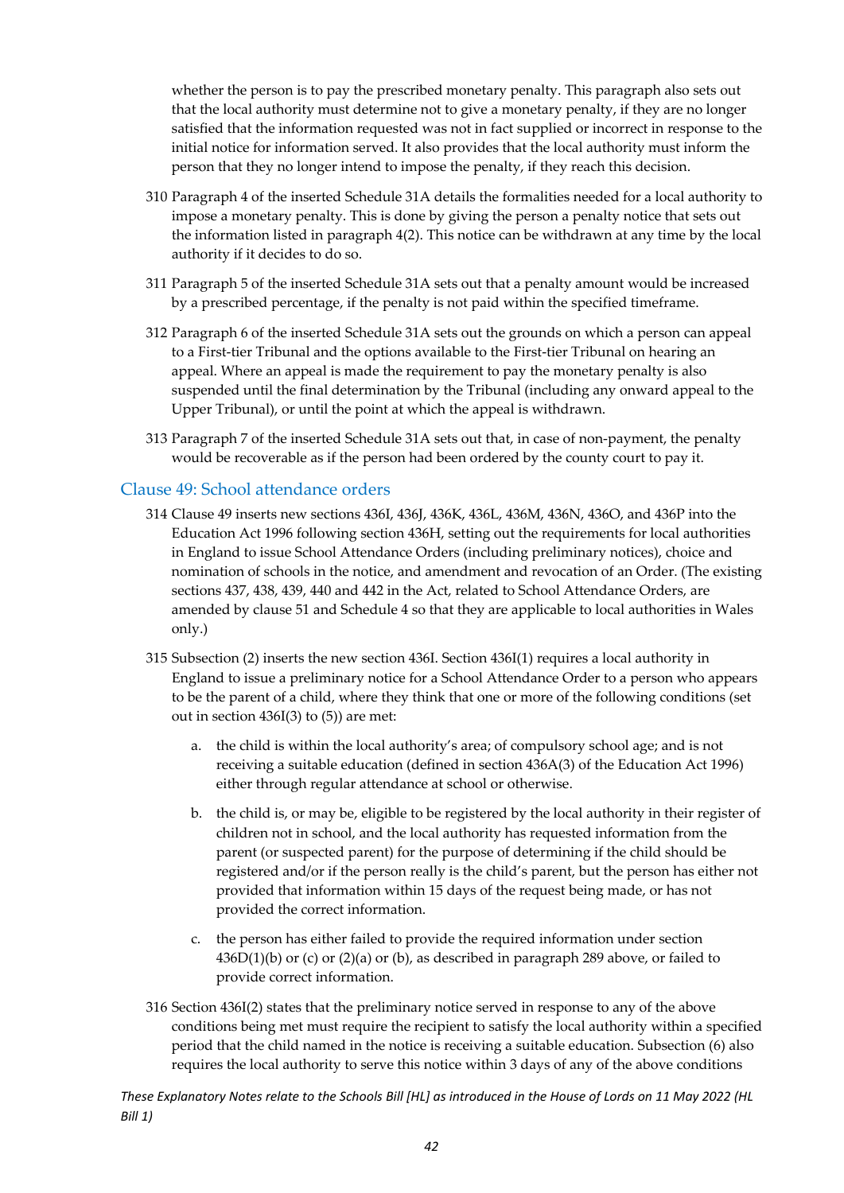whether the person is to pay the prescribed monetary penalty. This paragraph also sets out that the local authority must determine not to give a monetary penalty, if they are no longer satisfied that the information requested was not in fact supplied or incorrect in response to the initial notice for information served. It also provides that the local authority must inform the person that they no longer intend to impose the penalty, if they reach this decision.

310 Paragraph 4 of the inserted Schedule 31A details the formalities needed for a local authority to impose a monetary penalty. This is done by giving the person a penalty notice that sets out the information listed in paragraph 4(2). This notice can be withdrawn at any time by the local authority if it decides to do so.

311 Paragraph 5 of the inserted Schedule 31A sets out that a penalty amount would be increased by a prescribed percentage, if the penalty is not paid within the specified timeframe.

312 Paragraph 6 of the inserted Schedule 31A sets out the grounds on which a person can appeal to a First-tier Tribunal and the options available to the First-tier Tribunal on hearing an appeal. Where an appeal is made the requirement to pay the monetary penalty is also suspended until the final determination by the Tribunal (including any onward appeal to the Upper Tribunal), or until the point at which the appeal is withdrawn.

313 Paragraph 7 of the inserted Schedule 31A sets out that, in case of non-payment, the penalty would be recoverable as if the person had been ordered by the county court to pay it.

## Clause 49: School attendance orders

314 Clause 49 inserts new sections 436I, 436J, 436K, 436L, 436M, 436N, 436O, and 436P into the Education Act 1996 following section 436H, setting out the requirements for local authorities in England to issue School Attendance Orders (including preliminary notices), choice and nomination of schools in the notice, and amendment and revocation of an Order. (The existing sections 437, 438, 439, 440 and 442 in the Act, related to School Attendance Orders, are amended by clause 51 and Schedule 4 so that they are applicable to local authorities in Wales only.)

315 Subsection (2) inserts the new section 436I. Section 436I(1) requires a local authority in England to issue a preliminary notice for a School Attendance Order to a person who appears to be the parent of a child, where they think that one or more of the following conditions (set out in section 436I(3) to (5)) are met:

  a. the child is within the local authority's area; of compulsory school age; and is not receiving a suitable education (defined in section 436A(3) of the Education Act 1996) either through regular attendance at school or otherwise.

  b. the child is, or may be, eligible to be registered by the local authority in their register of children not in school, and the local authority has requested information from the parent (or suspected parent) for the purpose of determining if the child should be registered and/or if the person really is the child's parent, but the person has either not provided that information within 15 days of the request being made, or has not provided the correct information.

  c. the person has either failed to provide the required information under section 436D(1)(b) or (c) or (2)(a) or (b), as described in paragraph 289 above, or failed to provide correct information.

316 Section 436I(2) states that the preliminary notice served in response to any of the above conditions being met must require the recipient to satisfy the local authority within a specified period that the child named in the notice is receiving a suitable education. Subsection (6) also requires the local authority to serve this notice within 3 days of any of the above conditions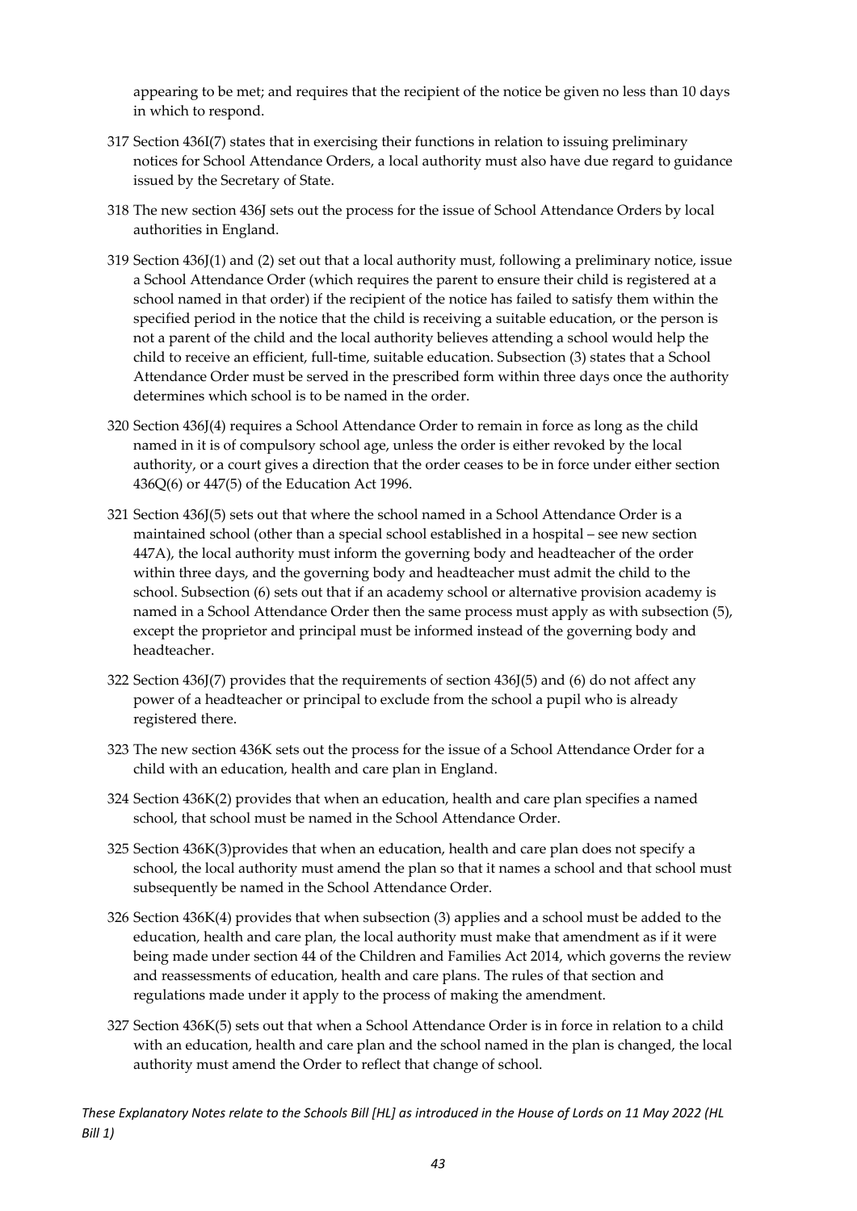appearing to be met; and requires that the recipient of the notice be given no less than 10 days in which to respond.

317 Section 436I(7) states that in exercising their functions in relation to issuing preliminary notices for School Attendance Orders, a local authority must also have due regard to guidance issued by the Secretary of State.

318 The new section 436J sets out the process for the issue of School Attendance Orders by local authorities in England.

319 Section 436J(1) and (2) set out that a local authority must, following a preliminary notice, issue a School Attendance Order (which requires the parent to ensure their child is registered at a school named in that order) if the recipient of the notice has failed to satisfy them within the specified period in the notice that the child is receiving a suitable education, or the person is not a parent of the child and the local authority believes attending a school would help the child to receive an efficient, full-time, suitable education. Subsection (3) states that a School Attendance Order must be served in the prescribed form within three days once the authority determines which school is to be named in the order.

320 Section 436J(4) requires a School Attendance Order to remain in force as long as the child named in it is of compulsory school age, unless the order is either revoked by the local authority, or a court gives a direction that the order ceases to be in force under either section 436Q(6) or 447(5) of the Education Act 1996.

321 Section 436J(5) sets out that where the school named in a School Attendance Order is a maintained school (other than a special school established in a hospital – see new section 447A), the local authority must inform the governing body and headteacher of the order within three days, and the governing body and headteacher must admit the child to the school. Subsection (6) sets out that if an academy school or alternative provision academy is named in a School Attendance Order then the same process must apply as with subsection (5), except the proprietor and principal must be informed instead of the governing body and headteacher.

322 Section 436J(7) provides that the requirements of section 436J(5) and (6) do not affect any power of a headteacher or principal to exclude from the school a pupil who is already registered there.

323 The new section 436K sets out the process for the issue of a School Attendance Order for a child with an education, health and care plan in England.

324 Section 436K(2) provides that when an education, health and care plan specifies a named school, that school must be named in the School Attendance Order.

325 Section 436K(3)provides that when an education, health and care plan does not specify a school, the local authority must amend the plan so that it names a school and that school must subsequently be named in the School Attendance Order.

326 Section 436K(4) provides that when subsection (3) applies and a school must be added to the education, health and care plan, the local authority must make that amendment as if it were being made under section 44 of the Children and Families Act 2014, which governs the review and reassessments of education, health and care plans. The rules of that section and regulations made under it apply to the process of making the amendment.

327 Section 436K(5) sets out that when a School Attendance Order is in force in relation to a child with an education, health and care plan and the school named in the plan is changed, the local authority must amend the Order to reflect that change of school.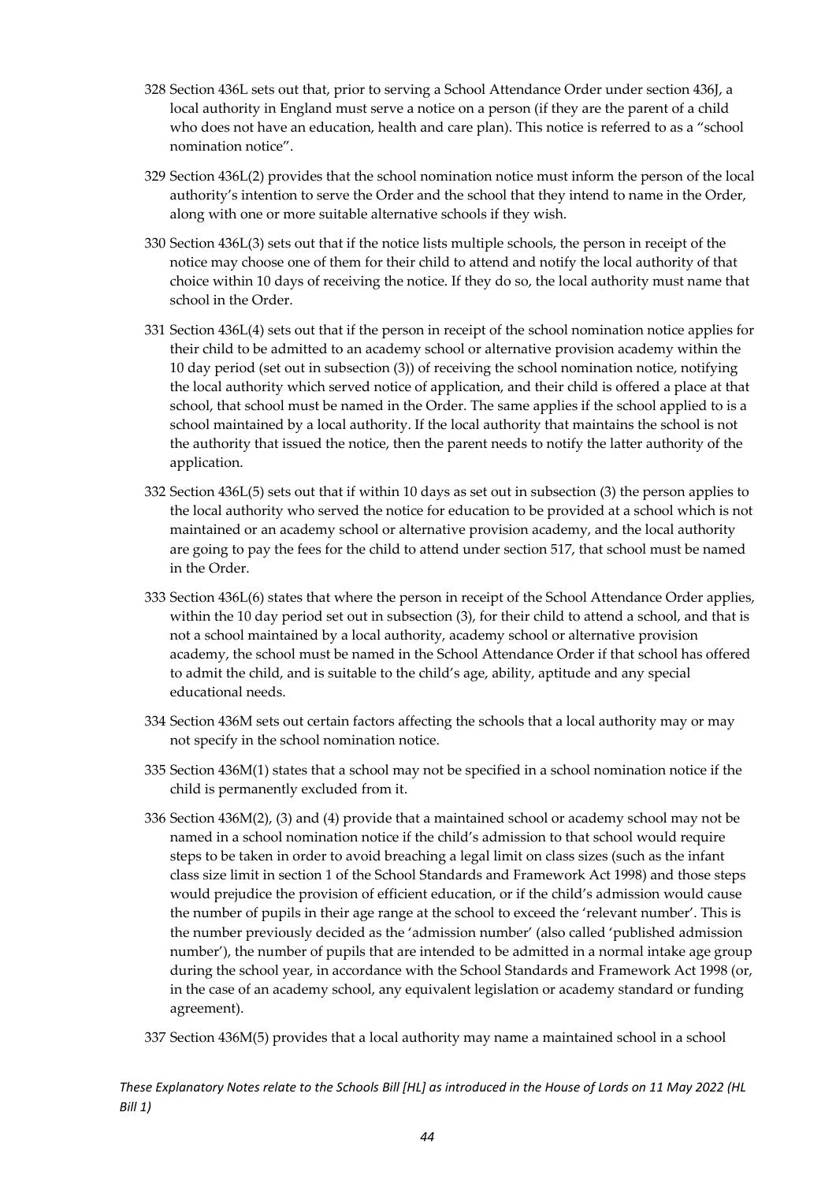328 Section 436L sets out that, prior to serving a School Attendance Order under section 436J, a local authority in England must serve a notice on a person (if they are the parent of a child who does not have an education, health and care plan). This notice is referred to as a "school nomination notice".

329 Section 436L(2) provides that the school nomination notice must inform the person of the local authority's intention to serve the Order and the school that they intend to name in the Order, along with one or more suitable alternative schools if they wish.

330 Section 436L(3) sets out that if the notice lists multiple schools, the person in receipt of the notice may choose one of them for their child to attend and notify the local authority of that choice within 10 days of receiving the notice. If they do so, the local authority must name that school in the Order.

331 Section 436L(4) sets out that if the person in receipt of the school nomination notice applies for their child to be admitted to an academy school or alternative provision academy within the 10 day period (set out in subsection (3)) of receiving the school nomination notice, notifying the local authority which served notice of application, and their child is offered a place at that school, that school must be named in the Order. The same applies if the school applied to is a school maintained by a local authority. If the local authority that maintains the school is not the authority that issued the notice, then the parent needs to notify the latter authority of the application.

332 Section 436L(5) sets out that if within 10 days as set out in subsection (3) the person applies to the local authority who served the notice for education to be provided at a school which is not maintained or an academy school or alternative provision academy, and the local authority are going to pay the fees for the child to attend under section 517, that school must be named in the Order.

333 Section 436L(6) states that where the person in receipt of the School Attendance Order applies, within the 10 day period set out in subsection (3), for their child to attend a school, and that is not a school maintained by a local authority, academy school or alternative provision academy, the school must be named in the School Attendance Order if that school has offered to admit the child, and is suitable to the child's age, ability, aptitude and any special educational needs.

334 Section 436M sets out certain factors affecting the schools that a local authority may or may not specify in the school nomination notice.

335 Section 436M(1) states that a school may not be specified in a school nomination notice if the child is permanently excluded from it.

336 Section 436M(2), (3) and (4) provide that a maintained school or academy school may not be named in a school nomination notice if the child's admission to that school would require steps to be taken in order to avoid breaching a legal limit on class sizes (such as the infant class size limit in section 1 of the School Standards and Framework Act 1998) and those steps would prejudice the provision of efficient education, or if the child's admission would cause the number of pupils in their age range at the school to exceed the 'relevant number'. This is the number previously decided as the 'admission number' (also called 'published admission number'), the number of pupils that are intended to be admitted in a normal intake age group during the school year, in accordance with the School Standards and Framework Act 1998 (or, in the case of an academy school, any equivalent legislation or academy standard or funding agreement).

337 Section 436M(5) provides that a local authority may name a maintained school in a school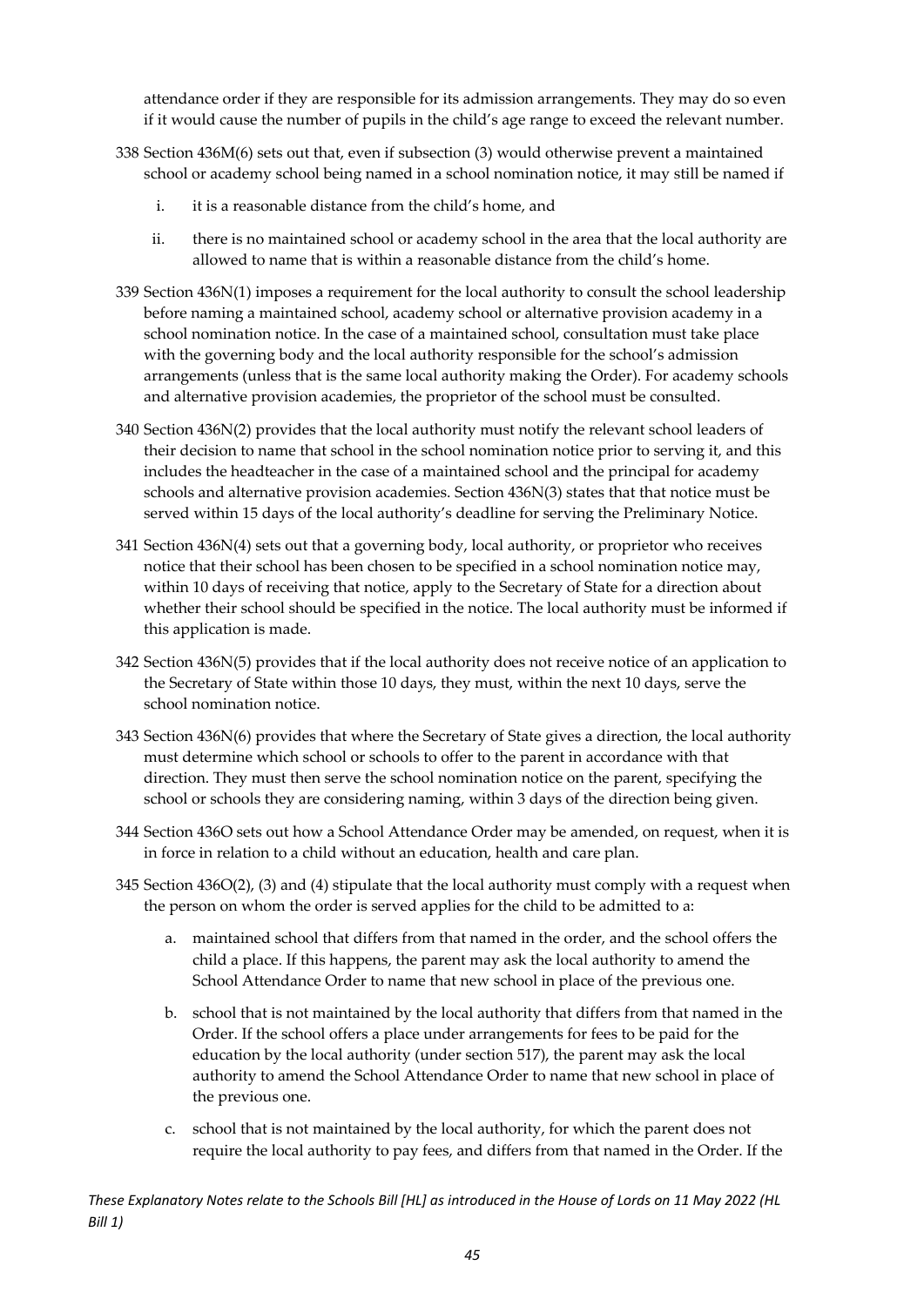attendance order if they are responsible for its admission arrangements. They may do so even if it would cause the number of pupils in the child's age range to exceed the relevant number.

338 Section 436M(6) sets out that, even if subsection (3) would otherwise prevent a maintained school or academy school being named in a school nomination notice, it may still be named if

i. it is a reasonable distance from the child's home, and

ii. there is no maintained school or academy school in the area that the local authority are allowed to name that is within a reasonable distance from the child's home.

339 Section 436N(1) imposes a requirement for the local authority to consult the school leadership before naming a maintained school, academy school or alternative provision academy in a school nomination notice. In the case of a maintained school, consultation must take place with the governing body and the local authority responsible for the school's admission arrangements (unless that is the same local authority making the Order). For academy schools and alternative provision academies, the proprietor of the school must be consulted.

340 Section 436N(2) provides that the local authority must notify the relevant school leaders of their decision to name that school in the school nomination notice prior to serving it, and this includes the headteacher in the case of a maintained school and the principal for academy schools and alternative provision academies. Section 436N(3) states that that notice must be served within 15 days of the local authority's deadline for serving the Preliminary Notice.

341 Section 436N(4) sets out that a governing body, local authority, or proprietor who receives notice that their school has been chosen to be specified in a school nomination notice may, within 10 days of receiving that notice, apply to the Secretary of State for a direction about whether their school should be specified in the notice. The local authority must be informed if this application is made.

342 Section 436N(5) provides that if the local authority does not receive notice of an application to the Secretary of State within those 10 days, they must, within the next 10 days, serve the school nomination notice.

343 Section 436N(6) provides that where the Secretary of State gives a direction, the local authority must determine which school or schools to offer to the parent in accordance with that direction. They must then serve the school nomination notice on the parent, specifying the school or schools they are considering naming, within 3 days of the direction being given.

344 Section 436O sets out how a School Attendance Order may be amended, on request, when it is in force in relation to a child without an education, health and care plan.

345 Section 436O(2), (3) and (4) stipulate that the local authority must comply with a request when the person on whom the order is served applies for the child to be admitted to a:

a. maintained school that differs from that named in the order, and the school offers the child a place. If this happens, the parent may ask the local authority to amend the School Attendance Order to name that new school in place of the previous one.

b. school that is not maintained by the local authority that differs from that named in the Order. If the school offers a place under arrangements for fees to be paid for the education by the local authority (under section 517), the parent may ask the local authority to amend the School Attendance Order to name that new school in place of the previous one.

c. school that is not maintained by the local authority, for which the parent does not require the local authority to pay fees, and differs from that named in the Order. If the

*These Explanatory Notes relate to the Schools Bill [HL] as introduced in the House of Lords on 11 May 2022 (HL Bill 1)*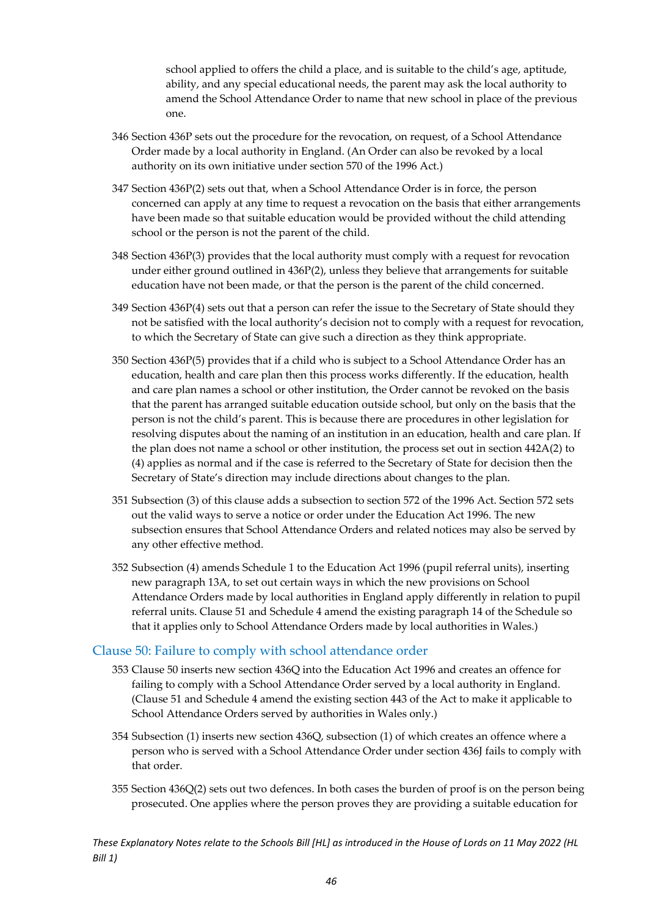school applied to offers the child a place, and is suitable to the child's age, aptitude, ability, and any special educational needs, the parent may ask the local authority to amend the School Attendance Order to name that new school in place of the previous one.

346 Section 436P sets out the procedure for the revocation, on request, of a School Attendance Order made by a local authority in England. (An Order can also be revoked by a local authority on its own initiative under section 570 of the 1996 Act.)

347 Section 436P(2) sets out that, when a School Attendance Order is in force, the person concerned can apply at any time to request a revocation on the basis that either arrangements have been made so that suitable education would be provided without the child attending school or the person is not the parent of the child.

348 Section 436P(3) provides that the local authority must comply with a request for revocation under either ground outlined in 436P(2), unless they believe that arrangements for suitable education have not been made, or that the person is the parent of the child concerned.

349 Section 436P(4) sets out that a person can refer the issue to the Secretary of State should they not be satisfied with the local authority's decision not to comply with a request for revocation, to which the Secretary of State can give such a direction as they think appropriate.

350 Section 436P(5) provides that if a child who is subject to a School Attendance Order has an education, health and care plan then this process works differently. If the education, health and care plan names a school or other institution, the Order cannot be revoked on the basis that the parent has arranged suitable education outside school, but only on the basis that the person is not the child's parent. This is because there are procedures in other legislation for resolving disputes about the naming of an institution in an education, health and care plan. If the plan does not name a school or other institution, the process set out in section 442A(2) to (4) applies as normal and if the case is referred to the Secretary of State for decision then the Secretary of State's direction may include directions about changes to the plan.

351 Subsection (3) of this clause adds a subsection to section 572 of the 1996 Act. Section 572 sets out the valid ways to serve a notice or order under the Education Act 1996. The new subsection ensures that School Attendance Orders and related notices may also be served by any other effective method.

352 Subsection (4) amends Schedule 1 to the Education Act 1996 (pupil referral units), inserting new paragraph 13A, to set out certain ways in which the new provisions on School Attendance Orders made by local authorities in England apply differently in relation to pupil referral units. Clause 51 and Schedule 4 amend the existing paragraph 14 of the Schedule so that it applies only to School Attendance Orders made by local authorities in Wales.)

## Clause 50: Failure to comply with school attendance order

353 Clause 50 inserts new section 436Q into the Education Act 1996 and creates an offence for failing to comply with a School Attendance Order served by a local authority in England. (Clause 51 and Schedule 4 amend the existing section 443 of the Act to make it applicable to School Attendance Orders served by authorities in Wales only.)

354 Subsection (1) inserts new section 436Q, subsection (1) of which creates an offence where a person who is served with a School Attendance Order under section 436J fails to comply with that order.

355 Section 436Q(2) sets out two defences. In both cases the burden of proof is on the person being prosecuted. One applies where the person proves they are providing a suitable education for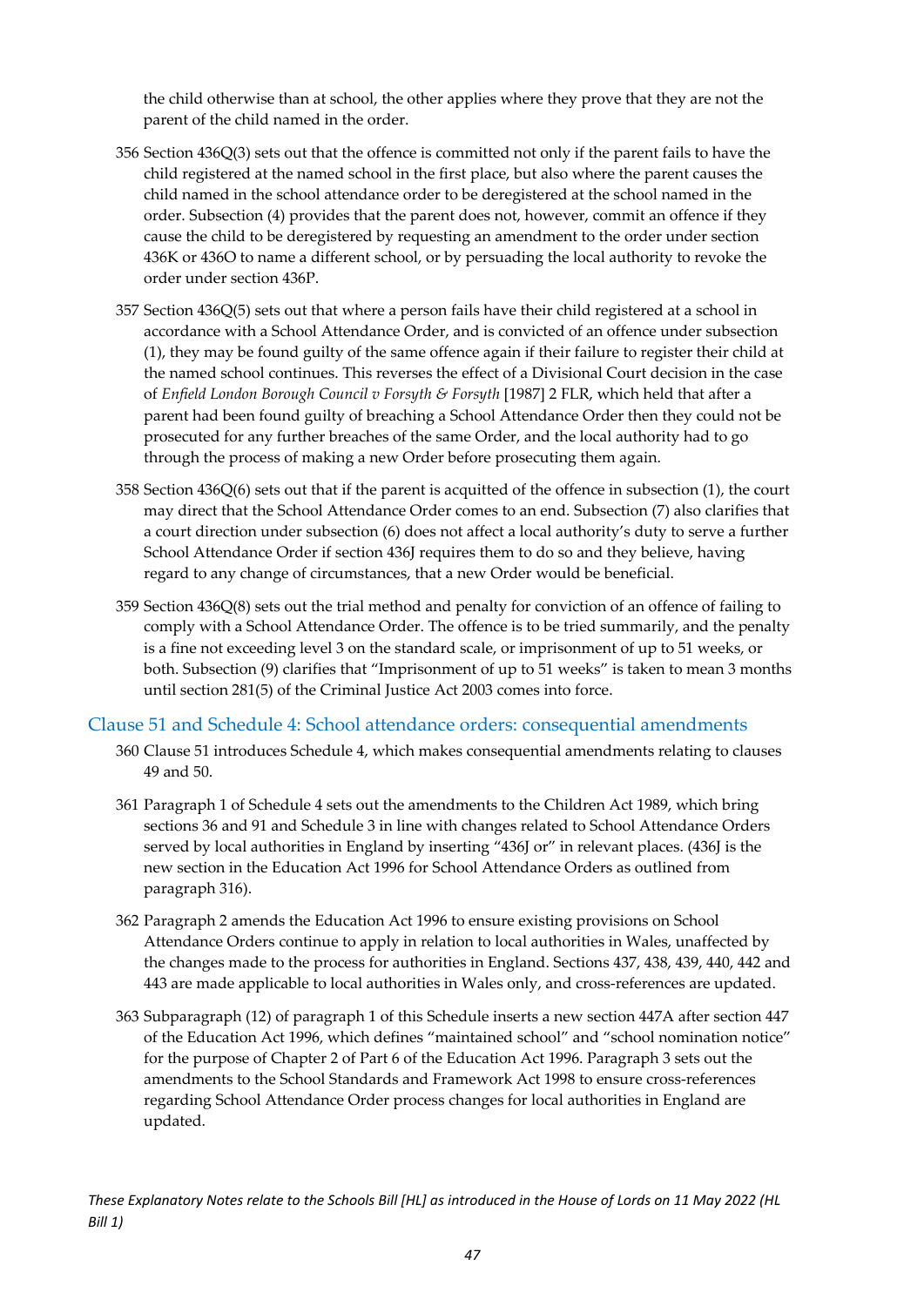the child otherwise than at school, the other applies where they prove that they are not the parent of the child named in the order.

356 Section 436Q(3) sets out that the offence is committed not only if the parent fails to have the child registered at the named school in the first place, but also where the parent causes the child named in the school attendance order to be deregistered at the school named in the order. Subsection (4) provides that the parent does not, however, commit an offence if they cause the child to be deregistered by requesting an amendment to the order under section 436K or 436O to name a different school, or by persuading the local authority to revoke the order under section 436P.

357 Section 436Q(5) sets out that where a person fails have their child registered at a school in accordance with a School Attendance Order, and is convicted of an offence under subsection (1), they may be found guilty of the same offence again if their failure to register their child at the named school continues. This reverses the effect of a Divisional Court decision in the case of *Enfield London Borough Council v Forsyth & Forsyth* [1987] 2 FLR, which held that after a parent had been found guilty of breaching a School Attendance Order then they could not be prosecuted for any further breaches of the same Order, and the local authority had to go through the process of making a new Order before prosecuting them again.

358 Section 436Q(6) sets out that if the parent is acquitted of the offence in subsection (1), the court may direct that the School Attendance Order comes to an end. Subsection (7) also clarifies that a court direction under subsection (6) does not affect a local authority's duty to serve a further School Attendance Order if section 436J requires them to do so and they believe, having regard to any change of circumstances, that a new Order would be beneficial.

359 Section 436Q(8) sets out the trial method and penalty for conviction of an offence of failing to comply with a School Attendance Order. The offence is to be tried summarily, and the penalty is a fine not exceeding level 3 on the standard scale, or imprisonment of up to 51 weeks, or both. Subsection (9) clarifies that "Imprisonment of up to 51 weeks" is taken to mean 3 months until section 281(5) of the Criminal Justice Act 2003 comes into force.

## Clause 51 and Schedule 4: School attendance orders: consequential amendments

360 Clause 51 introduces Schedule 4, which makes consequential amendments relating to clauses 49 and 50.

361 Paragraph 1 of Schedule 4 sets out the amendments to the Children Act 1989, which bring sections 36 and 91 and Schedule 3 in line with changes related to School Attendance Orders served by local authorities in England by inserting "436J or" in relevant places. (436J is the new section in the Education Act 1996 for School Attendance Orders as outlined from paragraph 316).

362 Paragraph 2 amends the Education Act 1996 to ensure existing provisions on School Attendance Orders continue to apply in relation to local authorities in Wales, unaffected by the changes made to the process for authorities in England. Sections 437, 438, 439, 440, 442 and 443 are made applicable to local authorities in Wales only, and cross-references are updated.

363 Subparagraph (12) of paragraph 1 of this Schedule inserts a new section 447A after section 447 of the Education Act 1996, which defines "maintained school" and "school nomination notice" for the purpose of Chapter 2 of Part 6 of the Education Act 1996. Paragraph 3 sets out the amendments to the School Standards and Framework Act 1998 to ensure cross-references regarding School Attendance Order process changes for local authorities in England are updated.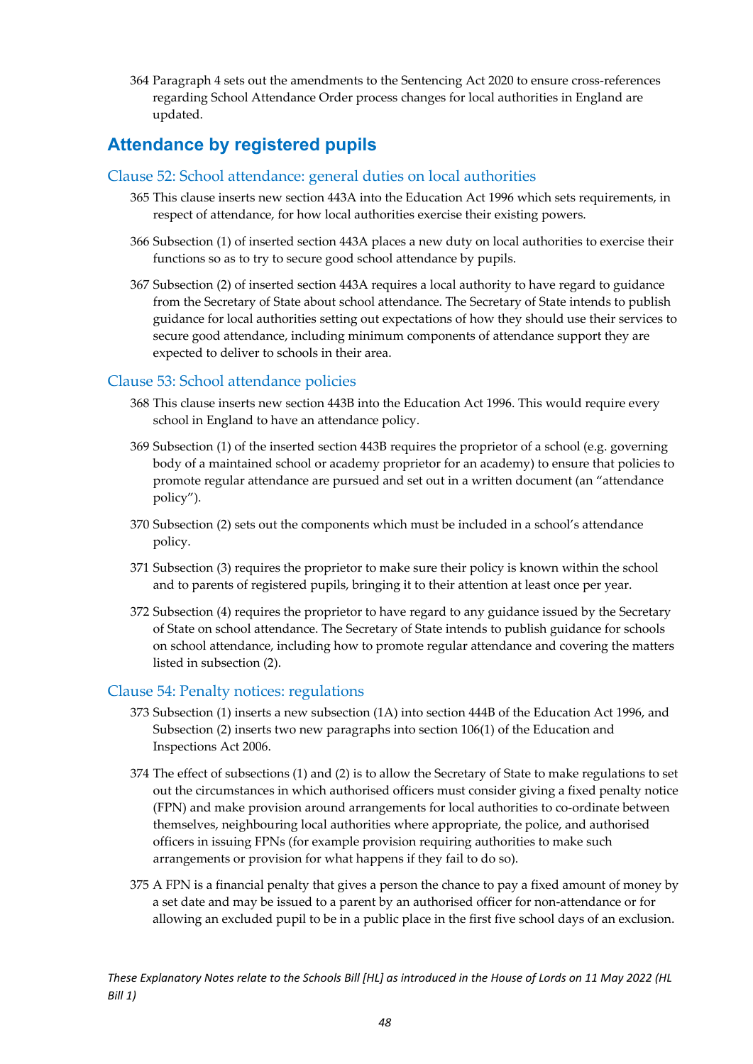364 Paragraph 4 sets out the amendments to the Sentencing Act 2020 to ensure cross-references regarding School Attendance Order process changes for local authorities in England are updated.

## Attendance by registered pupils

### Clause 52: School attendance: general duties on local authorities

365 This clause inserts new section 443A into the Education Act 1996 which sets requirements, in respect of attendance, for how local authorities exercise their existing powers.

366 Subsection (1) of inserted section 443A places a new duty on local authorities to exercise their functions so as to try to secure good school attendance by pupils.

367 Subsection (2) of inserted section 443A requires a local authority to have regard to guidance from the Secretary of State about school attendance. The Secretary of State intends to publish guidance for local authorities setting out expectations of how they should use their services to secure good attendance, including minimum components of attendance support they are expected to deliver to schools in their area.

### Clause 53: School attendance policies

368 This clause inserts new section 443B into the Education Act 1996. This would require every school in England to have an attendance policy.

369 Subsection (1) of the inserted section 443B requires the proprietor of a school (e.g. governing body of a maintained school or academy proprietor for an academy) to ensure that policies to promote regular attendance are pursued and set out in a written document (an "attendance policy").

370 Subsection (2) sets out the components which must be included in a school's attendance policy.

371 Subsection (3) requires the proprietor to make sure their policy is known within the school and to parents of registered pupils, bringing it to their attention at least once per year.

372 Subsection (4) requires the proprietor to have regard to any guidance issued by the Secretary of State on school attendance. The Secretary of State intends to publish guidance for schools on school attendance, including how to promote regular attendance and covering the matters listed in subsection (2).

### Clause 54: Penalty notices: regulations

373 Subsection (1) inserts a new subsection (1A) into section 444B of the Education Act 1996, and Subsection (2) inserts two new paragraphs into section 106(1) of the Education and Inspections Act 2006.

374 The effect of subsections (1) and (2) is to allow the Secretary of State to make regulations to set out the circumstances in which authorised officers must consider giving a fixed penalty notice (FPN) and make provision around arrangements for local authorities to co-ordinate between themselves, neighbouring local authorities where appropriate, the police, and authorised officers in issuing FPNs (for example provision requiring authorities to make such arrangements or provision for what happens if they fail to do so).

375 A FPN is a financial penalty that gives a person the chance to pay a fixed amount of money by a set date and may be issued to a parent by an authorised officer for non-attendance or for allowing an excluded pupil to be in a public place in the first five school days of an exclusion.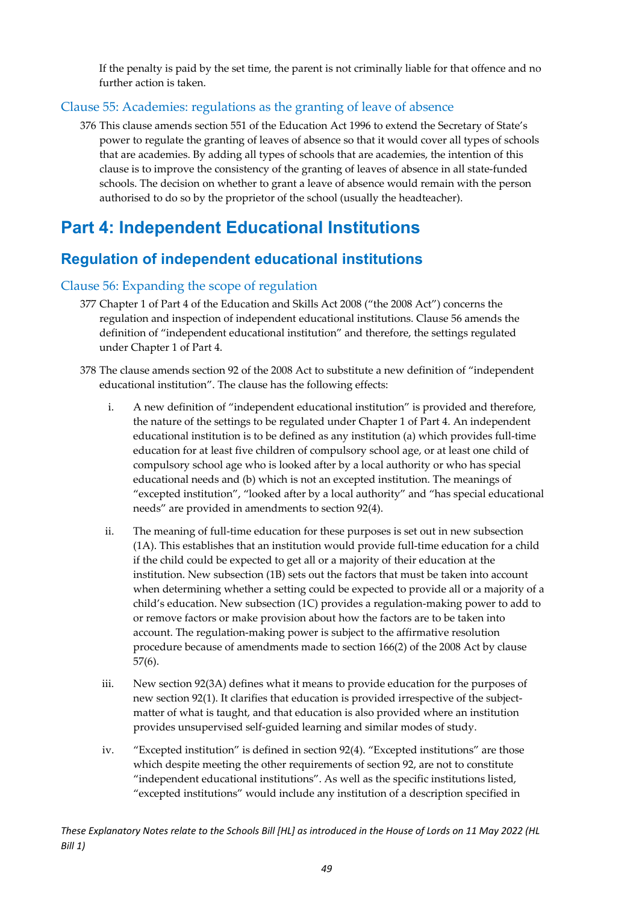If the penalty is paid by the set time, the parent is not criminally liable for that offence and no further action is taken.

### Clause 55: Academies: regulations as the granting of leave of absence

376 This clause amends section 551 of the Education Act 1996 to extend the Secretary of State's power to regulate the granting of leaves of absence so that it would cover all types of schools that are academies. By adding all types of schools that are academies, the intention of this clause is to improve the consistency of the granting of leaves of absence in all state-funded schools. The decision on whether to grant a leave of absence would remain with the person authorised to do so by the proprietor of the school (usually the headteacher).

# Part 4: Independent Educational Institutions

## Regulation of independent educational institutions

### Clause 56: Expanding the scope of regulation

377 Chapter 1 of Part 4 of the Education and Skills Act 2008 ("the 2008 Act") concerns the regulation and inspection of independent educational institutions. Clause 56 amends the definition of "independent educational institution" and therefore, the settings regulated under Chapter 1 of Part 4.

378 The clause amends section 92 of the 2008 Act to substitute a new definition of "independent educational institution". The clause has the following effects:

i. A new definition of "independent educational institution" is provided and therefore, the nature of the settings to be regulated under Chapter 1 of Part 4. An independent educational institution is to be defined as any institution (a) which provides full-time education for at least five children of compulsory school age, or at least one child of compulsory school age who is looked after by a local authority or who has special educational needs and (b) which is not an excepted institution. The meanings of "excepted institution", "looked after by a local authority" and "has special educational needs" are provided in amendments to section 92(4).

ii. The meaning of full-time education for these purposes is set out in new subsection (1A). This establishes that an institution would provide full-time education for a child if the child could be expected to get all or a majority of their education at the institution. New subsection (1B) sets out the factors that must be taken into account when determining whether a setting could be expected to provide all or a majority of a child's education. New subsection (1C) provides a regulation-making power to add to or remove factors or make provision about how the factors are to be taken into account. The regulation-making power is subject to the affirmative resolution procedure because of amendments made to section 166(2) of the 2008 Act by clause 57(6).

iii. New section 92(3A) defines what it means to provide education for the purposes of new section 92(1). It clarifies that education is provided irrespective of the subject-matter of what is taught, and that education is also provided where an institution provides unsupervised self-guided learning and similar modes of study.

iv. "Excepted institution" is defined in section 92(4). "Excepted institutions" are those which despite meeting the other requirements of section 92, are not to constitute "independent educational institutions". As well as the specific institutions listed, "excepted institutions" would include any institution of a description specified in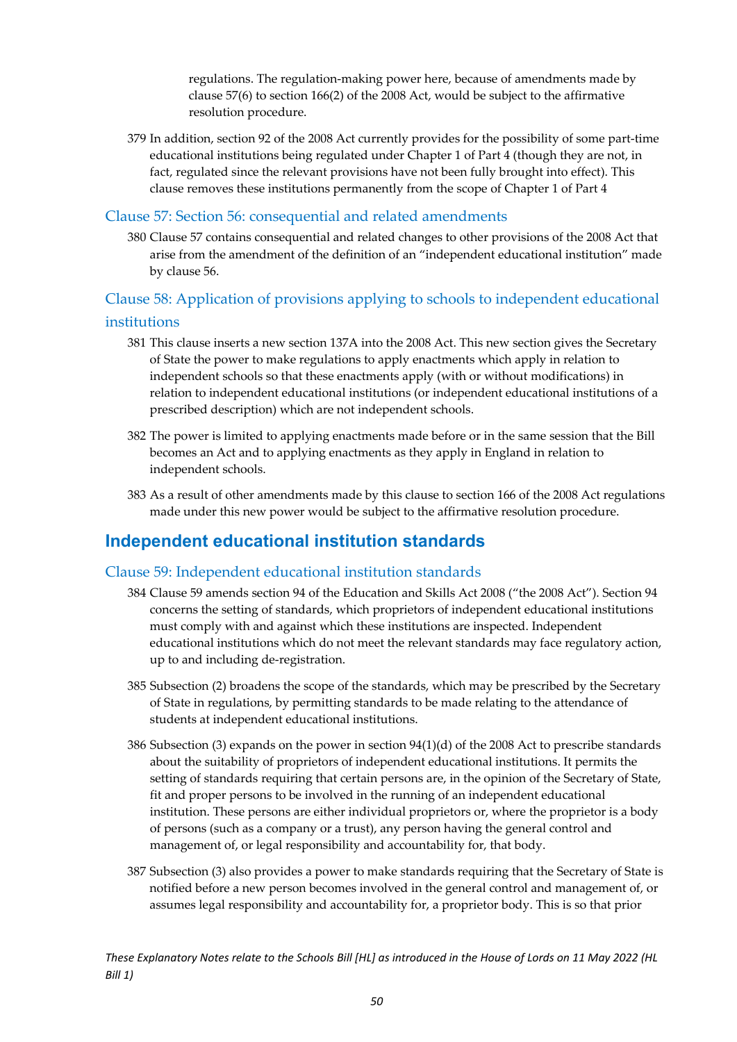regulations. The regulation-making power here, because of amendments made by clause 57(6) to section 166(2) of the 2008 Act, would be subject to the affirmative resolution procedure.

379 In addition, section 92 of the 2008 Act currently provides for the possibility of some part-time educational institutions being regulated under Chapter 1 of Part 4 (though they are not, in fact, regulated since the relevant provisions have not been fully brought into effect). This clause removes these institutions permanently from the scope of Chapter 1 of Part 4

### Clause 57: Section 56: consequential and related amendments

380 Clause 57 contains consequential and related changes to other provisions of the 2008 Act that arise from the amendment of the definition of an "independent educational institution" made by clause 56.

### Clause 58: Application of provisions applying to schools to independent educational institutions

381 This clause inserts a new section 137A into the 2008 Act. This new section gives the Secretary of State the power to make regulations to apply enactments which apply in relation to independent schools so that these enactments apply (with or without modifications) in relation to independent educational institutions (or independent educational institutions of a prescribed description) which are not independent schools.

382 The power is limited to applying enactments made before or in the same session that the Bill becomes an Act and to applying enactments as they apply in England in relation to independent schools.

383 As a result of other amendments made by this clause to section 166 of the 2008 Act regulations made under this new power would be subject to the affirmative resolution procedure.

## Independent educational institution standards

### Clause 59: Independent educational institution standards

384 Clause 59 amends section 94 of the Education and Skills Act 2008 ("the 2008 Act"). Section 94 concerns the setting of standards, which proprietors of independent educational institutions must comply with and against which these institutions are inspected. Independent educational institutions which do not meet the relevant standards may face regulatory action, up to and including de-registration.

385 Subsection (2) broadens the scope of the standards, which may be prescribed by the Secretary of State in regulations, by permitting standards to be made relating to the attendance of students at independent educational institutions.

386 Subsection (3) expands on the power in section 94(1)(d) of the 2008 Act to prescribe standards about the suitability of proprietors of independent educational institutions. It permits the setting of standards requiring that certain persons are, in the opinion of the Secretary of State, fit and proper persons to be involved in the running of an independent educational institution. These persons are either individual proprietors or, where the proprietor is a body of persons (such as a company or a trust), any person having the general control and management of, or legal responsibility and accountability for, that body.

387 Subsection (3) also provides a power to make standards requiring that the Secretary of State is notified before a new person becomes involved in the general control and management of, or assumes legal responsibility and accountability for, a proprietor body. This is so that prior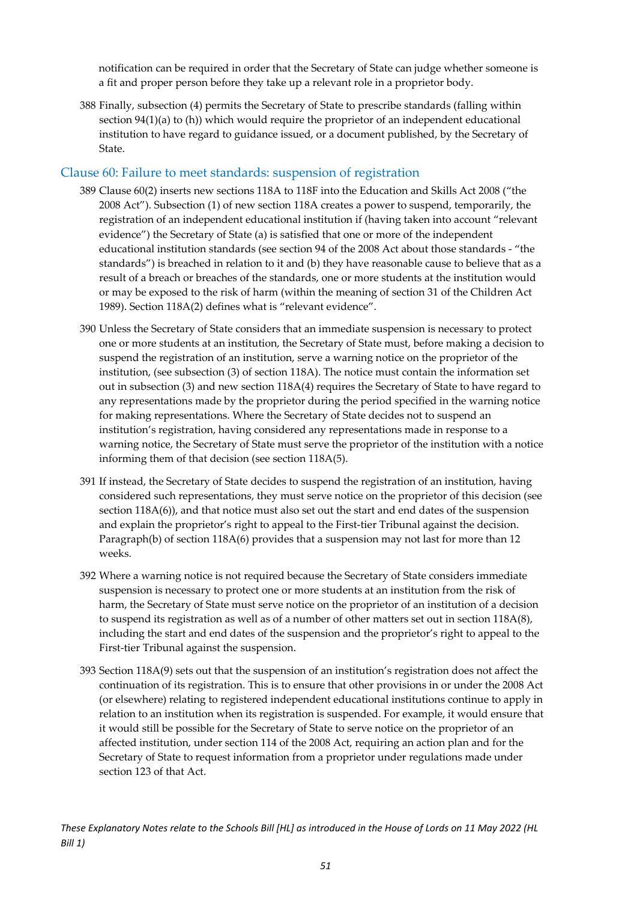notification can be required in order that the Secretary of State can judge whether someone is a fit and proper person before they take up a relevant role in a proprietor body.

388 Finally, subsection (4) permits the Secretary of State to prescribe standards (falling within section 94(1)(a) to (h)) which would require the proprietor of an independent educational institution to have regard to guidance issued, or a document published, by the Secretary of State.

## Clause 60: Failure to meet standards: suspension of registration

389 Clause 60(2) inserts new sections 118A to 118F into the Education and Skills Act 2008 ("the 2008 Act"). Subsection (1) of new section 118A creates a power to suspend, temporarily, the registration of an independent educational institution if (having taken into account "relevant evidence") the Secretary of State (a) is satisfied that one or more of the independent educational institution standards (see section 94 of the 2008 Act about those standards - "the standards") is breached in relation to it and (b) they have reasonable cause to believe that as a result of a breach or breaches of the standards, one or more students at the institution would or may be exposed to the risk of harm (within the meaning of section 31 of the Children Act 1989). Section 118A(2) defines what is "relevant evidence".

390 Unless the Secretary of State considers that an immediate suspension is necessary to protect one or more students at an institution, the Secretary of State must, before making a decision to suspend the registration of an institution, serve a warning notice on the proprietor of the institution, (see subsection (3) of section 118A). The notice must contain the information set out in subsection (3) and new section 118A(4) requires the Secretary of State to have regard to any representations made by the proprietor during the period specified in the warning notice for making representations. Where the Secretary of State decides not to suspend an institution's registration, having considered any representations made in response to a warning notice, the Secretary of State must serve the proprietor of the institution with a notice informing them of that decision (see section 118A(5).

391 If instead, the Secretary of State decides to suspend the registration of an institution, having considered such representations, they must serve notice on the proprietor of this decision (see section 118A(6)), and that notice must also set out the start and end dates of the suspension and explain the proprietor's right to appeal to the First-tier Tribunal against the decision. Paragraph(b) of section 118A(6) provides that a suspension may not last for more than 12 weeks.

392 Where a warning notice is not required because the Secretary of State considers immediate suspension is necessary to protect one or more students at an institution from the risk of harm, the Secretary of State must serve notice on the proprietor of an institution of a decision to suspend its registration as well as of a number of other matters set out in section 118A(8), including the start and end dates of the suspension and the proprietor's right to appeal to the First-tier Tribunal against the suspension.

393 Section 118A(9) sets out that the suspension of an institution's registration does not affect the continuation of its registration. This is to ensure that other provisions in or under the 2008 Act (or elsewhere) relating to registered independent educational institutions continue to apply in relation to an institution when its registration is suspended. For example, it would ensure that it would still be possible for the Secretary of State to serve notice on the proprietor of an affected institution, under section 114 of the 2008 Act, requiring an action plan and for the Secretary of State to request information from a proprietor under regulations made under section 123 of that Act.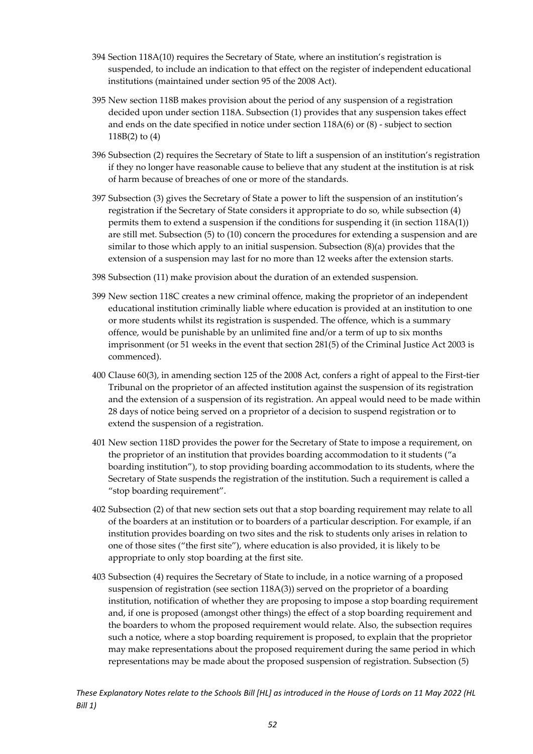394 Section 118A(10) requires the Secretary of State, where an institution's registration is suspended, to include an indication to that effect on the register of independent educational institutions (maintained under section 95 of the 2008 Act).

395 New section 118B makes provision about the period of any suspension of a registration decided upon under section 118A. Subsection (1) provides that any suspension takes effect and ends on the date specified in notice under section 118A(6) or (8) - subject to section 118B(2) to (4)

396 Subsection (2) requires the Secretary of State to lift a suspension of an institution's registration if they no longer have reasonable cause to believe that any student at the institution is at risk of harm because of breaches of one or more of the standards.

397 Subsection (3) gives the Secretary of State a power to lift the suspension of an institution's registration if the Secretary of State considers it appropriate to do so, while subsection (4) permits them to extend a suspension if the conditions for suspending it (in section 118A(1)) are still met. Subsection (5) to (10) concern the procedures for extending a suspension and are similar to those which apply to an initial suspension. Subsection (8)(a) provides that the extension of a suspension may last for no more than 12 weeks after the extension starts.

398 Subsection (11) make provision about the duration of an extended suspension.

399 New section 118C creates a new criminal offence, making the proprietor of an independent educational institution criminally liable where education is provided at an institution to one or more students whilst its registration is suspended. The offence, which is a summary offence, would be punishable by an unlimited fine and/or a term of up to six months imprisonment (or 51 weeks in the event that section 281(5) of the Criminal Justice Act 2003 is commenced).

400 Clause 60(3), in amending section 125 of the 2008 Act, confers a right of appeal to the First-tier Tribunal on the proprietor of an affected institution against the suspension of its registration and the extension of a suspension of its registration. An appeal would need to be made within 28 days of notice being served on a proprietor of a decision to suspend registration or to extend the suspension of a registration.

401 New section 118D provides the power for the Secretary of State to impose a requirement, on the proprietor of an institution that provides boarding accommodation to it students ("a boarding institution"), to stop providing boarding accommodation to its students, where the Secretary of State suspends the registration of the institution. Such a requirement is called a "stop boarding requirement".

402 Subsection (2) of that new section sets out that a stop boarding requirement may relate to all of the boarders at an institution or to boarders of a particular description. For example, if an institution provides boarding on two sites and the risk to students only arises in relation to one of those sites ("the first site"), where education is also provided, it is likely to be appropriate to only stop boarding at the first site.

403 Subsection (4) requires the Secretary of State to include, in a notice warning of a proposed suspension of registration (see section 118A(3)) served on the proprietor of a boarding institution, notification of whether they are proposing to impose a stop boarding requirement and, if one is proposed (amongst other things) the effect of a stop boarding requirement and the boarders to whom the proposed requirement would relate. Also, the subsection requires such a notice, where a stop boarding requirement is proposed, to explain that the proprietor may make representations about the proposed requirement during the same period in which representations may be made about the proposed suspension of registration. Subsection (5)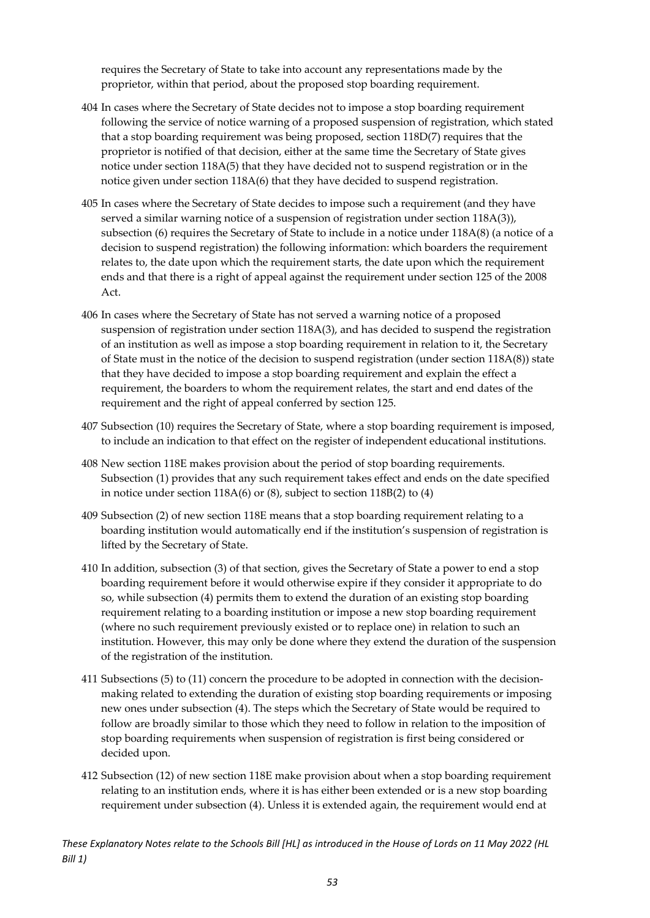requires the Secretary of State to take into account any representations made by the proprietor, within that period, about the proposed stop boarding requirement.

404 In cases where the Secretary of State decides not to impose a stop boarding requirement following the service of notice warning of a proposed suspension of registration, which stated that a stop boarding requirement was being proposed, section 118D(7) requires that the proprietor is notified of that decision, either at the same time the Secretary of State gives notice under section 118A(5) that they have decided not to suspend registration or in the notice given under section 118A(6) that they have decided to suspend registration.

405 In cases where the Secretary of State decides to impose such a requirement (and they have served a similar warning notice of a suspension of registration under section 118A(3)), subsection (6) requires the Secretary of State to include in a notice under 118A(8) (a notice of a decision to suspend registration) the following information: which boarders the requirement relates to, the date upon which the requirement starts, the date upon which the requirement ends and that there is a right of appeal against the requirement under section 125 of the 2008 Act.

406 In cases where the Secretary of State has not served a warning notice of a proposed suspension of registration under section 118A(3), and has decided to suspend the registration of an institution as well as impose a stop boarding requirement in relation to it, the Secretary of State must in the notice of the decision to suspend registration (under section 118A(8)) state that they have decided to impose a stop boarding requirement and explain the effect a requirement, the boarders to whom the requirement relates, the start and end dates of the requirement and the right of appeal conferred by section 125.

407 Subsection (10) requires the Secretary of State, where a stop boarding requirement is imposed, to include an indication to that effect on the register of independent educational institutions.

408 New section 118E makes provision about the period of stop boarding requirements. Subsection (1) provides that any such requirement takes effect and ends on the date specified in notice under section 118A(6) or (8), subject to section 118B(2) to (4)

409 Subsection (2) of new section 118E means that a stop boarding requirement relating to a boarding institution would automatically end if the institution's suspension of registration is lifted by the Secretary of State.

410 In addition, subsection (3) of that section, gives the Secretary of State a power to end a stop boarding requirement before it would otherwise expire if they consider it appropriate to do so, while subsection (4) permits them to extend the duration of an existing stop boarding requirement relating to a boarding institution or impose a new stop boarding requirement (where no such requirement previously existed or to replace one) in relation to such an institution. However, this may only be done where they extend the duration of the suspension of the registration of the institution.

411 Subsections (5) to (11) concern the procedure to be adopted in connection with the decision-making related to extending the duration of existing stop boarding requirements or imposing new ones under subsection (4). The steps which the Secretary of State would be required to follow are broadly similar to those which they need to follow in relation to the imposition of stop boarding requirements when suspension of registration is first being considered or decided upon.

412 Subsection (12) of new section 118E make provision about when a stop boarding requirement relating to an institution ends, where it is has either been extended or is a new stop boarding requirement under subsection (4). Unless it is extended again, the requirement would end at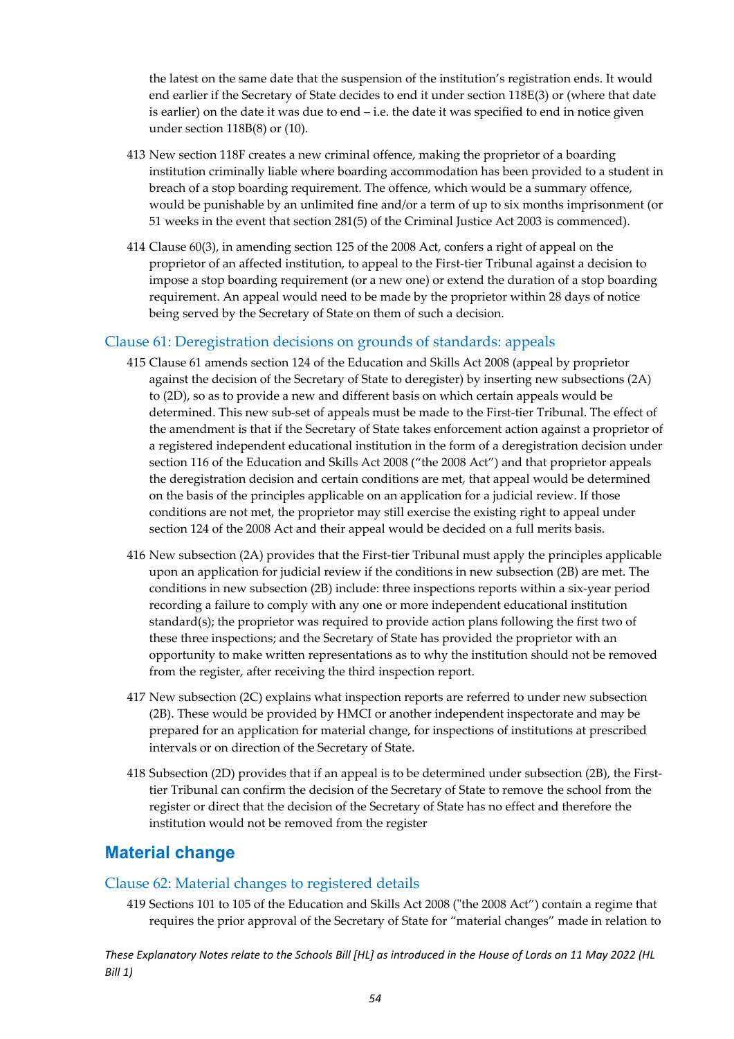the latest on the same date that the suspension of the institution's registration ends. It would end earlier if the Secretary of State decides to end it under section 118E(3) or (where that date is earlier) on the date it was due to end – i.e. the date it was specified to end in notice given under section 118B(8) or (10).

413 New section 118F creates a new criminal offence, making the proprietor of a boarding institution criminally liable where boarding accommodation has been provided to a student in breach of a stop boarding requirement. The offence, which would be a summary offence, would be punishable by an unlimited fine and/or a term of up to six months imprisonment (or 51 weeks in the event that section 281(5) of the Criminal Justice Act 2003 is commenced).

414 Clause 60(3), in amending section 125 of the 2008 Act, confers a right of appeal on the proprietor of an affected institution, to appeal to the First-tier Tribunal against a decision to impose a stop boarding requirement (or a new one) or extend the duration of a stop boarding requirement. An appeal would need to be made by the proprietor within 28 days of notice being served by the Secretary of State on them of such a decision.

### Clause 61: Deregistration decisions on grounds of standards: appeals

415 Clause 61 amends section 124 of the Education and Skills Act 2008 (appeal by proprietor against the decision of the Secretary of State to deregister) by inserting new subsections (2A) to (2D), so as to provide a new and different basis on which certain appeals would be determined. This new sub-set of appeals must be made to the First-tier Tribunal. The effect of the amendment is that if the Secretary of State takes enforcement action against a proprietor of a registered independent educational institution in the form of a deregistration decision under section 116 of the Education and Skills Act 2008 ("the 2008 Act") and that proprietor appeals the deregistration decision and certain conditions are met, that appeal would be determined on the basis of the principles applicable on an application for a judicial review. If those conditions are not met, the proprietor may still exercise the existing right to appeal under section 124 of the 2008 Act and their appeal would be decided on a full merits basis.

416 New subsection (2A) provides that the First-tier Tribunal must apply the principles applicable upon an application for judicial review if the conditions in new subsection (2B) are met. The conditions in new subsection (2B) include: three inspections reports within a six-year period recording a failure to comply with any one or more independent educational institution standard(s); the proprietor was required to provide action plans following the first two of these three inspections; and the Secretary of State has provided the proprietor with an opportunity to make written representations as to why the institution should not be removed from the register, after receiving the third inspection report.

417 New subsection (2C) explains what inspection reports are referred to under new subsection (2B). These would be provided by HMCI or another independent inspectorate and may be prepared for an application for material change, for inspections of institutions at prescribed intervals or on direction of the Secretary of State.

418 Subsection (2D) provides that if an appeal is to be determined under subsection (2B), the First-tier Tribunal can confirm the decision of the Secretary of State to remove the school from the register or direct that the decision of the Secretary of State has no effect and therefore the institution would not be removed from the register

## Material change

### Clause 62: Material changes to registered details

419 Sections 101 to 105 of the Education and Skills Act 2008 ("the 2008 Act") contain a regime that requires the prior approval of the Secretary of State for "material changes" made in relation to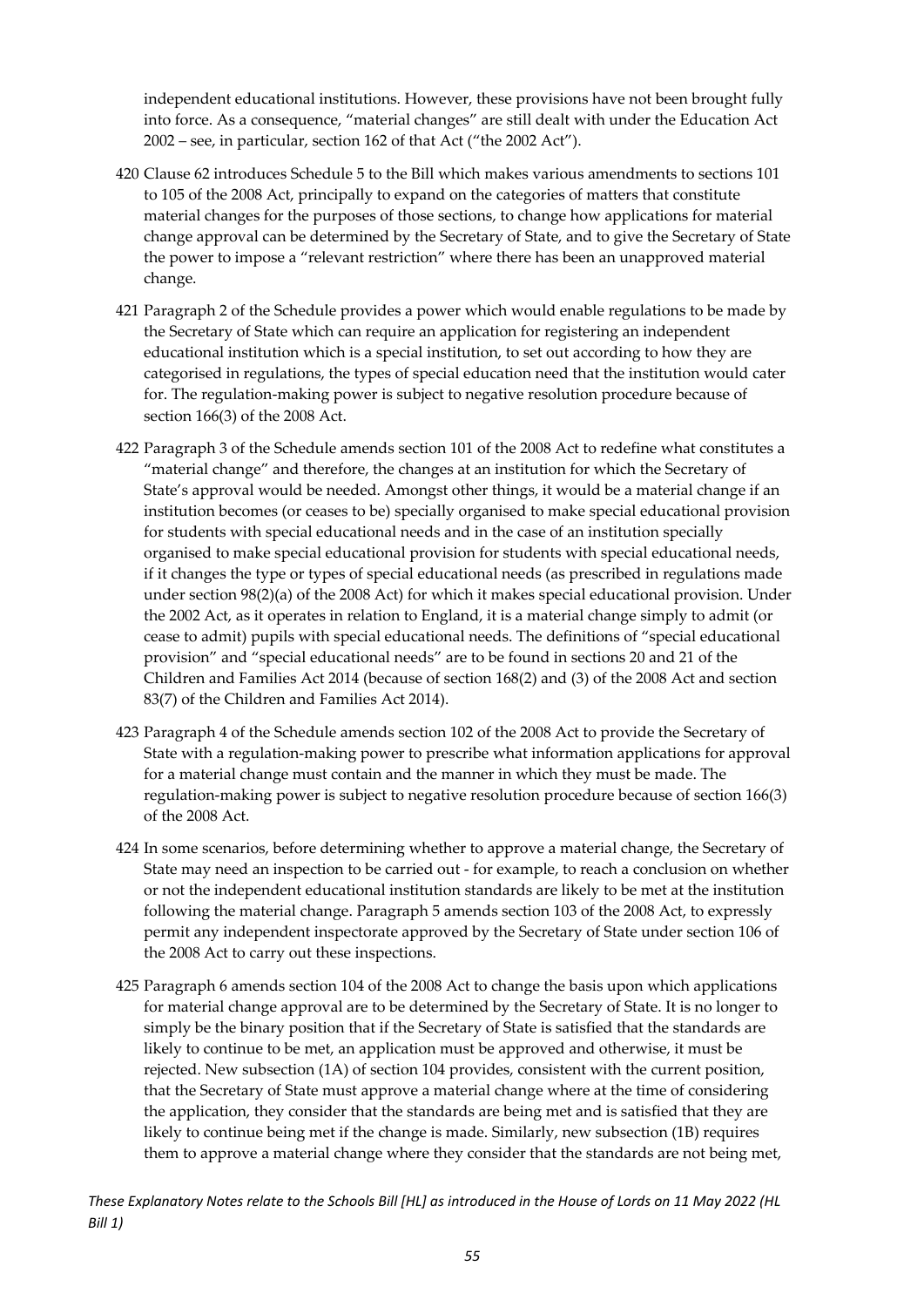independent educational institutions. However, these provisions have not been brought fully into force. As a consequence, "material changes" are still dealt with under the Education Act 2002 – see, in particular, section 162 of that Act ("the 2002 Act").

420 Clause 62 introduces Schedule 5 to the Bill which makes various amendments to sections 101 to 105 of the 2008 Act, principally to expand on the categories of matters that constitute material changes for the purposes of those sections, to change how applications for material change approval can be determined by the Secretary of State, and to give the Secretary of State the power to impose a "relevant restriction" where there has been an unapproved material change.

421 Paragraph 2 of the Schedule provides a power which would enable regulations to be made by the Secretary of State which can require an application for registering an independent educational institution which is a special institution, to set out according to how they are categorised in regulations, the types of special education need that the institution would cater for. The regulation-making power is subject to negative resolution procedure because of section 166(3) of the 2008 Act.

422 Paragraph 3 of the Schedule amends section 101 of the 2008 Act to redefine what constitutes a "material change" and therefore, the changes at an institution for which the Secretary of State's approval would be needed. Amongst other things, it would be a material change if an institution becomes (or ceases to be) specially organised to make special educational provision for students with special educational needs and in the case of an institution specially organised to make special educational provision for students with special educational needs, if it changes the type or types of special educational needs (as prescribed in regulations made under section 98(2)(a) of the 2008 Act) for which it makes special educational provision. Under the 2002 Act, as it operates in relation to England, it is a material change simply to admit (or cease to admit) pupils with special educational needs. The definitions of "special educational provision" and "special educational needs" are to be found in sections 20 and 21 of the Children and Families Act 2014 (because of section 168(2) and (3) of the 2008 Act and section 83(7) of the Children and Families Act 2014).

423 Paragraph 4 of the Schedule amends section 102 of the 2008 Act to provide the Secretary of State with a regulation-making power to prescribe what information applications for approval for a material change must contain and the manner in which they must be made. The regulation-making power is subject to negative resolution procedure because of section 166(3) of the 2008 Act.

424 In some scenarios, before determining whether to approve a material change, the Secretary of State may need an inspection to be carried out - for example, to reach a conclusion on whether or not the independent educational institution standards are likely to be met at the institution following the material change. Paragraph 5 amends section 103 of the 2008 Act, to expressly permit any independent inspectorate approved by the Secretary of State under section 106 of the 2008 Act to carry out these inspections.

425 Paragraph 6 amends section 104 of the 2008 Act to change the basis upon which applications for material change approval are to be determined by the Secretary of State. It is no longer to simply be the binary position that if the Secretary of State is satisfied that the standards are likely to continue to be met, an application must be approved and otherwise, it must be rejected. New subsection (1A) of section 104 provides, consistent with the current position, that the Secretary of State must approve a material change where at the time of considering the application, they consider that the standards are being met and is satisfied that they are likely to continue being met if the change is made. Similarly, new subsection (1B) requires them to approve a material change where they consider that the standards are not being met,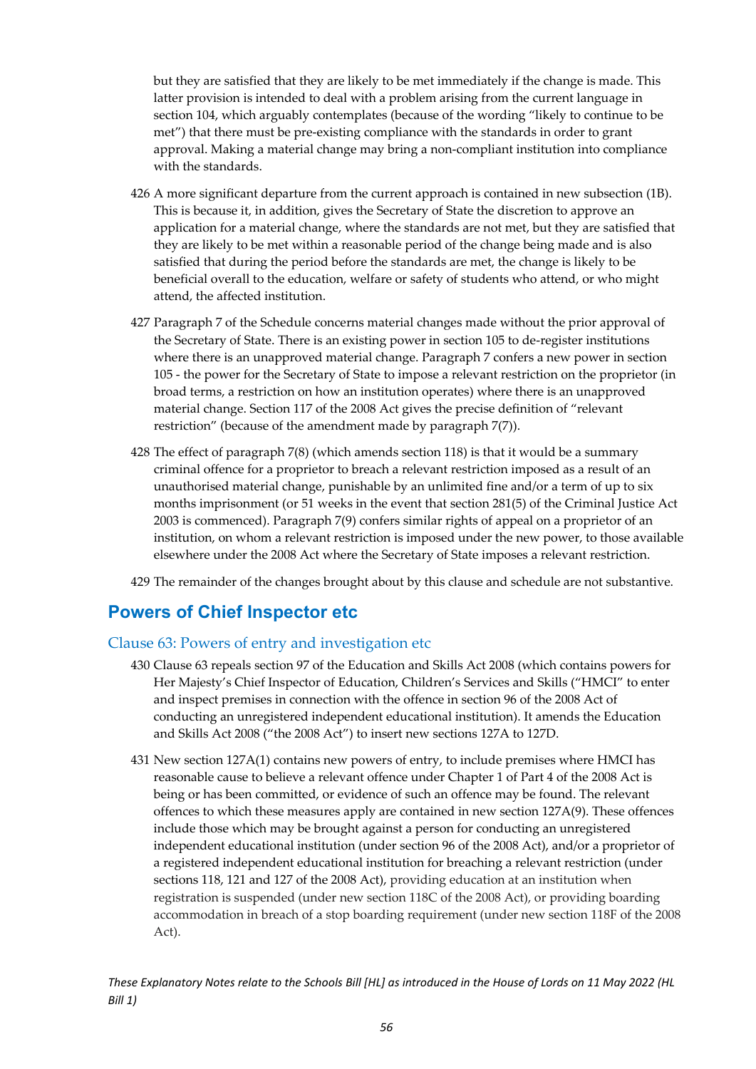but they are satisfied that they are likely to be met immediately if the change is made. This latter provision is intended to deal with a problem arising from the current language in section 104, which arguably contemplates (because of the wording "likely to continue to be met") that there must be pre-existing compliance with the standards in order to grant approval. Making a material change may bring a non-compliant institution into compliance with the standards.

426 A more significant departure from the current approach is contained in new subsection (1B). This is because it, in addition, gives the Secretary of State the discretion to approve an application for a material change, where the standards are not met, but they are satisfied that they are likely to be met within a reasonable period of the change being made and is also satisfied that during the period before the standards are met, the change is likely to be beneficial overall to the education, welfare or safety of students who attend, or who might attend, the affected institution.

427 Paragraph 7 of the Schedule concerns material changes made without the prior approval of the Secretary of State. There is an existing power in section 105 to de-register institutions where there is an unapproved material change. Paragraph 7 confers a new power in section 105 - the power for the Secretary of State to impose a relevant restriction on the proprietor (in broad terms, a restriction on how an institution operates) where there is an unapproved material change. Section 117 of the 2008 Act gives the precise definition of "relevant restriction" (because of the amendment made by paragraph 7(7)).

428 The effect of paragraph 7(8) (which amends section 118) is that it would be a summary criminal offence for a proprietor to breach a relevant restriction imposed as a result of an unauthorised material change, punishable by an unlimited fine and/or a term of up to six months imprisonment (or 51 weeks in the event that section 281(5) of the Criminal Justice Act 2003 is commenced). Paragraph 7(9) confers similar rights of appeal on a proprietor of an institution, on whom a relevant restriction is imposed under the new power, to those available elsewhere under the 2008 Act where the Secretary of State imposes a relevant restriction.

429 The remainder of the changes brought about by this clause and schedule are not substantive.

## Powers of Chief Inspector etc

### Clause 63: Powers of entry and investigation etc

430 Clause 63 repeals section 97 of the Education and Skills Act 2008 (which contains powers for Her Majesty's Chief Inspector of Education, Children's Services and Skills ("HMCI" to enter and inspect premises in connection with the offence in section 96 of the 2008 Act of conducting an unregistered independent educational institution). It amends the Education and Skills Act 2008 ("the 2008 Act") to insert new sections 127A to 127D.

431 New section 127A(1) contains new powers of entry, to include premises where HMCI has reasonable cause to believe a relevant offence under Chapter 1 of Part 4 of the 2008 Act is being or has been committed, or evidence of such an offence may be found. The relevant offences to which these measures apply are contained in new section 127A(9). These offences include those which may be brought against a person for conducting an unregistered independent educational institution (under section 96 of the 2008 Act), and/or a proprietor of a registered independent educational institution for breaching a relevant restriction (under sections 118, 121 and 127 of the 2008 Act), providing education at an institution when registration is suspended (under new section 118C of the 2008 Act), or providing boarding accommodation in breach of a stop boarding requirement (under new section 118F of the 2008 Act).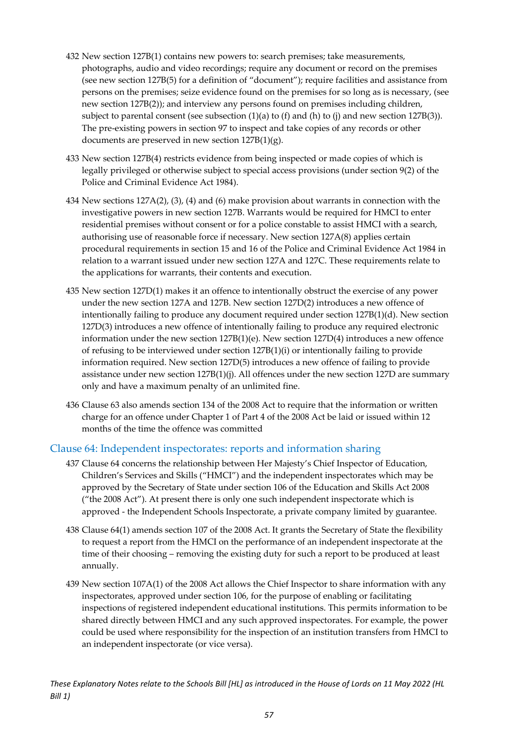432 New section 127B(1) contains new powers to: search premises; take measurements, photographs, audio and video recordings; require any document or record on the premises (see new section 127B(5) for a definition of "document"); require facilities and assistance from persons on the premises; seize evidence found on the premises for so long as is necessary, (see new section 127B(2)); and interview any persons found on premises including children, subject to parental consent (see subsection (1)(a) to (f) and (h) to (j) and new section 127B(3)). The pre-existing powers in section 97 to inspect and take copies of any records or other documents are preserved in new section 127B(1)(g).

433 New section 127B(4) restricts evidence from being inspected or made copies of which is legally privileged or otherwise subject to special access provisions (under section 9(2) of the Police and Criminal Evidence Act 1984).

434 New sections 127A(2), (3), (4) and (6) make provision about warrants in connection with the investigative powers in new section 127B. Warrants would be required for HMCI to enter residential premises without consent or for a police constable to assist HMCI with a search, authorising use of reasonable force if necessary. New section 127A(8) applies certain procedural requirements in section 15 and 16 of the Police and Criminal Evidence Act 1984 in relation to a warrant issued under new section 127A and 127C. These requirements relate to the applications for warrants, their contents and execution.

435 New section 127D(1) makes it an offence to intentionally obstruct the exercise of any power under the new section 127A and 127B. New section 127D(2) introduces a new offence of intentionally failing to produce any document required under section 127B(1)(d). New section 127D(3) introduces a new offence of intentionally failing to produce any required electronic information under the new section 127B(1)(e). New section 127D(4) introduces a new offence of refusing to be interviewed under section 127B(1)(i) or intentionally failing to provide information required. New section 127D(5) introduces a new offence of failing to provide assistance under new section 127B(1)(j). All offences under the new section 127D are summary only and have a maximum penalty of an unlimited fine.

436 Clause 63 also amends section 134 of the 2008 Act to require that the information or written charge for an offence under Chapter 1 of Part 4 of the 2008 Act be laid or issued within 12 months of the time the offence was committed

## Clause 64: Independent inspectorates: reports and information sharing

437 Clause 64 concerns the relationship between Her Majesty's Chief Inspector of Education, Children's Services and Skills ("HMCI") and the independent inspectorates which may be approved by the Secretary of State under section 106 of the Education and Skills Act 2008 ("the 2008 Act"). At present there is only one such independent inspectorate which is approved - the Independent Schools Inspectorate, a private company limited by guarantee.

438 Clause 64(1) amends section 107 of the 2008 Act. It grants the Secretary of State the flexibility to request a report from the HMCI on the performance of an independent inspectorate at the time of their choosing – removing the existing duty for such a report to be produced at least annually.

439 New section 107A(1) of the 2008 Act allows the Chief Inspector to share information with any inspectorates, approved under section 106, for the purpose of enabling or facilitating inspections of registered independent educational institutions. This permits information to be shared directly between HMCI and any such approved inspectorates. For example, the power could be used where responsibility for the inspection of an institution transfers from HMCI to an independent inspectorate (or vice versa).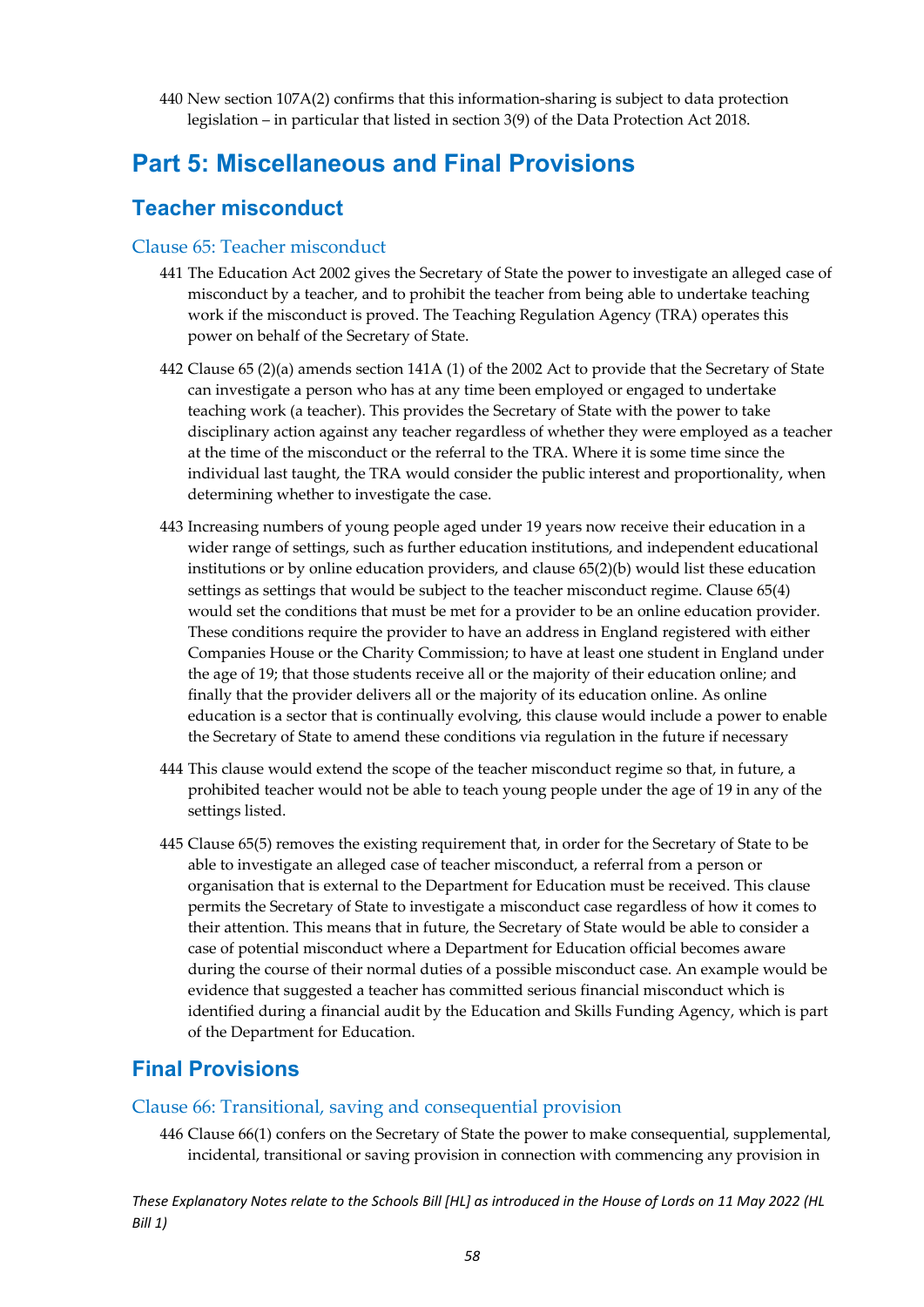440 New section 107A(2) confirms that this information-sharing is subject to data protection legislation – in particular that listed in section 3(9) of the Data Protection Act 2018.

# Part 5: Miscellaneous and Final Provisions

## Teacher misconduct

### Clause 65: Teacher misconduct

441 The Education Act 2002 gives the Secretary of State the power to investigate an alleged case of misconduct by a teacher, and to prohibit the teacher from being able to undertake teaching work if the misconduct is proved. The Teaching Regulation Agency (TRA) operates this power on behalf of the Secretary of State.

442 Clause 65 (2)(a) amends section 141A (1) of the 2002 Act to provide that the Secretary of State can investigate a person who has at any time been employed or engaged to undertake teaching work (a teacher). This provides the Secretary of State with the power to take disciplinary action against any teacher regardless of whether they were employed as a teacher at the time of the misconduct or the referral to the TRA. Where it is some time since the individual last taught, the TRA would consider the public interest and proportionality, when determining whether to investigate the case.

443 Increasing numbers of young people aged under 19 years now receive their education in a wider range of settings, such as further education institutions, and independent educational institutions or by online education providers, and clause 65(2)(b) would list these education settings as settings that would be subject to the teacher misconduct regime. Clause 65(4) would set the conditions that must be met for a provider to be an online education provider. These conditions require the provider to have an address in England registered with either Companies House or the Charity Commission; to have at least one student in England under the age of 19; that those students receive all or the majority of their education online; and finally that the provider delivers all or the majority of its education online. As online education is a sector that is continually evolving, this clause would include a power to enable the Secretary of State to amend these conditions via regulation in the future if necessary

444 This clause would extend the scope of the teacher misconduct regime so that, in future, a prohibited teacher would not be able to teach young people under the age of 19 in any of the settings listed.

445 Clause 65(5) removes the existing requirement that, in order for the Secretary of State to be able to investigate an alleged case of teacher misconduct, a referral from a person or organisation that is external to the Department for Education must be received. This clause permits the Secretary of State to investigate a misconduct case regardless of how it comes to their attention. This means that in future, the Secretary of State would be able to consider a case of potential misconduct where a Department for Education official becomes aware during the course of their normal duties of a possible misconduct case. An example would be evidence that suggested a teacher has committed serious financial misconduct which is identified during a financial audit by the Education and Skills Funding Agency, which is part of the Department for Education.

## Final Provisions

### Clause 66: Transitional, saving and consequential provision

446 Clause 66(1) confers on the Secretary of State the power to make consequential, supplemental, incidental, transitional or saving provision in connection with commencing any provision in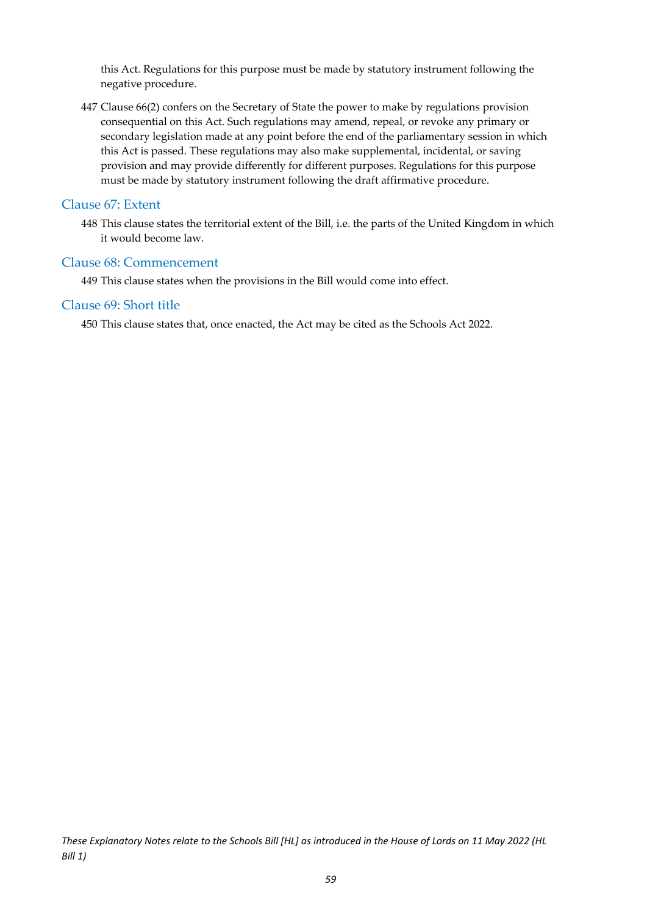this Act. Regulations for this purpose must be made by statutory instrument following the negative procedure.

447 Clause 66(2) confers on the Secretary of State the power to make by regulations provision consequential on this Act. Such regulations may amend, repeal, or revoke any primary or secondary legislation made at any point before the end of the parliamentary session in which this Act is passed. These regulations may also make supplemental, incidental, or saving provision and may provide differently for different purposes. Regulations for this purpose must be made by statutory instrument following the draft affirmative procedure.

## Clause 67: Extent

448 This clause states the territorial extent of the Bill, i.e. the parts of the United Kingdom in which it would become law.

## Clause 68: Commencement

449 This clause states when the provisions in the Bill would come into effect.

## Clause 69: Short title

450 This clause states that, once enacted, the Act may be cited as the Schools Act 2022.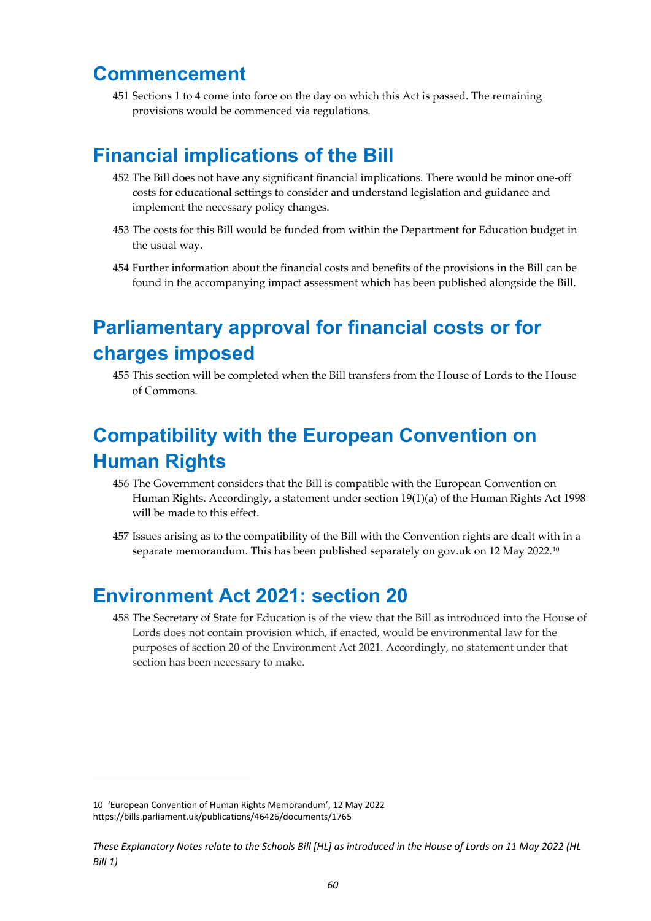## Commencement

451 Sections 1 to 4 come into force on the day on which this Act is passed. The remaining provisions would be commenced via regulations.

## Financial implications of the Bill

452 The Bill does not have any significant financial implications. There would be minor one-off costs for educational settings to consider and understand legislation and guidance and implement the necessary policy changes.

453 The costs for this Bill would be funded from within the Department for Education budget in the usual way.

454 Further information about the financial costs and benefits of the provisions in the Bill can be found in the accompanying impact assessment which has been published alongside the Bill.

## Parliamentary approval for financial costs or for charges imposed

455 This section will be completed when the Bill transfers from the House of Lords to the House of Commons.

## Compatibility with the European Convention on Human Rights

456 The Government considers that the Bill is compatible with the European Convention on Human Rights. Accordingly, a statement under section 19(1)(a) of the Human Rights Act 1998 will be made to this effect.

457 Issues arising as to the compatibility of the Bill with the Convention rights are dealt with in a separate memorandum. This has been published separately on gov.uk on 12 May 2022.[10]

## Environment Act 2021: section 20

458 The Secretary of State for Education is of the view that the Bill as introduced into the House of Lords does not contain provision which, if enacted, would be environmental law for the purposes of section 20 of the Environment Act 2021. Accordingly, no statement under that section has been necessary to make.

---

10 'European Convention of Human Rights Memorandum', 12 May 2022 https://bills.parliament.uk/publications/46426/documents/1765

*These Explanatory Notes relate to the Schools Bill [HL] as introduced in the House of Lords on 11 May 2022 (HL Bill 1)*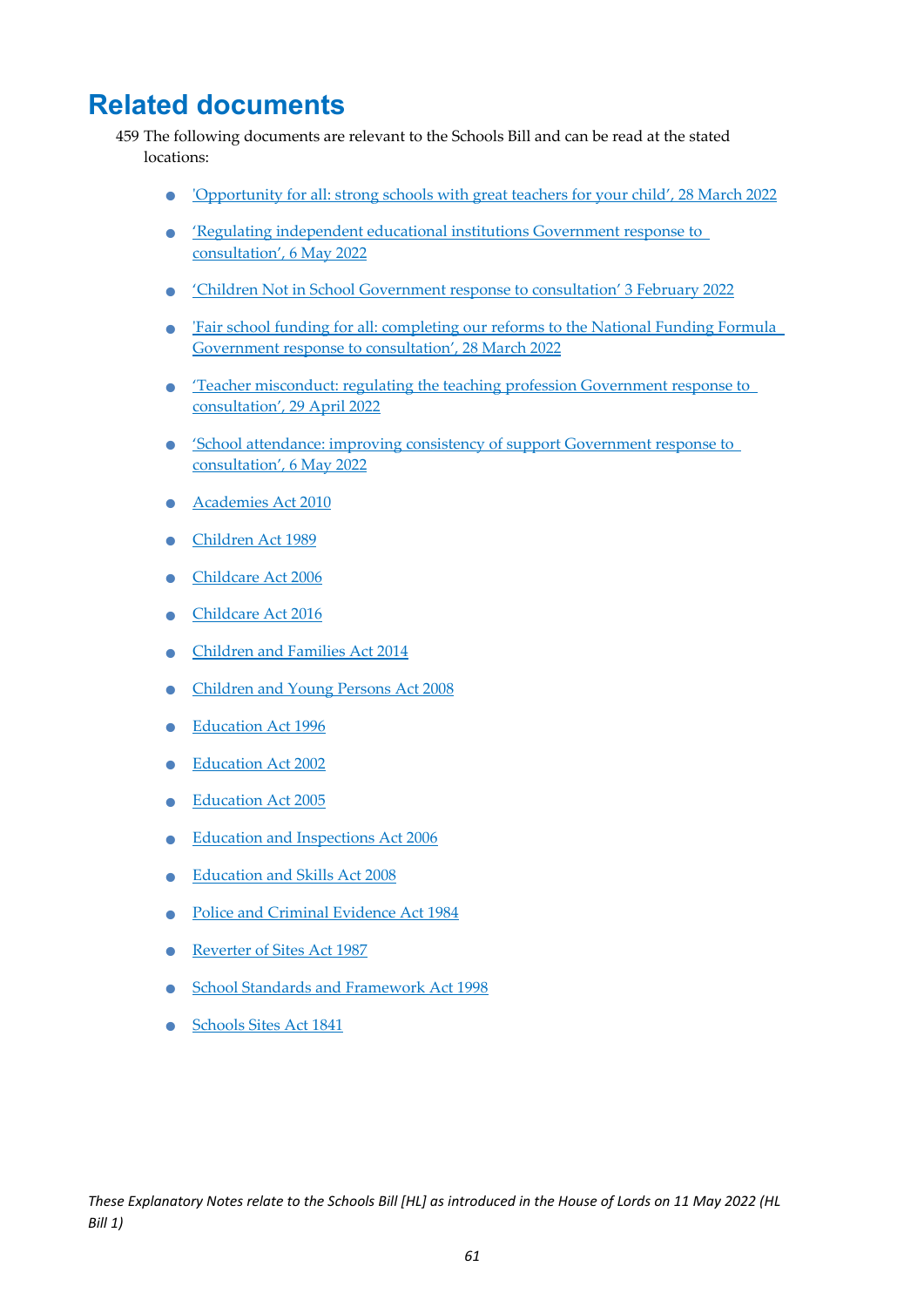# Related documents

459 The following documents are relevant to the Schools Bill and can be read at the stated locations:

- 'Opportunity for all: strong schools with great teachers for your child', 28 March 2022
- 'Regulating independent educational institutions Government response to consultation', 6 May 2022
- 'Children Not in School Government response to consultation' 3 February 2022
- 'Fair school funding for all: completing our reforms to the National Funding Formula Government response to consultation', 28 March 2022
- 'Teacher misconduct: regulating the teaching profession Government response to consultation', 29 April 2022
- 'School attendance: improving consistency of support Government response to consultation', 6 May 2022
- Academies Act 2010
- Children Act 1989
- Childcare Act 2006
- Childcare Act 2016
- Children and Families Act 2014
- Children and Young Persons Act 2008
- Education Act 1996
- Education Act 2002
- Education Act 2005
- Education and Inspections Act 2006
- Education and Skills Act 2008
- Police and Criminal Evidence Act 1984
- Reverter of Sites Act 1987
- School Standards and Framework Act 1998
- Schools Sites Act 1841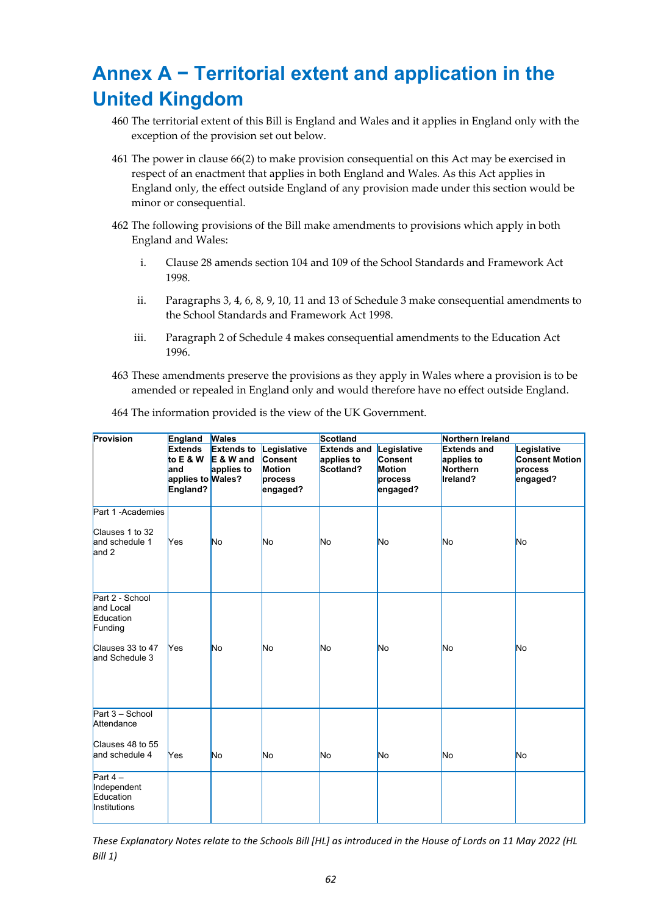# Annex A − Territorial extent and application in the United Kingdom

460 The territorial extent of this Bill is England and Wales and it applies in England only with the exception of the provision set out below.

461 The power in clause 66(2) to make provision consequential on this Act may be exercised in respect of an enactment that applies in both England and Wales. As this Act applies in England only, the effect outside England of any provision made under this section would be minor or consequential.

462 The following provisions of the Bill make amendments to provisions which apply in both England and Wales:

i. Clause 28 amends section 104 and 109 of the School Standards and Framework Act 1998.

ii. Paragraphs 3, 4, 6, 8, 9, 10, 11 and 13 of Schedule 3 make consequential amendments to the School Standards and Framework Act 1998.

iii. Paragraph 2 of Schedule 4 makes consequential amendments to the Education Act 1996.

463 These amendments preserve the provisions as they apply in Wales where a provision is to be amended or repealed in England only and would therefore have no effect outside England.

464 The information provided is the view of the UK Government.

| Provision | England | Wales | | Scotland | | Northern Ireland | |
|---|---|---|---|---|---|---|---|
| | **Extends to E & W and applies to England?** | **Extends to E & W and applies to Wales?** | **Legislative Consent Motion process engaged?** | **Extends and applies to Scotland?** | **Legislative Consent Motion process engaged?** | **Extends and applies to Northern Ireland?** | **Legislative Consent Motion process engaged?** |
| Part 1 -Academies<br><br>Clauses 1 to 32 and schedule 1 and 2 | Yes | No | No | No | No | No | No |
| Part 2 - School and Local Education Funding<br><br>Clauses 33 to 47 and Schedule 3 | Yes | No | No | No | No | No | No |
| Part 3 – School Attendance<br><br>Clauses 48 to 55 and schedule 4 | Yes | No | No | No | No | No | No |
| Part 4 – Independent Education Institutions | | | | | | | |

*These Explanatory Notes relate to the Schools Bill [HL] as introduced in the House of Lords on 11 May 2022 (HL Bill 1)*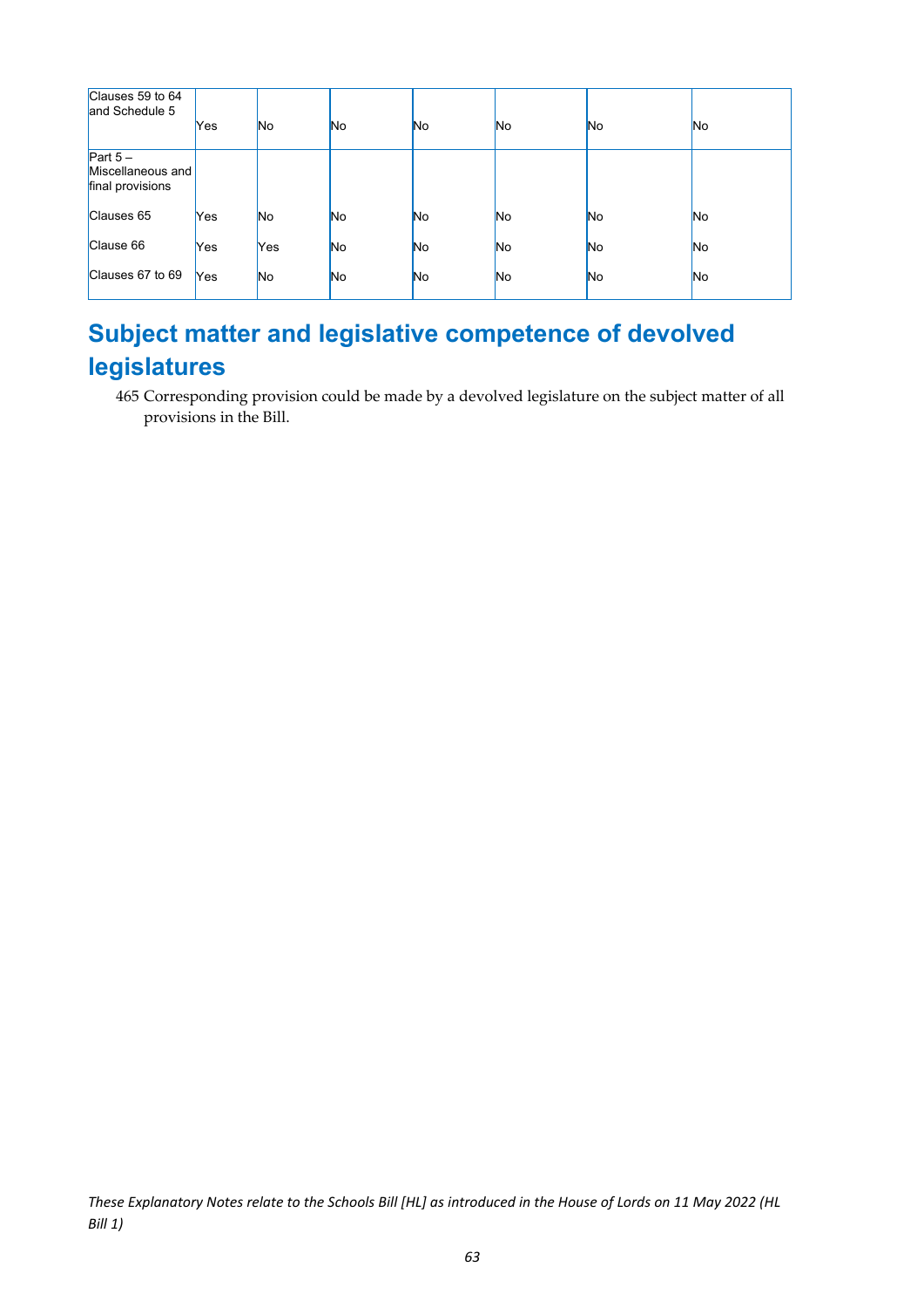| | | | | | | | |
|---|---|---|---|---|---|---|---|
| Clauses 59 to 64 and Schedule 5 | Yes | No | No | No | No | No | No |
| Part 5 – Miscellaneous and final provisions | | | | | | | |
| Clauses 65 | Yes | No | No | No | No | No | No |
| Clause 66 | Yes | Yes | No | No | No | No | No |
| Clauses 67 to 69 | Yes | No | No | No | No | No | No |

## Subject matter and legislative competence of devolved legislatures

465 Corresponding provision could be made by a devolved legislature on the subject matter of all provisions in the Bill.

*These Explanatory Notes relate to the Schools Bill [HL] as introduced in the House of Lords on 11 May 2022 (HL Bill 1)*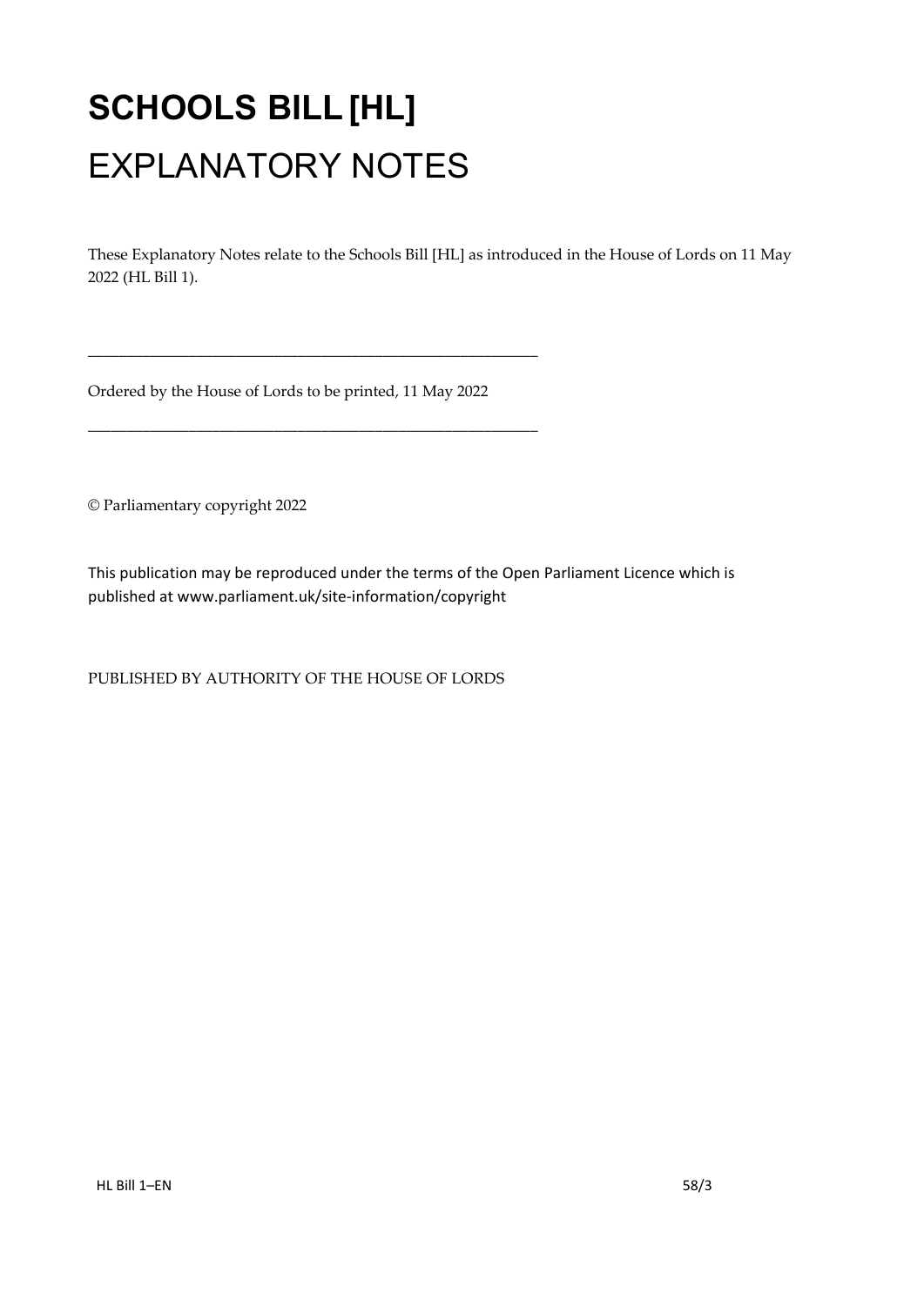# SCHOOLS BILL [HL]

# EXPLANATORY NOTES

These Explanatory Notes relate to the Schools Bill [HL] as introduced in the House of Lords on 11 May 2022 (HL Bill 1).

---

Ordered by the House of Lords to be printed, 11 May 2022

---

© Parliamentary copyright 2022

This publication may be reproduced under the terms of the Open Parliament Licence which is published at www.parliament.uk/site-information/copyright

PUBLISHED BY AUTHORITY OF THE HOUSE OF LORDS

HL Bill 1–EN 58/3